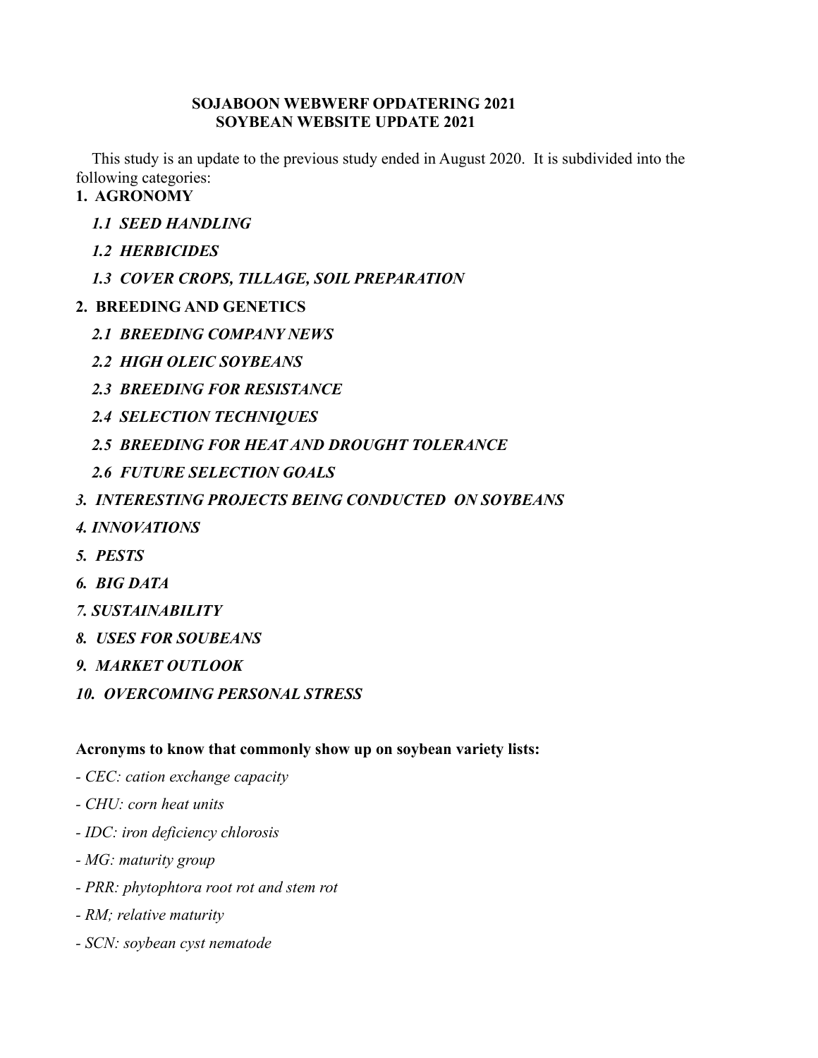# SOJABOON WEBWERF OPDATERING 2021
# SOYBEAN WEBSITE UPDATE 2021

This study is an update to the previous study ended in August 2020. It is subdivided into the following categories:

**1. AGRONOMY**

***1.1 SEED HANDLING***

***1.2 HERBICIDES***

***1.3 COVER CROPS, TILLAGE, SOIL PREPARATION***

**2. BREEDING AND GENETICS**

***2.1 BREEDING COMPANY NEWS***

***2.2 HIGH OLEIC SOYBEANS***

***2.3 BREEDING FOR RESISTANCE***

***2.4 SELECTION TECHNIQUES***

***2.5 BREEDING FOR HEAT AND DROUGHT TOLERANCE***

***2.6 FUTURE SELECTION GOALS***

***3. INTERESTING PROJECTS BEING CONDUCTED ON SOYBEANS***

***4. INNOVATIONS***

***5. PESTS***

***6. BIG DATA***

***7. SUSTAINABILITY***

***8. USES FOR SOUBEANS***

***9. MARKET OUTLOOK***

***10. OVERCOMING PERSONAL STRESS***

**Acronyms to know that commonly show up on soybean variety lists:**

- *CEC: cation exchange capacity*
- *CHU: corn heat units*
- *IDC: iron deficiency chlorosis*
- *MG: maturity group*
- *PRR: phytophthora root rot and stem rot*
- *RM; relative maturity*
- *SCN: soybean cyst nematode*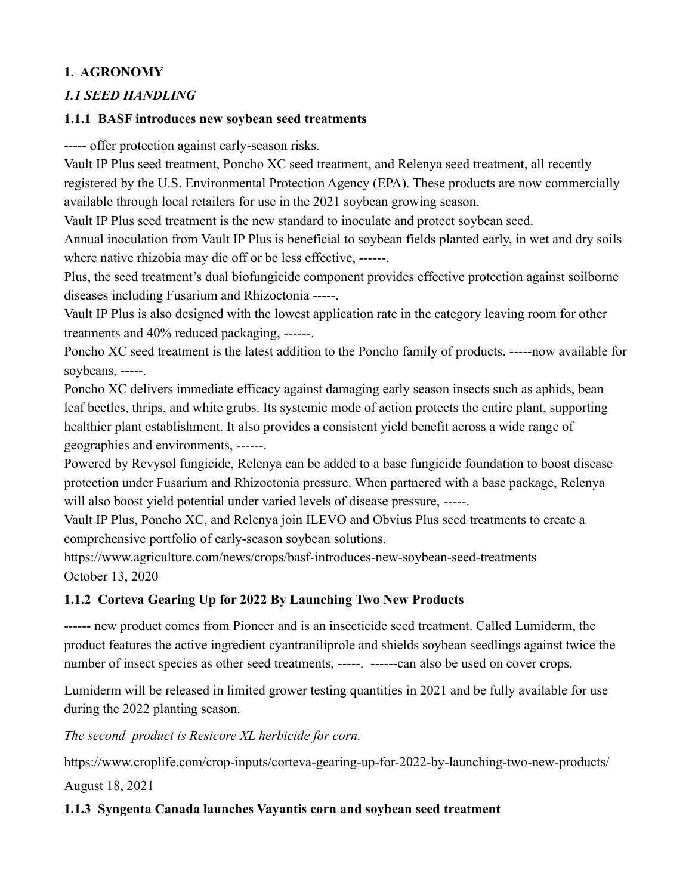# 1. AGRONOMY

## *1.1 SEED HANDLING*

### 1.1.1 BASF introduces new soybean seed treatments

----- offer protection against early-season risks.

Vault IP Plus seed treatment, Poncho XC seed treatment, and Relenya seed treatment, all recently registered by the U.S. Environmental Protection Agency (EPA). These products are now commercially available through local retailers for use in the 2021 soybean growing season.

Vault IP Plus seed treatment is the new standard to inoculate and protect soybean seed.

Annual inoculation from Vault IP Plus is beneficial to soybean fields planted early, in wet and dry soils where native rhizobia may die off or be less effective, ------.

Plus, the seed treatment's dual biofungicide component provides effective protection against soilborne diseases including Fusarium and Rhizoctonia -----.

Vault IP Plus is also designed with the lowest application rate in the category leaving room for other treatments and 40% reduced packaging, ------.

Poncho XC seed treatment is the latest addition to the Poncho family of products. -----now available for soybeans, -----.

Poncho XC delivers immediate efficacy against damaging early season insects such as aphids, bean leaf beetles, thrips, and white grubs. Its systemic mode of action protects the entire plant, supporting healthier plant establishment. It also provides a consistent yield benefit across a wide range of geographies and environments, ------.

Powered by Revysol fungicide, Relenya can be added to a base fungicide foundation to boost disease protection under Fusarium and Rhizoctonia pressure. When partnered with a base package, Relenya will also boost yield potential under varied levels of disease pressure, -----.

Vault IP Plus, Poncho XC, and Relenya join ILEVO and Obvius Plus seed treatments to create a comprehensive portfolio of early-season soybean solutions.

https://www.agriculture.com/news/crops/basf-introduces-new-soybean-seed-treatments
October 13, 2020

### 1.1.2 Corteva Gearing Up for 2022 By Launching Two New Products

------ new product comes from Pioneer and is an insecticide seed treatment. Called Lumiderm, the product features the active ingredient cyantraniliprole and shields soybean seedlings against twice the number of insect species as other seed treatments, -----. ------can also be used on cover crops.

Lumiderm will be released in limited grower testing quantities in 2021 and be fully available for use during the 2022 planting season.

*The second product is Resicore XL herbicide for corn.*

https://www.croplife.com/crop-inputs/corteva-gearing-up-for-2022-by-launching-two-new-products/

August 18, 2021

### 1.1.3 Syngenta Canada launches Vayantis corn and soybean seed treatment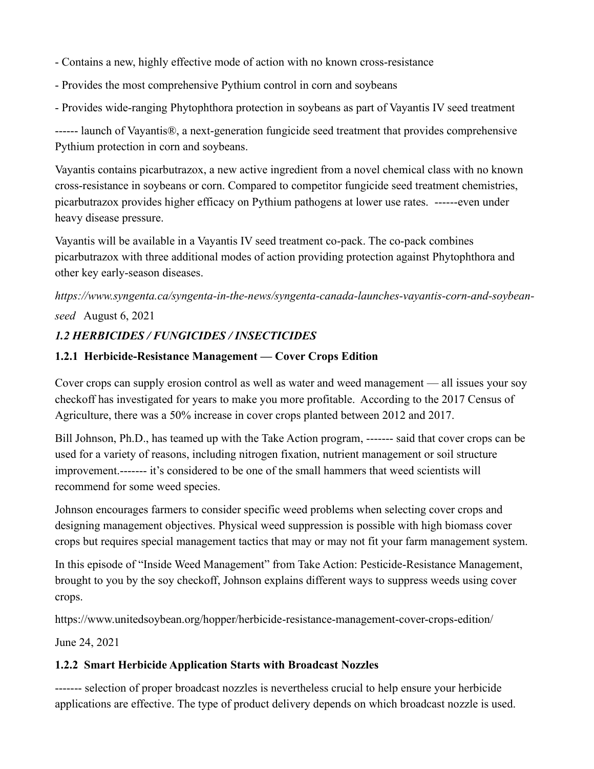- Contains a new, highly effective mode of action with no known cross-resistance

- Provides the most comprehensive Pythium control in corn and soybeans

- Provides wide-ranging Phytophthora protection in soybeans as part of Vayantis IV seed treatment

------ launch of Vayantis®, a next-generation fungicide seed treatment that provides comprehensive Pythium protection in corn and soybeans.

Vayantis contains picarbutrazox, a new active ingredient from a novel chemical class with no known cross-resistance in soybeans or corn. Compared to competitor fungicide seed treatment chemistries, picarbutrazox provides higher efficacy on Pythium pathogens at lower use rates. ------even under heavy disease pressure.

Vayantis will be available in a Vayantis IV seed treatment co-pack. The co-pack combines picarbutrazox with three additional modes of action providing protection against Phytophthora and other key early-season diseases.

*https://www.syngenta.ca/syngenta-in-the-news/syngenta-canada-launches-vayantis-corn-and-soybean-seed* August 6, 2021

### *1.2 HERBICIDES / FUNGICIDES / INSECTICIDES*

#### 1.2.1 Herbicide-Resistance Management — Cover Crops Edition

Cover crops can supply erosion control as well as water and weed management — all issues your soy checkoff has investigated for years to make you more profitable. According to the 2017 Census of Agriculture, there was a 50% increase in cover crops planted between 2012 and 2017.

Bill Johnson, Ph.D., has teamed up with the Take Action program, ------- said that cover crops can be used for a variety of reasons, including nitrogen fixation, nutrient management or soil structure improvement.------- it's considered to be one of the small hammers that weed scientists will recommend for some weed species.

Johnson encourages farmers to consider specific weed problems when selecting cover crops and designing management objectives. Physical weed suppression is possible with high biomass cover crops but requires special management tactics that may or may not fit your farm management system.

In this episode of "Inside Weed Management" from Take Action: Pesticide-Resistance Management, brought to you by the soy checkoff, Johnson explains different ways to suppress weeds using cover crops.

https://www.unitedsoybean.org/hopper/herbicide-resistance-management-cover-crops-edition/

June 24, 2021

#### 1.2.2 Smart Herbicide Application Starts with Broadcast Nozzles

------- selection of proper broadcast nozzles is nevertheless crucial to help ensure your herbicide applications are effective. The type of product delivery depends on which broadcast nozzle is used.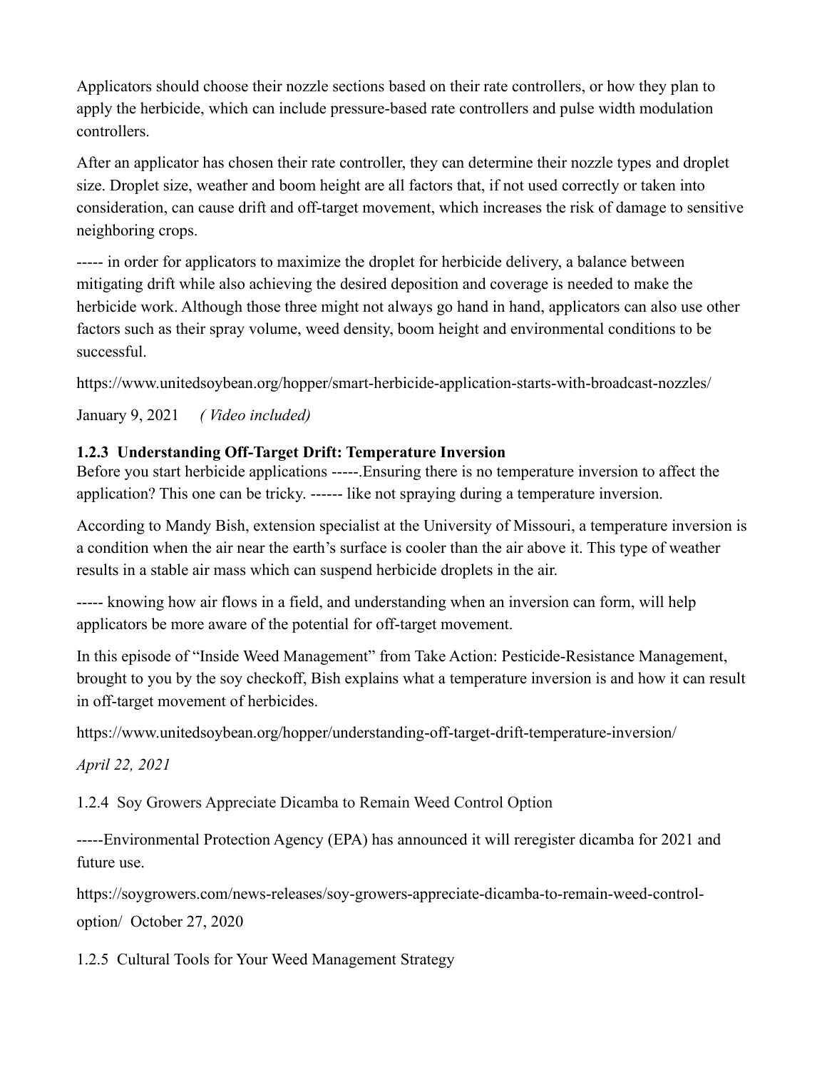Applicators should choose their nozzle sections based on their rate controllers, or how they plan to apply the herbicide, which can include pressure-based rate controllers and pulse width modulation controllers.

After an applicator has chosen their rate controller, they can determine their nozzle types and droplet size. Droplet size, weather and boom height are all factors that, if not used correctly or taken into consideration, can cause drift and off-target movement, which increases the risk of damage to sensitive neighboring crops.

----- in order for applicators to maximize the droplet for herbicide delivery, a balance between mitigating drift while also achieving the desired deposition and coverage is needed to make the herbicide work. Although those three might not always go hand in hand, applicators can also use other factors such as their spray volume, weed density, boom height and environmental conditions to be successful.

https://www.unitedsoybean.org/hopper/smart-herbicide-application-starts-with-broadcast-nozzles/

January 9, 2021 *( Video included)*

### 1.2.3 Understanding Off-Target Drift: Temperature Inversion

Before you start herbicide applications -----.Ensuring there is no temperature inversion to affect the application? This one can be tricky. ------ like not spraying during a temperature inversion.

According to Mandy Bish, extension specialist at the University of Missouri, a temperature inversion is a condition when the air near the earth's surface is cooler than the air above it. This type of weather results in a stable air mass which can suspend herbicide droplets in the air.

----- knowing how air flows in a field, and understanding when an inversion can form, will help applicators be more aware of the potential for off-target movement.

In this episode of "Inside Weed Management" from Take Action: Pesticide-Resistance Management, brought to you by the soy checkoff, Bish explains what a temperature inversion is and how it can result in off-target movement of herbicides.

https://www.unitedsoybean.org/hopper/understanding-off-target-drift-temperature-inversion/

*April 22, 2021*

1.2.4 Soy Growers Appreciate Dicamba to Remain Weed Control Option

-----Environmental Protection Agency (EPA) has announced it will reregister dicamba for 2021 and future use.

https://soygrowers.com/news-releases/soy-growers-appreciate-dicamba-to-remain-weed-control-option/ October 27, 2020

1.2.5 Cultural Tools for Your Weed Management Strategy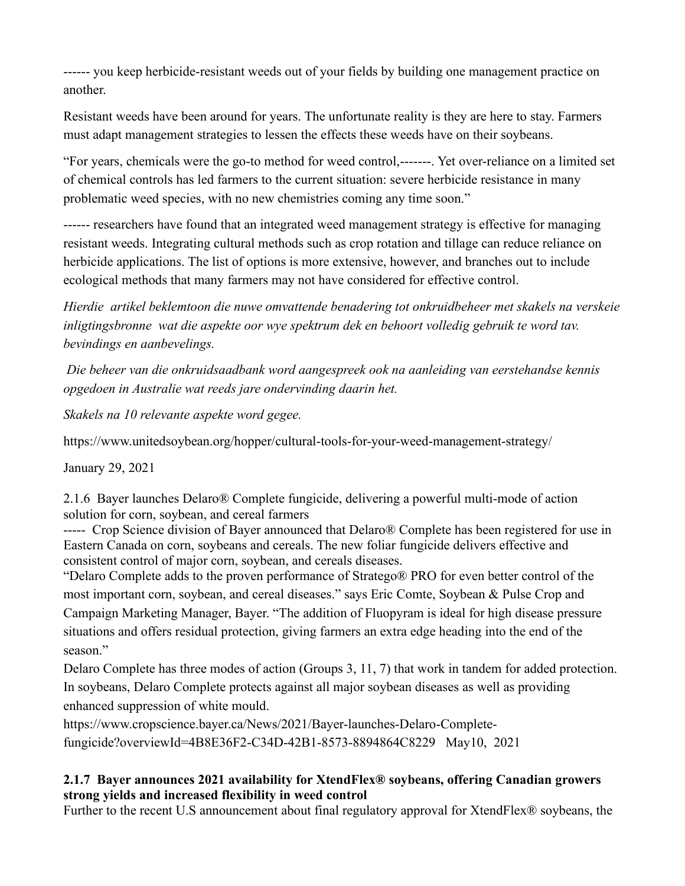------ you keep herbicide-resistant weeds out of your fields by building one management practice on another.

Resistant weeds have been around for years. The unfortunate reality is they are here to stay. Farmers must adapt management strategies to lessen the effects these weeds have on their soybeans.

"For years, chemicals were the go-to method for weed control,-------. Yet over-reliance on a limited set of chemical controls has led farmers to the current situation: severe herbicide resistance in many problematic weed species, with no new chemistries coming any time soon."

------ researchers have found that an integrated weed management strategy is effective for managing resistant weeds. Integrating cultural methods such as crop rotation and tillage can reduce reliance on herbicide applications. The list of options is more extensive, however, and branches out to include ecological methods that many farmers may not have considered for effective control.

*Hierdie artikel beklemtoon die nuwe omvattende benadering tot onkruidbeheer met skakels na verskeie inligtingsbronne wat die aspekte oor wye spektrum dek en behoort volledig gebruik te word tav. bevindings en aanbevelings.*

*Die beheer van die onkruidsaadbank word aangespreek ook na aanleiding van eerstehandse kennis opgedoen in Australie wat reeds jare ondervinding daarin het.*

*Skakels na 10 relevante aspekte word gegee.*

https://www.unitedsoybean.org/hopper/cultural-tools-for-your-weed-management-strategy/

January 29, 2021

2.1.6 Bayer launches Delaro® Complete fungicide, delivering a powerful multi-mode of action solution for corn, soybean, and cereal farmers

----- Crop Science division of Bayer announced that Delaro® Complete has been registered for use in Eastern Canada on corn, soybeans and cereals. The new foliar fungicide delivers effective and consistent control of major corn, soybean, and cereals diseases.

"Delaro Complete adds to the proven performance of Stratego® PRO for even better control of the most important corn, soybean, and cereal diseases." says Eric Comte, Soybean & Pulse Crop and Campaign Marketing Manager, Bayer. "The addition of Fluopyram is ideal for high disease pressure situations and offers residual protection, giving farmers an extra edge heading into the end of the season."

Delaro Complete has three modes of action (Groups 3, 11, 7) that work in tandem for added protection. In soybeans, Delaro Complete protects against all major soybean diseases as well as providing enhanced suppression of white mould.

https://www.cropscience.bayer.ca/News/2021/Bayer-launches-Delaro-Complete-fungicide?overviewId=4B8E36F2-C34D-42B1-8573-8894864C8229 May10, 2021

**2.1.7 Bayer announces 2021 availability for XtendFlex® soybeans, offering Canadian growers strong yields and increased flexibility in weed control**

Further to the recent U.S announcement about final regulatory approval for XtendFlex® soybeans, the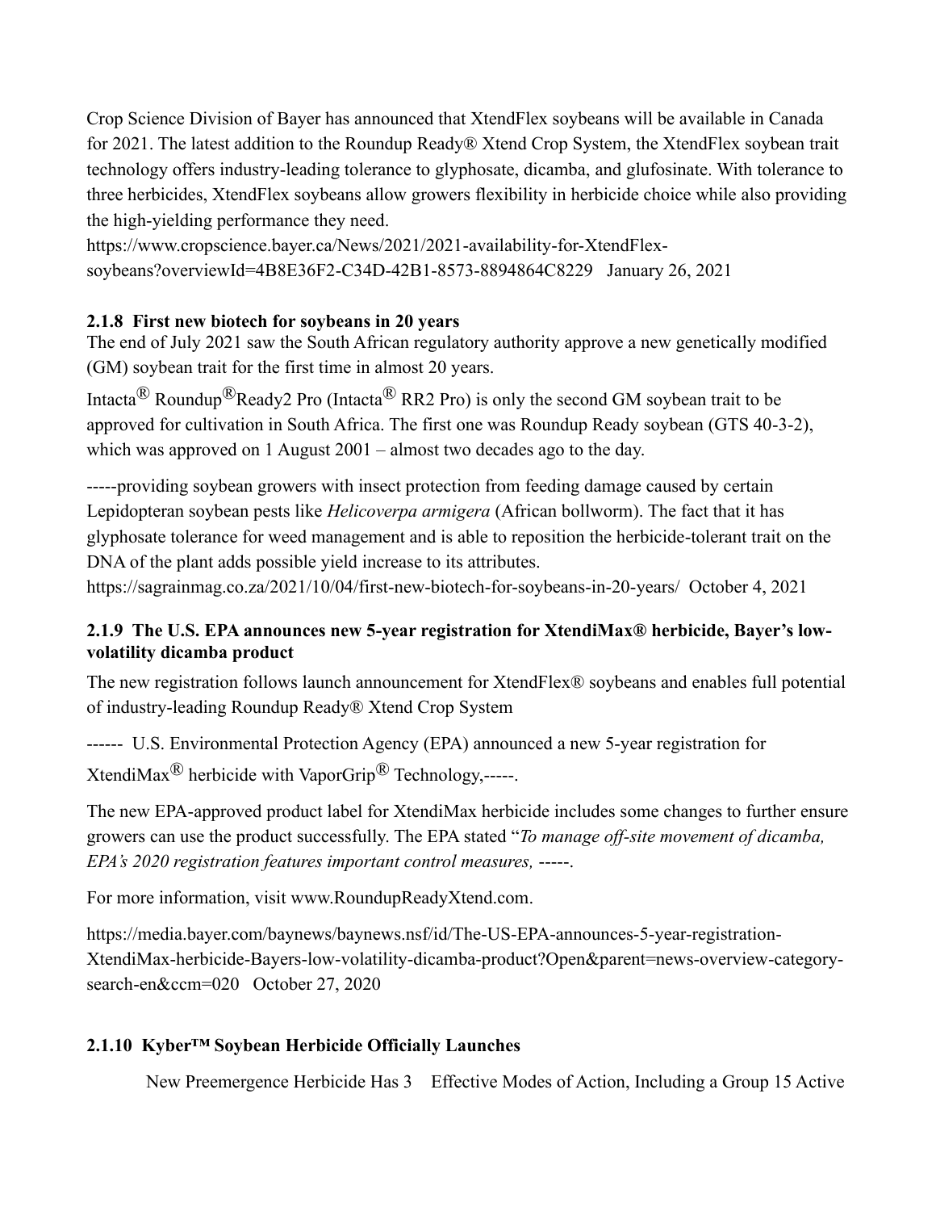Crop Science Division of Bayer has announced that XtendFlex soybeans will be available in Canada for 2021. The latest addition to the Roundup Ready® Xtend Crop System, the XtendFlex soybean trait technology offers industry-leading tolerance to glyphosate, dicamba, and glufosinate. With tolerance to three herbicides, XtendFlex soybeans allow growers flexibility in herbicide choice while also providing the high-yielding performance they need.

https://www.cropscience.bayer.ca/News/2021/2021-availability-for-XtendFlex-soybeans?overviewId=4B8E36F2-C34D-42B1-8573-8894864C8229 January 26, 2021

### 2.1.8 First new biotech for soybeans in 20 years

The end of July 2021 saw the South African regulatory authority approve a new genetically modified (GM) soybean trait for the first time in almost 20 years.

Intacta® Roundup®Ready2 Pro (Intacta® RR2 Pro) is only the second GM soybean trait to be approved for cultivation in South Africa. The first one was Roundup Ready soybean (GTS 40-3-2), which was approved on 1 August 2001 – almost two decades ago to the day.

-----providing soybean growers with insect protection from feeding damage caused by certain Lepidopteran soybean pests like *Helicoverpa armigera* (African bollworm). The fact that it has glyphosate tolerance for weed management and is able to reposition the herbicide-tolerant trait on the DNA of the plant adds possible yield increase to its attributes.

https://sagrainmag.co.za/2021/10/04/first-new-biotech-for-soybeans-in-20-years/ October 4, 2021

### 2.1.9 The U.S. EPA announces new 5-year registration for XtendiMax® herbicide, Bayer's low-volatility dicamba product

The new registration follows launch announcement for XtendFlex® soybeans and enables full potential of industry-leading Roundup Ready® Xtend Crop System

------ U.S. Environmental Protection Agency (EPA) announced a new 5-year registration for XtendiMax® herbicide with VaporGrip® Technology,-----.

The new EPA-approved product label for XtendiMax herbicide includes some changes to further ensure growers can use the product successfully. The EPA stated "*To manage off-site movement of dicamba, EPA's 2020 registration features important control measures,* -----.

For more information, visit www.RoundupReadyXtend.com.

https://media.bayer.com/baynews/baynews.nsf/id/The-US-EPA-announces-5-year-registration-XtendiMax-herbicide-Bayers-low-volatility-dicamba-product?Open&parent=news-overview-category-search-en&ccm=020 October 27, 2020

### 2.1.10 Kyber™ Soybean Herbicide Officially Launches

New Preemergence Herbicide Has 3 Effective Modes of Action, Including a Group 15 Active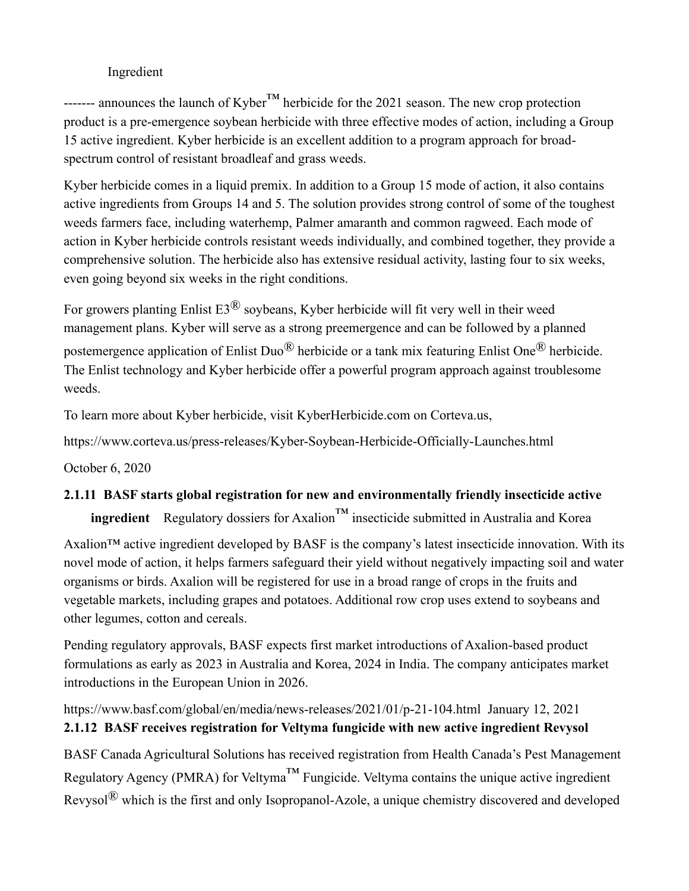Ingredient

------- announces the launch of Kyber™ herbicide for the 2021 season. The new crop protection product is a pre-emergence soybean herbicide with three effective modes of action, including a Group 15 active ingredient. Kyber herbicide is an excellent addition to a program approach for broad-spectrum control of resistant broadleaf and grass weeds.

Kyber herbicide comes in a liquid premix. In addition to a Group 15 mode of action, it also contains active ingredients from Groups 14 and 5. The solution provides strong control of some of the toughest weeds farmers face, including waterhemp, Palmer amaranth and common ragweed. Each mode of action in Kyber herbicide controls resistant weeds individually, and combined together, they provide a comprehensive solution. The herbicide also has extensive residual activity, lasting four to six weeks, even going beyond six weeks in the right conditions.

For growers planting Enlist E3® soybeans, Kyber herbicide will fit very well in their weed management plans. Kyber will serve as a strong preemergence and can be followed by a planned postemergence application of Enlist Duo® herbicide or a tank mix featuring Enlist One® herbicide. The Enlist technology and Kyber herbicide offer a powerful program approach against troublesome weeds.

To learn more about Kyber herbicide, visit KyberHerbicide.com on Corteva.us,

https://www.corteva.us/press-releases/Kyber-Soybean-Herbicide-Officially-Launches.html

October 6, 2020

### 2.1.11 BASF starts global registration for new and environmentally friendly insecticide active ingredient

Regulatory dossiers for Axalion™ insecticide submitted in Australia and Korea

Axalion™ active ingredient developed by BASF is the company's latest insecticide innovation. With its novel mode of action, it helps farmers safeguard their yield without negatively impacting soil and water organisms or birds. Axalion will be registered for use in a broad range of crops in the fruits and vegetable markets, including grapes and potatoes. Additional row crop uses extend to soybeans and other legumes, cotton and cereals.

Pending regulatory approvals, BASF expects first market introductions of Axalion-based product formulations as early as 2023 in Australia and Korea, 2024 in India. The company anticipates market introductions in the European Union in 2026.

https://www.basf.com/global/en/media/news-releases/2021/01/p-21-104.html January 12, 2021

### 2.1.12 BASF receives registration for Veltyma fungicide with new active ingredient Revysol

BASF Canada Agricultural Solutions has received registration from Health Canada's Pest Management Regulatory Agency (PMRA) for Veltyma™ Fungicide. Veltyma contains the unique active ingredient Revysol® which is the first and only Isopropanol-Azole, a unique chemistry discovered and developed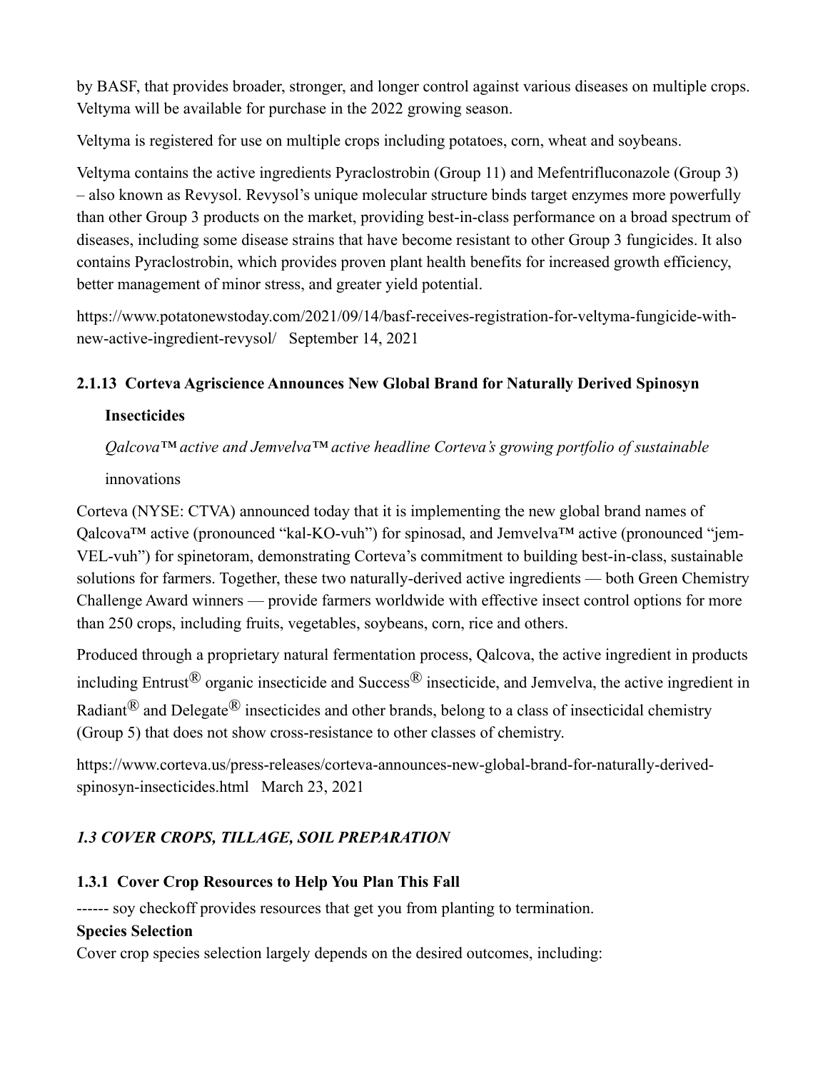by BASF, that provides broader, stronger, and longer control against various diseases on multiple crops. Veltyma will be available for purchase in the 2022 growing season.

Veltyma is registered for use on multiple crops including potatoes, corn, wheat and soybeans.

Veltyma contains the active ingredients Pyraclostrobin (Group 11) and Mefentrifluconazole (Group 3) – also known as Revysol. Revysol's unique molecular structure binds target enzymes more powerfully than other Group 3 products on the market, providing best-in-class performance on a broad spectrum of diseases, including some disease strains that have become resistant to other Group 3 fungicides. It also contains Pyraclostrobin, which provides proven plant health benefits for increased growth efficiency, better management of minor stress, and greater yield potential.

https://www.potatonewstoday.com/2021/09/14/basf-receives-registration-for-veltyma-fungicide-with-new-active-ingredient-revysol/ September 14, 2021

### 2.1.13 Corteva Agriscience Announces New Global Brand for Naturally Derived Spinosyn Insecticides

*Qalcova™ active and Jemvelva™ active headline Corteva's growing portfolio of sustainable* innovations

Corteva (NYSE: CTVA) announced today that it is implementing the new global brand names of Qalcova™ active (pronounced "kal-KO-vuh") for spinosad, and Jemvelva™ active (pronounced "jem-VEL-vuh") for spinetoram, demonstrating Corteva's commitment to building best-in-class, sustainable solutions for farmers. Together, these two naturally-derived active ingredients — both Green Chemistry Challenge Award winners — provide farmers worldwide with effective insect control options for more than 250 crops, including fruits, vegetables, soybeans, corn, rice and others.

Produced through a proprietary natural fermentation process, Qalcova, the active ingredient in products including Entrust® organic insecticide and Success® insecticide, and Jemvelva, the active ingredient in Radiant® and Delegate® insecticides and other brands, belong to a class of insecticidal chemistry (Group 5) that does not show cross-resistance to other classes of chemistry.

https://www.corteva.us/press-releases/corteva-announces-new-global-brand-for-naturally-derived-spinosyn-insecticides.html March 23, 2021

## *1.3 COVER CROPS, TILLAGE, SOIL PREPARATION*

### 1.3.1 Cover Crop Resources to Help You Plan This Fall

------ soy checkoff provides resources that get you from planting to termination.

**Species Selection**

Cover crop species selection largely depends on the desired outcomes, including: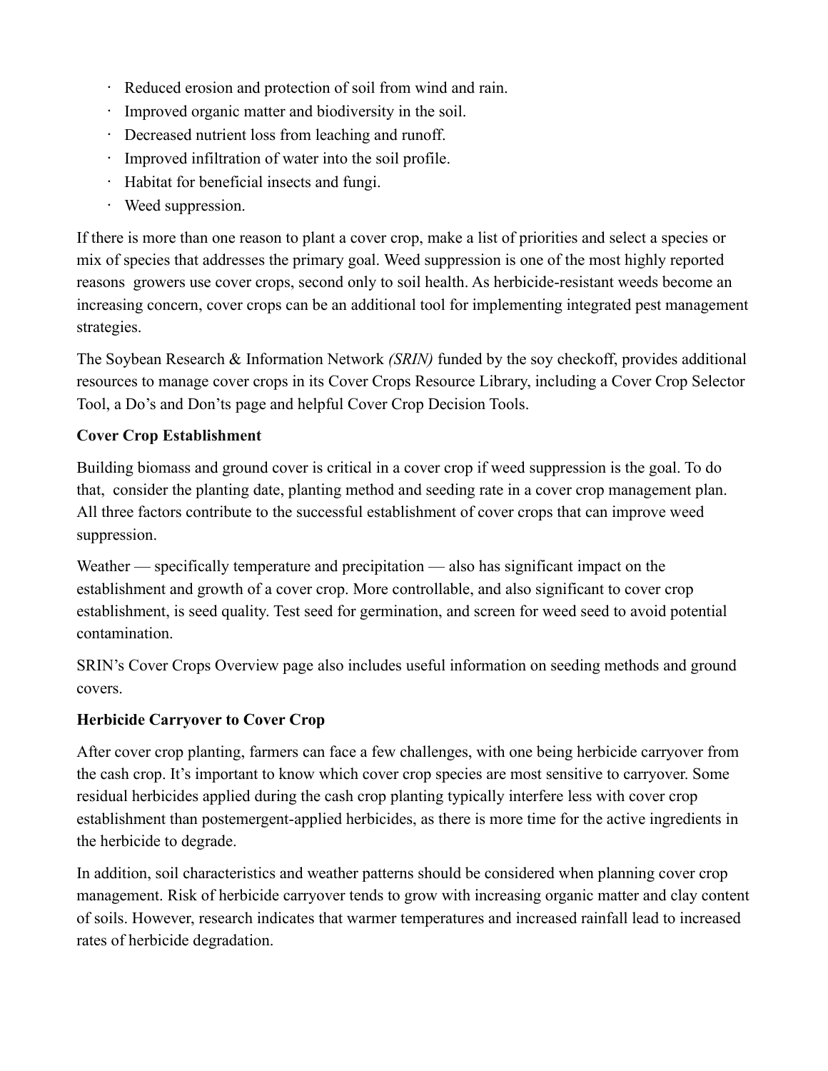- Reduced erosion and protection of soil from wind and rain.
- Improved organic matter and biodiversity in the soil.
- Decreased nutrient loss from leaching and runoff.
- Improved infiltration of water into the soil profile.
- Habitat for beneficial insects and fungi.
- Weed suppression.

If there is more than one reason to plant a cover crop, make a list of priorities and select a species or mix of species that addresses the primary goal. Weed suppression is one of the most highly reported reasons growers use cover crops, second only to soil health. As herbicide-resistant weeds become an increasing concern, cover crops can be an additional tool for implementing integrated pest management strategies.

The Soybean Research & Information Network *(SRIN)* funded by the soy checkoff, provides additional resources to manage cover crops in its Cover Crops Resource Library, including a Cover Crop Selector Tool, a Do's and Don'ts page and helpful Cover Crop Decision Tools.

**Cover Crop Establishment**

Building biomass and ground cover is critical in a cover crop if weed suppression is the goal. To do that, consider the planting date, planting method and seeding rate in a cover crop management plan. All three factors contribute to the successful establishment of cover crops that can improve weed suppression.

Weather — specifically temperature and precipitation — also has significant impact on the establishment and growth of a cover crop. More controllable, and also significant to cover crop establishment, is seed quality. Test seed for germination, and screen for weed seed to avoid potential contamination.

SRIN's Cover Crops Overview page also includes useful information on seeding methods and ground covers.

**Herbicide Carryover to Cover Crop**

After cover crop planting, farmers can face a few challenges, with one being herbicide carryover from the cash crop. It's important to know which cover crop species are most sensitive to carryover. Some residual herbicides applied during the cash crop planting typically interfere less with cover crop establishment than postemergent-applied herbicides, as there is more time for the active ingredients in the herbicide to degrade.

In addition, soil characteristics and weather patterns should be considered when planning cover crop management. Risk of herbicide carryover tends to grow with increasing organic matter and clay content of soils. However, research indicates that warmer temperatures and increased rainfall lead to increased rates of herbicide degradation.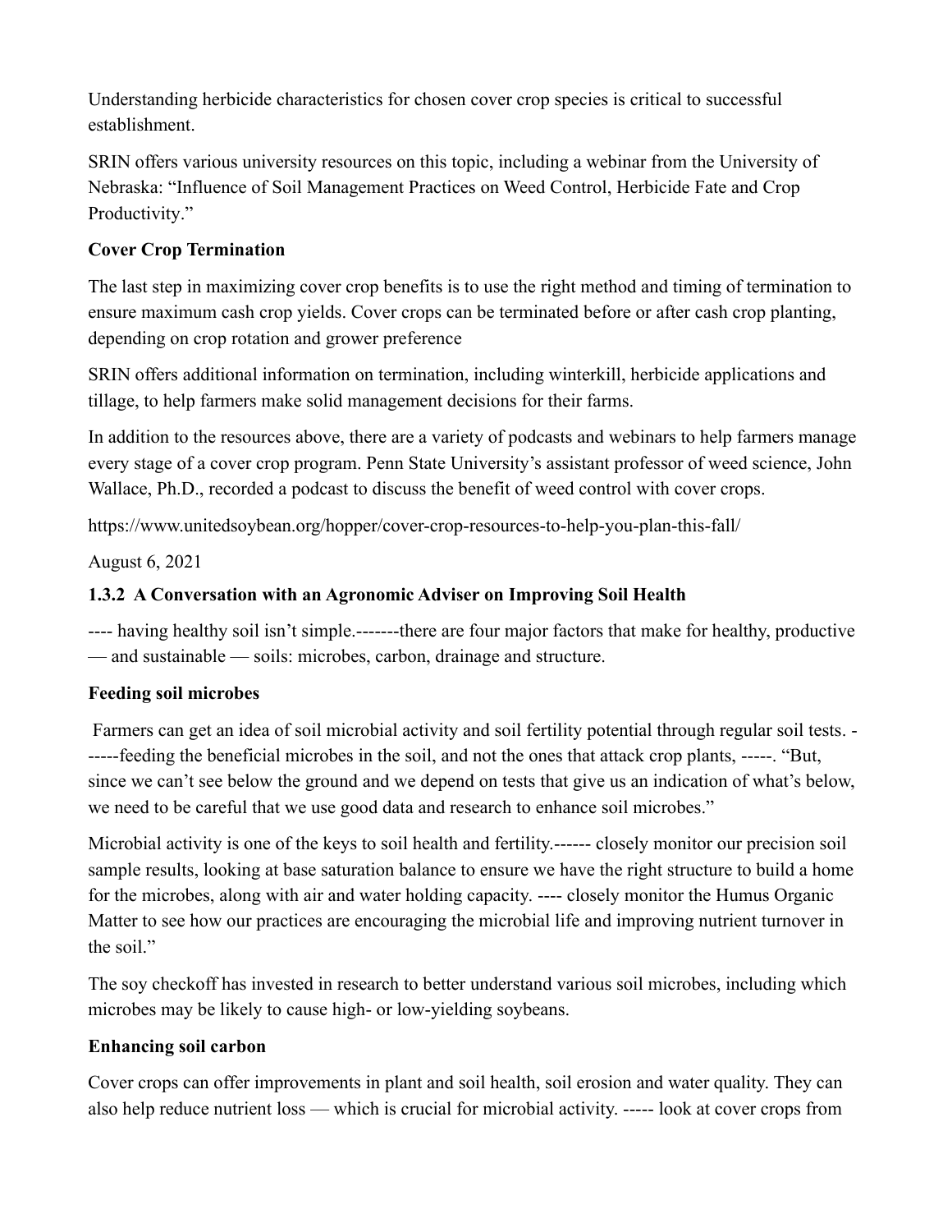Understanding herbicide characteristics for chosen cover crop species is critical to successful establishment.

SRIN offers various university resources on this topic, including a webinar from the University of Nebraska: "Influence of Soil Management Practices on Weed Control, Herbicide Fate and Crop Productivity."

**Cover Crop Termination**

The last step in maximizing cover crop benefits is to use the right method and timing of termination to ensure maximum cash crop yields. Cover crops can be terminated before or after cash crop planting, depending on crop rotation and grower preference

SRIN offers additional information on termination, including winterkill, herbicide applications and tillage, to help farmers make solid management decisions for their farms.

In addition to the resources above, there are a variety of podcasts and webinars to help farmers manage every stage of a cover crop program. Penn State University's assistant professor of weed science, John Wallace, Ph.D., recorded a podcast to discuss the benefit of weed control with cover crops.

https://www.unitedsoybean.org/hopper/cover-crop-resources-to-help-you-plan-this-fall/

August 6, 2021

### 1.3.2 A Conversation with an Agronomic Adviser on Improving Soil Health

---- having healthy soil isn't simple.-------there are four major factors that make for healthy, productive — and sustainable — soils: microbes, carbon, drainage and structure.

**Feeding soil microbes**

Farmers can get an idea of soil microbial activity and soil fertility potential through regular soil tests. ------feeding the beneficial microbes in the soil, and not the ones that attack crop plants, -----. "But, since we can't see below the ground and we depend on tests that give us an indication of what's below, we need to be careful that we use good data and research to enhance soil microbes."

Microbial activity is one of the keys to soil health and fertility.------ closely monitor our precision soil sample results, looking at base saturation balance to ensure we have the right structure to build a home for the microbes, along with air and water holding capacity. ---- closely monitor the Humus Organic Matter to see how our practices are encouraging the microbial life and improving nutrient turnover in the soil."

The soy checkoff has invested in research to better understand various soil microbes, including which microbes may be likely to cause high- or low-yielding soybeans.

**Enhancing soil carbon**

Cover crops can offer improvements in plant and soil health, soil erosion and water quality. They can also help reduce nutrient loss — which is crucial for microbial activity. ----- look at cover crops from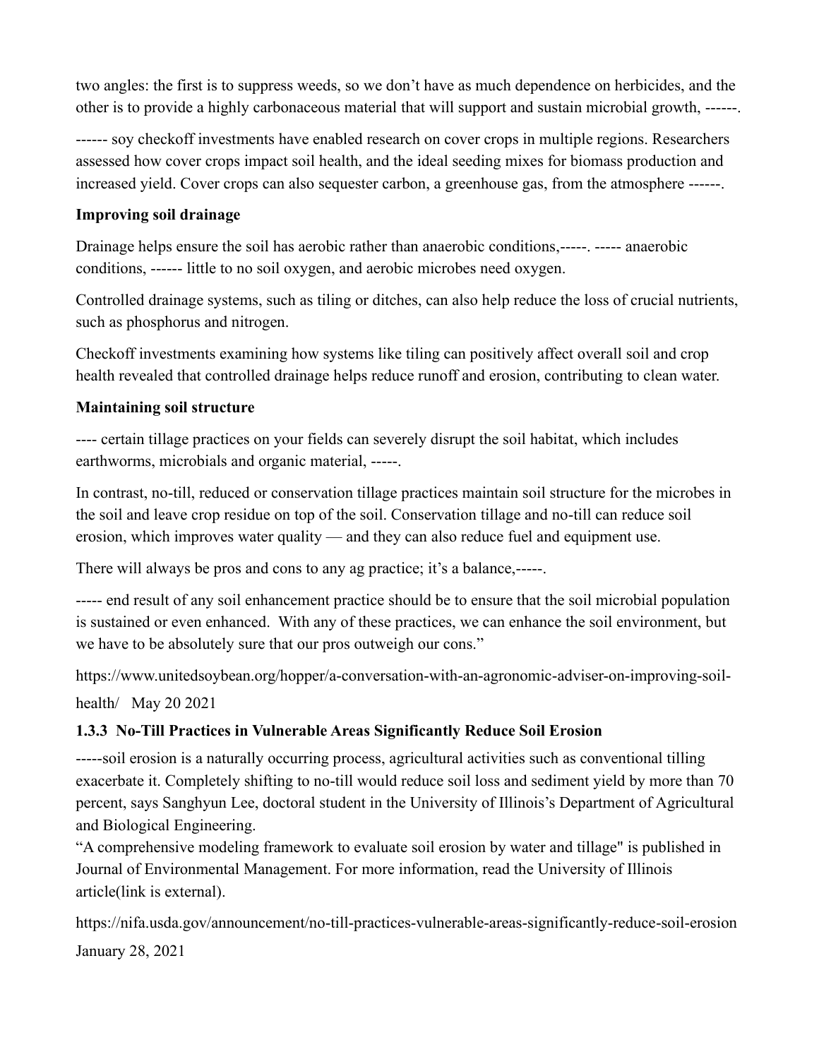two angles: the first is to suppress weeds, so we don't have as much dependence on herbicides, and the other is to provide a highly carbonaceous material that will support and sustain microbial growth, ------.

------ soy checkoff investments have enabled research on cover crops in multiple regions. Researchers assessed how cover crops impact soil health, and the ideal seeding mixes for biomass production and increased yield. Cover crops can also sequester carbon, a greenhouse gas, from the atmosphere ------.

**Improving soil drainage**

Drainage helps ensure the soil has aerobic rather than anaerobic conditions,-----. ----- anaerobic conditions, ------ little to no soil oxygen, and aerobic microbes need oxygen.

Controlled drainage systems, such as tiling or ditches, can also help reduce the loss of crucial nutrients, such as phosphorus and nitrogen.

Checkoff investments examining how systems like tiling can positively affect overall soil and crop health revealed that controlled drainage helps reduce runoff and erosion, contributing to clean water.

**Maintaining soil structure**

---- certain tillage practices on your fields can severely disrupt the soil habitat, which includes earthworms, microbials and organic material, -----.

In contrast, no-till, reduced or conservation tillage practices maintain soil structure for the microbes in the soil and leave crop residue on top of the soil. Conservation tillage and no-till can reduce soil erosion, which improves water quality — and they can also reduce fuel and equipment use.

There will always be pros and cons to any ag practice; it's a balance,-----.

----- end result of any soil enhancement practice should be to ensure that the soil microbial population is sustained or even enhanced. With any of these practices, we can enhance the soil environment, but we have to be absolutely sure that our pros outweigh our cons."

https://www.unitedsoybean.org/hopper/a-conversation-with-an-agronomic-adviser-on-improving-soil-health/ May 20 2021

### 1.3.3 No-Till Practices in Vulnerable Areas Significantly Reduce Soil Erosion

-----soil erosion is a naturally occurring process, agricultural activities such as conventional tilling exacerbate it. Completely shifting to no-till would reduce soil loss and sediment yield by more than 70 percent, says Sanghyun Lee, doctoral student in the University of Illinois's Department of Agricultural and Biological Engineering.

"A comprehensive modeling framework to evaluate soil erosion by water and tillage" is published in Journal of Environmental Management. For more information, read the University of Illinois article(link is external).

https://nifa.usda.gov/announcement/no-till-practices-vulnerable-areas-significantly-reduce-soil-erosion January 28, 2021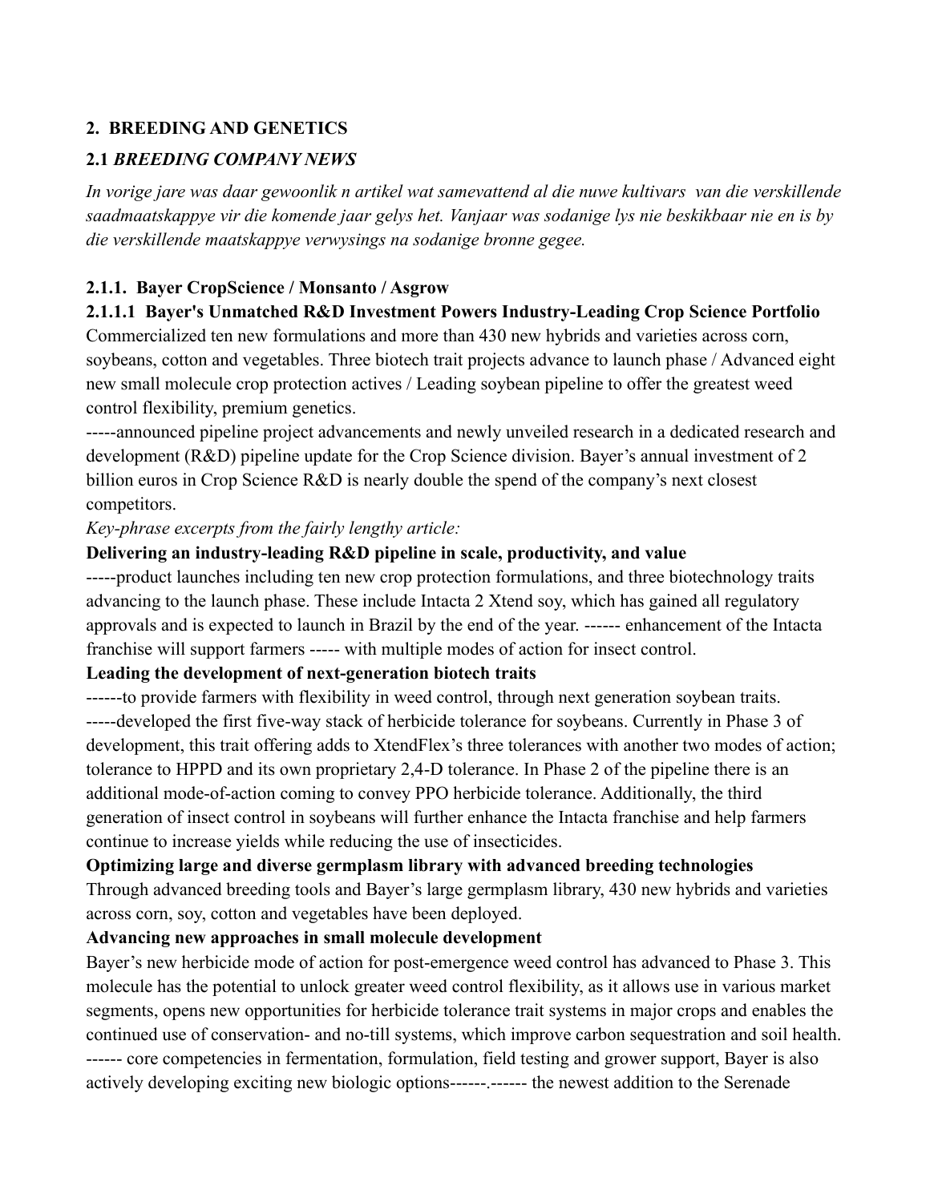## 2. BREEDING AND GENETICS

### 2.1 *BREEDING COMPANY NEWS*

*In vorige jare was daar gewoonlik n artikel wat samevattend al die nuwe kultivars van die verskillende saadmaatskappye vir die komende jaar gelys het. Vanjaar was sodanige lys nie beskikbaar nie en is by die verskillende maatskappye verwysings na sodanige bronne gegee.*

#### 2.1.1. Bayer CropScience / Monsanto / Asgrow

**2.1.1.1 Bayer's Unmatched R&D Investment Powers Industry-Leading Crop Science Portfolio**

Commercialized ten new formulations and more than 430 new hybrids and varieties across corn, soybeans, cotton and vegetables. Three biotech trait projects advance to launch phase / Advanced eight new small molecule crop protection actives / Leading soybean pipeline to offer the greatest weed control flexibility, premium genetics.

-----announced pipeline project advancements and newly unveiled research in a dedicated research and development (R&D) pipeline update for the Crop Science division. Bayer's annual investment of 2 billion euros in Crop Science R&D is nearly double the spend of the company's next closest competitors.

*Key-phrase excerpts from the fairly lengthy article:*

**Delivering an industry-leading R&D pipeline in scale, productivity, and value**

-----product launches including ten new crop protection formulations, and three biotechnology traits advancing to the launch phase. These include Intacta 2 Xtend soy, which has gained all regulatory approvals and is expected to launch in Brazil by the end of the year. ------ enhancement of the Intacta franchise will support farmers ----- with multiple modes of action for insect control.

**Leading the development of next-generation biotech traits**

------to provide farmers with flexibility in weed control, through next generation soybean traits. -----developed the first five-way stack of herbicide tolerance for soybeans. Currently in Phase 3 of development, this trait offering adds to XtendFlex's three tolerances with another two modes of action; tolerance to HPPD and its own proprietary 2,4-D tolerance. In Phase 2 of the pipeline there is an additional mode-of-action coming to convey PPO herbicide tolerance. Additionally, the third generation of insect control in soybeans will further enhance the Intacta franchise and help farmers continue to increase yields while reducing the use of insecticides.

**Optimizing large and diverse germplasm library with advanced breeding technologies**

Through advanced breeding tools and Bayer's large germplasm library, 430 new hybrids and varieties across corn, soy, cotton and vegetables have been deployed.

**Advancing new approaches in small molecule development**

Bayer's new herbicide mode of action for post-emergence weed control has advanced to Phase 3. This molecule has the potential to unlock greater weed control flexibility, as it allows use in various market segments, opens new opportunities for herbicide tolerance trait systems in major crops and enables the continued use of conservation- and no-till systems, which improve carbon sequestration and soil health. ------ core competencies in fermentation, formulation, field testing and grower support, Bayer is also actively developing exciting new biologic options------.------ the newest addition to the Serenade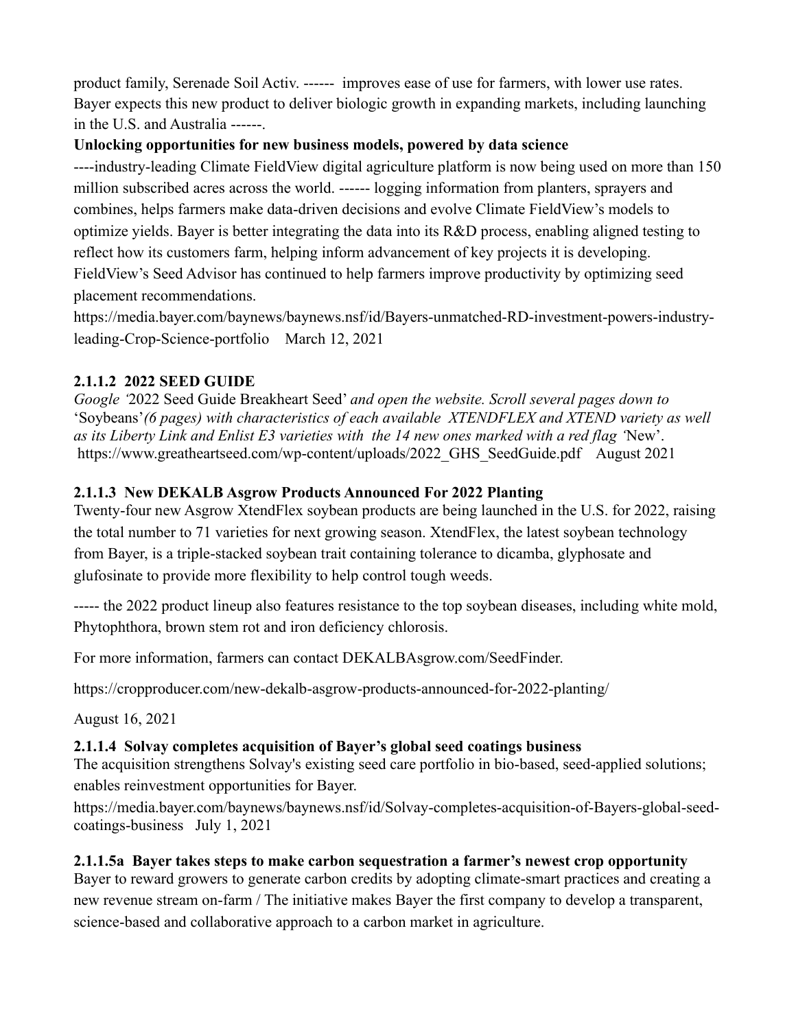product family, Serenade Soil Activ. ------ improves ease of use for farmers, with lower use rates. Bayer expects this new product to deliver biologic growth in expanding markets, including launching in the U.S. and Australia ------.

**Unlocking opportunities for new business models, powered by data science**

----industry-leading Climate FieldView digital agriculture platform is now being used on more than 150 million subscribed acres across the world. ------ logging information from planters, sprayers and combines, helps farmers make data-driven decisions and evolve Climate FieldView's models to optimize yields. Bayer is better integrating the data into its R&D process, enabling aligned testing to reflect how its customers farm, helping inform advancement of key projects it is developing. FieldView's Seed Advisor has continued to help farmers improve productivity by optimizing seed placement recommendations.

https://media.bayer.com/baynews/baynews.nsf/id/Bayers-unmatched-RD-investment-powers-industry-leading-Crop-Science-portfolio March 12, 2021

**2.1.1.2 2022 SEED GUIDE**

*Google '*2022 Seed Guide Breakheart Seed' *and open the website. Scroll several pages down to* 'Soybeans'*(6 pages) with characteristics of each available XTENDFLEX and XTEND variety as well as its Liberty Link and Enlist E3 varieties with the 14 new ones marked with a red flag '*New'.
https://www.greatheartseed.com/wp-content/uploads/2022_GHS_SeedGuide.pdf August 2021

**2.1.1.3 New DEKALB Asgrow Products Announced For 2022 Planting**

Twenty-four new Asgrow XtendFlex soybean products are being launched in the U.S. for 2022, raising the total number to 71 varieties for next growing season. XtendFlex, the latest soybean technology from Bayer, is a triple-stacked soybean trait containing tolerance to dicamba, glyphosate and glufosinate to provide more flexibility to help control tough weeds.

----- the 2022 product lineup also features resistance to the top soybean diseases, including white mold, Phytophthora, brown stem rot and iron deficiency chlorosis.

For more information, farmers can contact DEKALBAsgrow.com/SeedFinder.

https://cropproducer.com/new-dekalb-asgrow-products-announced-for-2022-planting/

August 16, 2021

**2.1.1.4 Solvay completes acquisition of Bayer's global seed coatings business**

The acquisition strengthens Solvay's existing seed care portfolio in bio-based, seed-applied solutions; enables reinvestment opportunities for Bayer.

https://media.bayer.com/baynews/baynews.nsf/id/Solvay-completes-acquisition-of-Bayers-global-seed-coatings-business July 1, 2021

**2.1.1.5a Bayer takes steps to make carbon sequestration a farmer's newest crop opportunity**

Bayer to reward growers to generate carbon credits by adopting climate-smart practices and creating a new revenue stream on-farm / The initiative makes Bayer the first company to develop a transparent, science-based and collaborative approach to a carbon market in agriculture.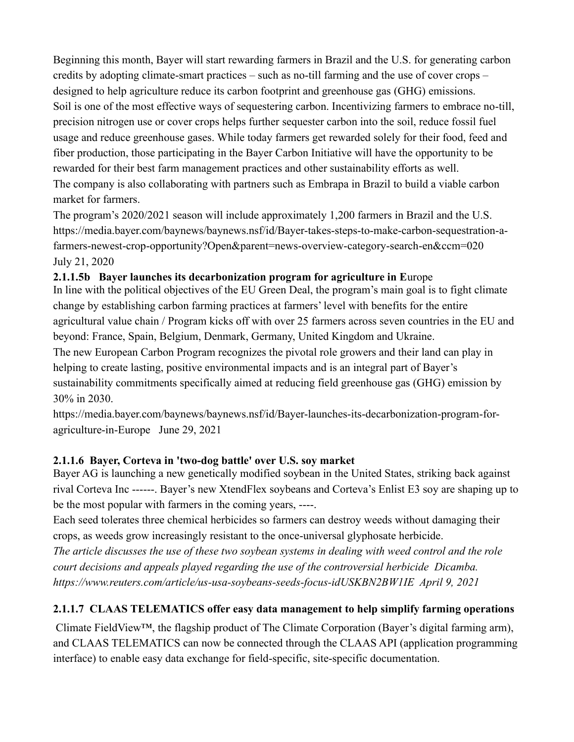Beginning this month, Bayer will start rewarding farmers in Brazil and the U.S. for generating carbon credits by adopting climate-smart practices – such as no-till farming and the use of cover crops – designed to help agriculture reduce its carbon footprint and greenhouse gas (GHG) emissions.
Soil is one of the most effective ways of sequestering carbon. Incentivizing farmers to embrace no-till, precision nitrogen use or cover crops helps further sequester carbon into the soil, reduce fossil fuel usage and reduce greenhouse gases. While today farmers get rewarded solely for their food, feed and fiber production, those participating in the Bayer Carbon Initiative will have the opportunity to be rewarded for their best farm management practices and other sustainability efforts as well.
The company is also collaborating with partners such as Embrapa in Brazil to build a viable carbon market for farmers.
The program's 2020/2021 season will include approximately 1,200 farmers in Brazil and the U.S.
https://media.bayer.com/baynews/baynews.nsf/id/Bayer-takes-steps-to-make-carbon-sequestration-a-farmers-newest-crop-opportunity?Open&parent=news-overview-category-search-en&ccm=020
July 21, 2020

**2.1.1.5b Bayer launches its decarbonization program for agriculture in E**urope

In line with the political objectives of the EU Green Deal, the program's main goal is to fight climate change by establishing carbon farming practices at farmers' level with benefits for the entire agricultural value chain / Program kicks off with over 25 farmers across seven countries in the EU and beyond: France, Spain, Belgium, Denmark, Germany, United Kingdom and Ukraine.
The new European Carbon Program recognizes the pivotal role growers and their land can play in helping to create lasting, positive environmental impacts and is an integral part of Bayer's sustainability commitments specifically aimed at reducing field greenhouse gas (GHG) emission by 30% in 2030.
https://media.bayer.com/baynews/baynews.nsf/id/Bayer-launches-its-decarbonization-program-for-agriculture-in-Europe June 29, 2021

**2.1.1.6 Bayer, Corteva in 'two-dog battle' over U.S. soy market**

Bayer AG is launching a new genetically modified soybean in the United States, striking back against rival Corteva Inc ------. Bayer's new XtendFlex soybeans and Corteva's Enlist E3 soy are shaping up to be the most popular with farmers in the coming years, ----.
Each seed tolerates three chemical herbicides so farmers can destroy weeds without damaging their crops, as weeds grow increasingly resistant to the once-universal glyphosate herbicide.
*The article discusses the use of these two soybean systems in dealing with weed control and the role court decisions and appeals played regarding the use of the controversial herbicide Dicamba.*
*https://www.reuters.com/article/us-usa-soybeans-seeds-focus-idUSKBN2BW1IE April 9, 2021*

**2.1.1.7 CLAAS TELEMATICS offer easy data management to help simplify farming operations**

Climate FieldView™, the flagship product of The Climate Corporation (Bayer's digital farming arm), and CLAAS TELEMATICS can now be connected through the CLAAS API (application programming interface) to enable easy data exchange for field-specific, site-specific documentation.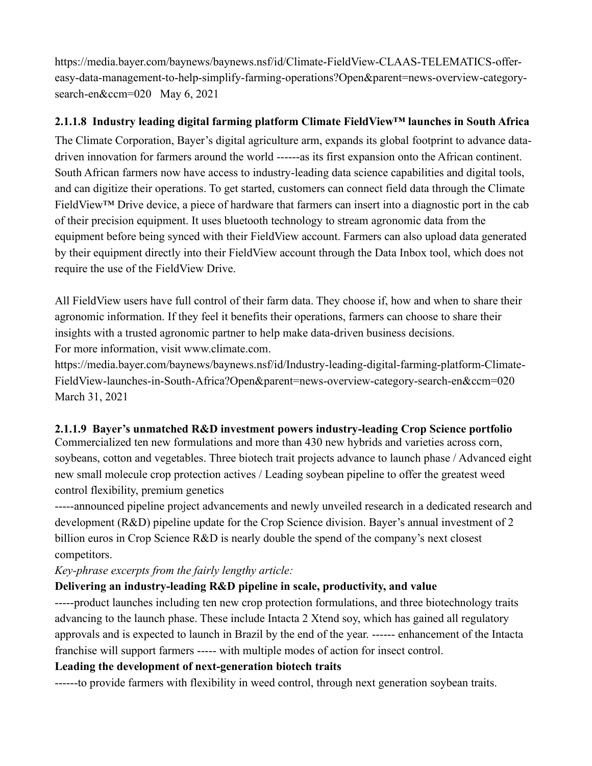https://media.bayer.com/baynews/baynews.nsf/id/Climate-FieldView-CLAAS-TELEMATICS-offer-easy-data-management-to-help-simplify-farming-operations?Open&parent=news-overview-category-search-en&ccm=020   May 6, 2021

### 2.1.1.8 Industry leading digital farming platform Climate FieldView™ launches in South Africa

The Climate Corporation, Bayer's digital agriculture arm, expands its global footprint to advance data-driven innovation for farmers around the world ------as its first expansion onto the African continent. South African farmers now have access to industry-leading data science capabilities and digital tools, and can digitize their operations. To get started, customers can connect field data through the Climate FieldView™ Drive device, a piece of hardware that farmers can insert into a diagnostic port in the cab of their precision equipment. It uses bluetooth technology to stream agronomic data from the equipment before being synced with their FieldView account. Farmers can also upload data generated by their equipment directly into their FieldView account through the Data Inbox tool, which does not require the use of the FieldView Drive.

All FieldView users have full control of their farm data. They choose if, how and when to share their agronomic information. If they feel it benefits their operations, farmers can choose to share their insights with a trusted agronomic partner to help make data-driven business decisions.
For more information, visit www.climate.com.
https://media.bayer.com/baynews/baynews.nsf/id/Industry-leading-digital-farming-platform-Climate-FieldView-launches-in-South-Africa?Open&parent=news-overview-category-search-en&ccm=020
March 31, 2021

### 2.1.1.9 Bayer's unmatched R&D investment powers industry-leading Crop Science portfolio

Commercialized ten new formulations and more than 430 new hybrids and varieties across corn, soybeans, cotton and vegetables. Three biotech trait projects advance to launch phase / Advanced eight new small molecule crop protection actives / Leading soybean pipeline to offer the greatest weed control flexibility, premium genetics

-----announced pipeline project advancements and newly unveiled research in a dedicated research and development (R&D) pipeline update for the Crop Science division. Bayer's annual investment of 2 billion euros in Crop Science R&D is nearly double the spend of the company's next closest competitors.

*Key-phrase excerpts from the fairly lengthy article:*

**Delivering an industry-leading R&D pipeline in scale, productivity, and value**

-----product launches including ten new crop protection formulations, and three biotechnology traits advancing to the launch phase. These include Intacta 2 Xtend soy, which has gained all regulatory approvals and is expected to launch in Brazil by the end of the year. ------ enhancement of the Intacta franchise will support farmers ----- with multiple modes of action for insect control.

**Leading the development of next-generation biotech traits**

------to provide farmers with flexibility in weed control, through next generation soybean traits.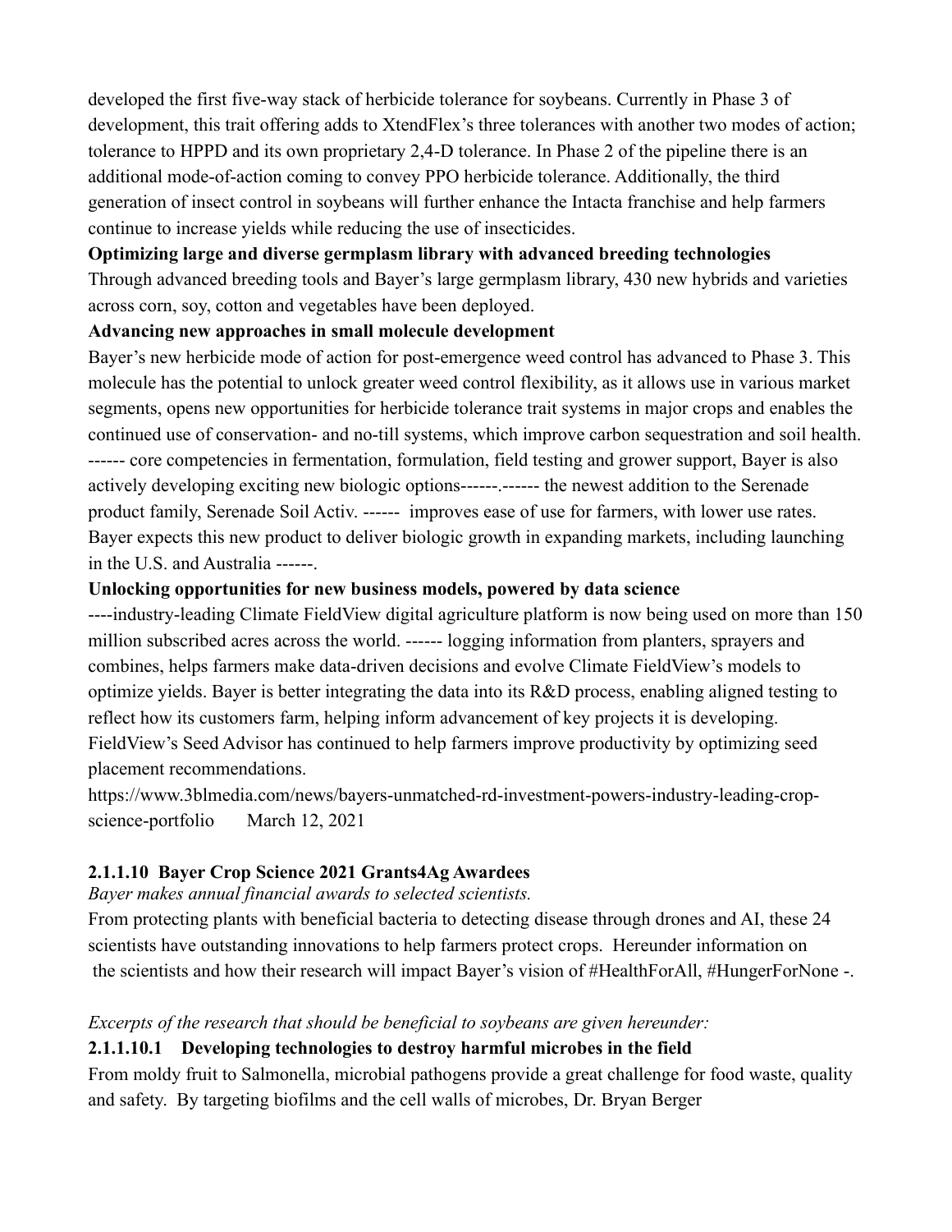developed the first five-way stack of herbicide tolerance for soybeans. Currently in Phase 3 of development, this trait offering adds to XtendFlex's three tolerances with another two modes of action; tolerance to HPPD and its own proprietary 2,4-D tolerance. In Phase 2 of the pipeline there is an additional mode-of-action coming to convey PPO herbicide tolerance. Additionally, the third generation of insect control in soybeans will further enhance the Intacta franchise and help farmers continue to increase yields while reducing the use of insecticides.

**Optimizing large and diverse germplasm library with advanced breeding technologies**

Through advanced breeding tools and Bayer's large germplasm library, 430 new hybrids and varieties across corn, soy, cotton and vegetables have been deployed.

**Advancing new approaches in small molecule development**

Bayer's new herbicide mode of action for post-emergence weed control has advanced to Phase 3. This molecule has the potential to unlock greater weed control flexibility, as it allows use in various market segments, opens new opportunities for herbicide tolerance trait systems in major crops and enables the continued use of conservation- and no-till systems, which improve carbon sequestration and soil health. ------ core competencies in fermentation, formulation, field testing and grower support, Bayer is also actively developing exciting new biologic options------.------ the newest addition to the Serenade product family, Serenade Soil Activ. ------ improves ease of use for farmers, with lower use rates. Bayer expects this new product to deliver biologic growth in expanding markets, including launching in the U.S. and Australia ------.

**Unlocking opportunities for new business models, powered by data science**

----industry-leading Climate FieldView digital agriculture platform is now being used on more than 150 million subscribed acres across the world. ------ logging information from planters, sprayers and combines, helps farmers make data-driven decisions and evolve Climate FieldView's models to optimize yields. Bayer is better integrating the data into its R&D process, enabling aligned testing to reflect how its customers farm, helping inform advancement of key projects it is developing. FieldView's Seed Advisor has continued to help farmers improve productivity by optimizing seed placement recommendations.

https://www.3blmedia.com/news/bayers-unmatched-rd-investment-powers-industry-leading-crop-science-portfolio March 12, 2021

### 2.1.1.10 Bayer Crop Science 2021 Grants4Ag Awardees

*Bayer makes annual financial awards to selected scientists.*

From protecting plants with beneficial bacteria to detecting disease through drones and AI, these 24 scientists have outstanding innovations to help farmers protect crops. Hereunder information on the scientists and how their research will impact Bayer's vision of #HealthForAll, #HungerForNone -.

*Excerpts of the research that should be beneficial to soybeans are given hereunder:*

#### 2.1.1.10.1 Developing technologies to destroy harmful microbes in the field

From moldy fruit to Salmonella, microbial pathogens provide a great challenge for food waste, quality and safety. By targeting biofilms and the cell walls of microbes, Dr. Bryan Berger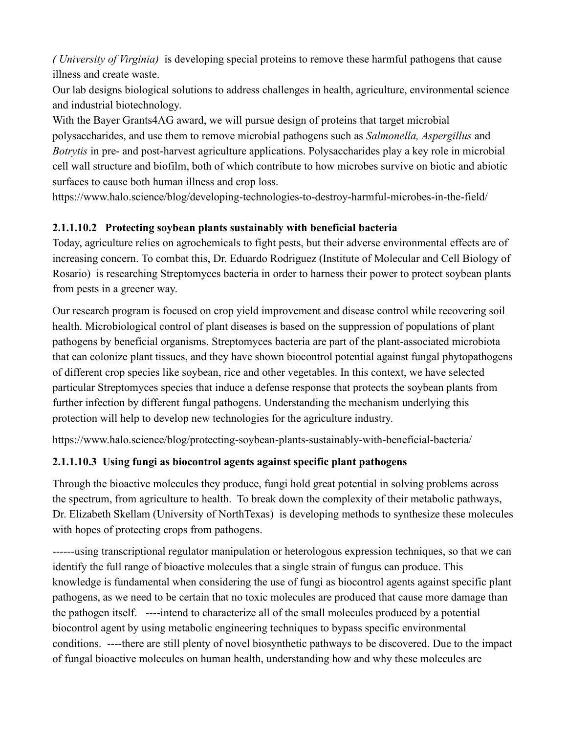*( University of Virginia)* is developing special proteins to remove these harmful pathogens that cause illness and create waste.

Our lab designs biological solutions to address challenges in health, agriculture, environmental science and industrial biotechnology.

With the Bayer Grants4AG award, we will pursue design of proteins that target microbial polysaccharides, and use them to remove microbial pathogens such as *Salmonella, Aspergillus* and *Botrytis* in pre- and post-harvest agriculture applications. Polysaccharides play a key role in microbial cell wall structure and biofilm, both of which contribute to how microbes survive on biotic and abiotic surfaces to cause both human illness and crop loss.

https://www.halo.science/blog/developing-technologies-to-destroy-harmful-microbes-in-the-field/

#### 2.1.1.10.2 Protecting soybean plants sustainably with beneficial bacteria

Today, agriculture relies on agrochemicals to fight pests, but their adverse environmental effects are of increasing concern. To combat this, Dr. Eduardo Rodriguez (Institute of Molecular and Cell Biology of Rosario) is researching Streptomyces bacteria in order to harness their power to protect soybean plants from pests in a greener way.

Our research program is focused on crop yield improvement and disease control while recovering soil health. Microbiological control of plant diseases is based on the suppression of populations of plant pathogens by beneficial organisms. Streptomyces bacteria are part of the plant-associated microbiota that can colonize plant tissues, and they have shown biocontrol potential against fungal phytopathogens of different crop species like soybean, rice and other vegetables. In this context, we have selected particular Streptomyces species that induce a defense response that protects the soybean plants from further infection by different fungal pathogens. Understanding the mechanism underlying this protection will help to develop new technologies for the agriculture industry.

https://www.halo.science/blog/protecting-soybean-plants-sustainably-with-beneficial-bacteria/

#### 2.1.1.10.3 Using fungi as biocontrol agents against specific plant pathogens

Through the bioactive molecules they produce, fungi hold great potential in solving problems across the spectrum, from agriculture to health. To break down the complexity of their metabolic pathways, Dr. Elizabeth Skellam (University of NorthTexas) is developing methods to synthesize these molecules with hopes of protecting crops from pathogens.

------using transcriptional regulator manipulation or heterologous expression techniques, so that we can identify the full range of bioactive molecules that a single strain of fungus can produce. This knowledge is fundamental when considering the use of fungi as biocontrol agents against specific plant pathogens, as we need to be certain that no toxic molecules are produced that cause more damage than the pathogen itself. ----intend to characterize all of the small molecules produced by a potential biocontrol agent by using metabolic engineering techniques to bypass specific environmental conditions. ----there are still plenty of novel biosynthetic pathways to be discovered. Due to the impact of fungal bioactive molecules on human health, understanding how and why these molecules are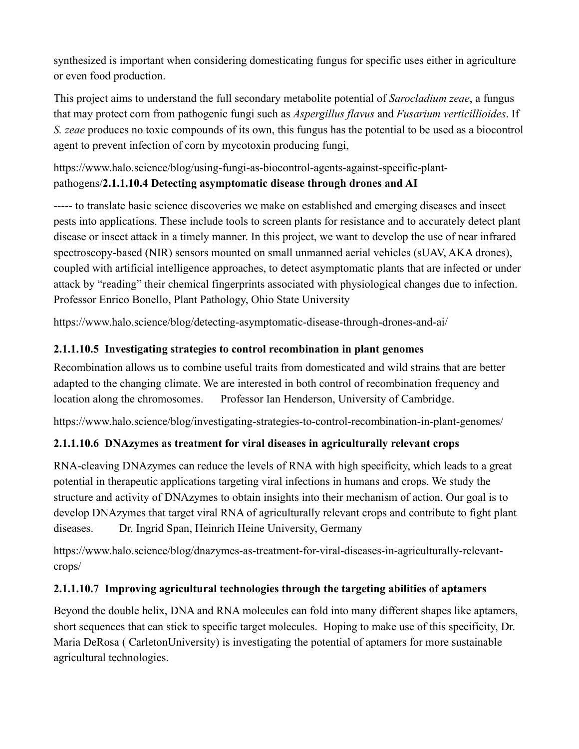synthesized is important when considering domesticating fungus for specific uses either in agriculture or even food production.

This project aims to understand the full secondary metabolite potential of *Sarocladium zeae*, a fungus that may protect corn from pathogenic fungi such as *Aspergillus flavus* and *Fusarium verticillioides*. If *S. zeae* produces no toxic compounds of its own, this fungus has the potential to be used as a biocontrol agent to prevent infection of corn by mycotoxin producing fungi,

https://www.halo.science/blog/using-fungi-as-biocontrol-agents-against-specific-plant-pathogens/**2.1.1.10.4 Detecting asymptomatic disease through drones and AI**

----- to translate basic science discoveries we make on established and emerging diseases and insect pests into applications. These include tools to screen plants for resistance and to accurately detect plant disease or insect attack in a timely manner. In this project, we want to develop the use of near infrared spectroscopy-based (NIR) sensors mounted on small unmanned aerial vehicles (sUAV, AKA drones), coupled with artificial intelligence approaches, to detect asymptomatic plants that are infected or under attack by "reading" their chemical fingerprints associated with physiological changes due to infection. Professor Enrico Bonello, Plant Pathology, Ohio State University

https://www.halo.science/blog/detecting-asymptomatic-disease-through-drones-and-ai/

### 2.1.1.10.5 Investigating strategies to control recombination in plant genomes

Recombination allows us to combine useful traits from domesticated and wild strains that are better adapted to the changing climate. We are interested in both control of recombination frequency and location along the chromosomes. Professor Ian Henderson, University of Cambridge.

https://www.halo.science/blog/investigating-strategies-to-control-recombination-in-plant-genomes/

### 2.1.1.10.6 DNAzymes as treatment for viral diseases in agriculturally relevant crops

RNA-cleaving DNAzymes can reduce the levels of RNA with high specificity, which leads to a great potential in therapeutic applications targeting viral infections in humans and crops. We study the structure and activity of DNAzymes to obtain insights into their mechanism of action. Our goal is to develop DNAzymes that target viral RNA of agriculturally relevant crops and contribute to fight plant diseases. Dr. Ingrid Span, Heinrich Heine University, Germany

https://www.halo.science/blog/dnazymes-as-treatment-for-viral-diseases-in-agriculturally-relevant-crops/

### 2.1.1.10.7 Improving agricultural technologies through the targeting abilities of aptamers

Beyond the double helix, DNA and RNA molecules can fold into many different shapes like aptamers, short sequences that can stick to specific target molecules. Hoping to make use of this specificity, Dr. Maria DeRosa ( CarletonUniversity) is investigating the potential of aptamers for more sustainable agricultural technologies.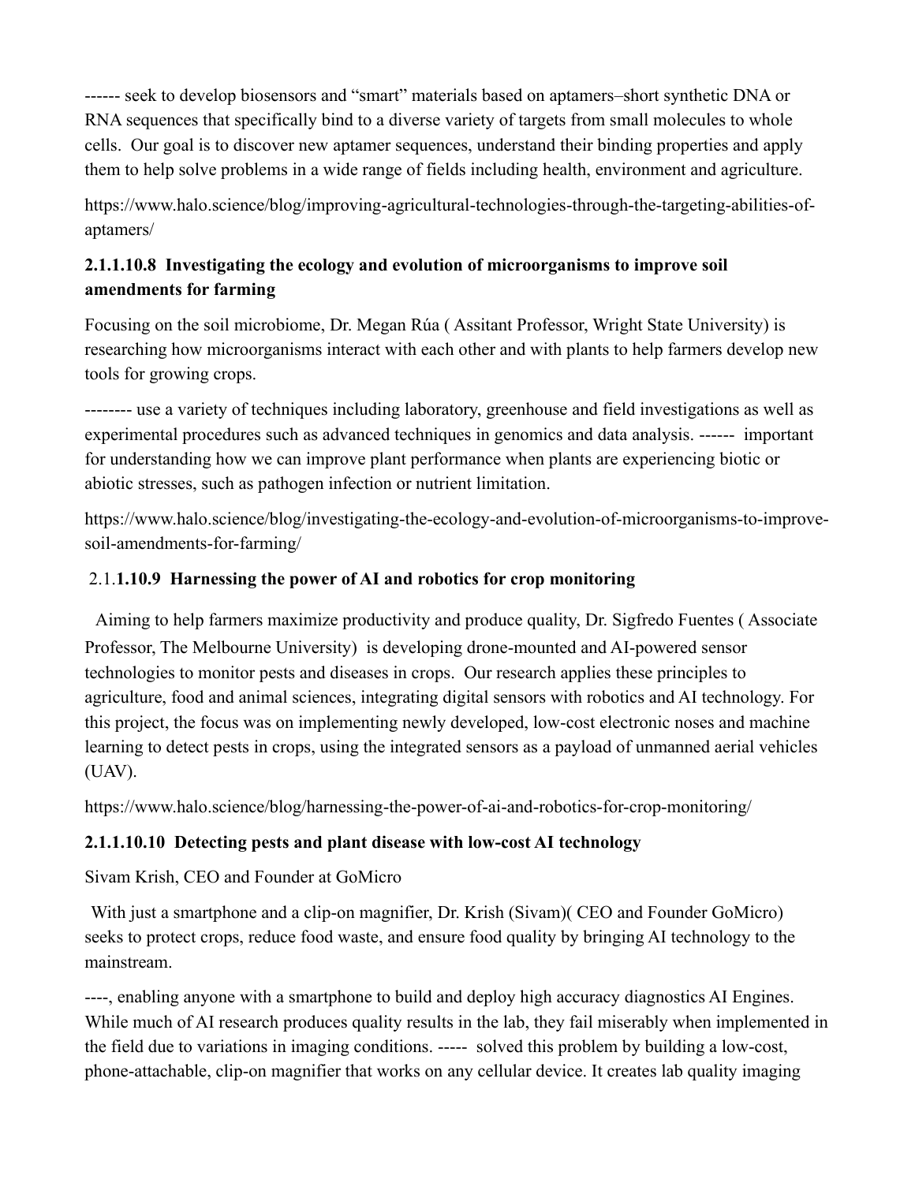------ seek to develop biosensors and "smart" materials based on aptamers–short synthetic DNA or RNA sequences that specifically bind to a diverse variety of targets from small molecules to whole cells. Our goal is to discover new aptamer sequences, understand their binding properties and apply them to help solve problems in a wide range of fields including health, environment and agriculture.

https://www.halo.science/blog/improving-agricultural-technologies-through-the-targeting-abilities-of-aptamers/

### 2.1.1.10.8 Investigating the ecology and evolution of microorganisms to improve soil amendments for farming

Focusing on the soil microbiome, Dr. Megan Rúa ( Assitant Professor, Wright State University) is researching how microorganisms interact with each other and with plants to help farmers develop new tools for growing crops.

-------- use a variety of techniques including laboratory, greenhouse and field investigations as well as experimental procedures such as advanced techniques in genomics and data analysis. ------ important for understanding how we can improve plant performance when plants are experiencing biotic or abiotic stresses, such as pathogen infection or nutrient limitation.

https://www.halo.science/blog/investigating-the-ecology-and-evolution-of-microorganisms-to-improve-soil-amendments-for-farming/

### 2.1.**1.10.9 Harnessing the power of AI and robotics for crop monitoring**

Aiming to help farmers maximize productivity and produce quality, Dr. Sigfredo Fuentes ( Associate Professor, The Melbourne University) is developing drone-mounted and AI-powered sensor technologies to monitor pests and diseases in crops. Our research applies these principles to agriculture, food and animal sciences, integrating digital sensors with robotics and AI technology. For this project, the focus was on implementing newly developed, low-cost electronic noses and machine learning to detect pests in crops, using the integrated sensors as a payload of unmanned aerial vehicles (UAV).

https://www.halo.science/blog/harnessing-the-power-of-ai-and-robotics-for-crop-monitoring/

### 2.1.1.10.10 Detecting pests and plant disease with low-cost AI technology

Sivam Krish, CEO and Founder at GoMicro

With just a smartphone and a clip-on magnifier, Dr. Krish (Sivam)( CEO and Founder GoMicro) seeks to protect crops, reduce food waste, and ensure food quality by bringing AI technology to the mainstream.

----, enabling anyone with a smartphone to build and deploy high accuracy diagnostics AI Engines. While much of AI research produces quality results in the lab, they fail miserably when implemented in the field due to variations in imaging conditions. ----- solved this problem by building a low-cost, phone-attachable, clip-on magnifier that works on any cellular device. It creates lab quality imaging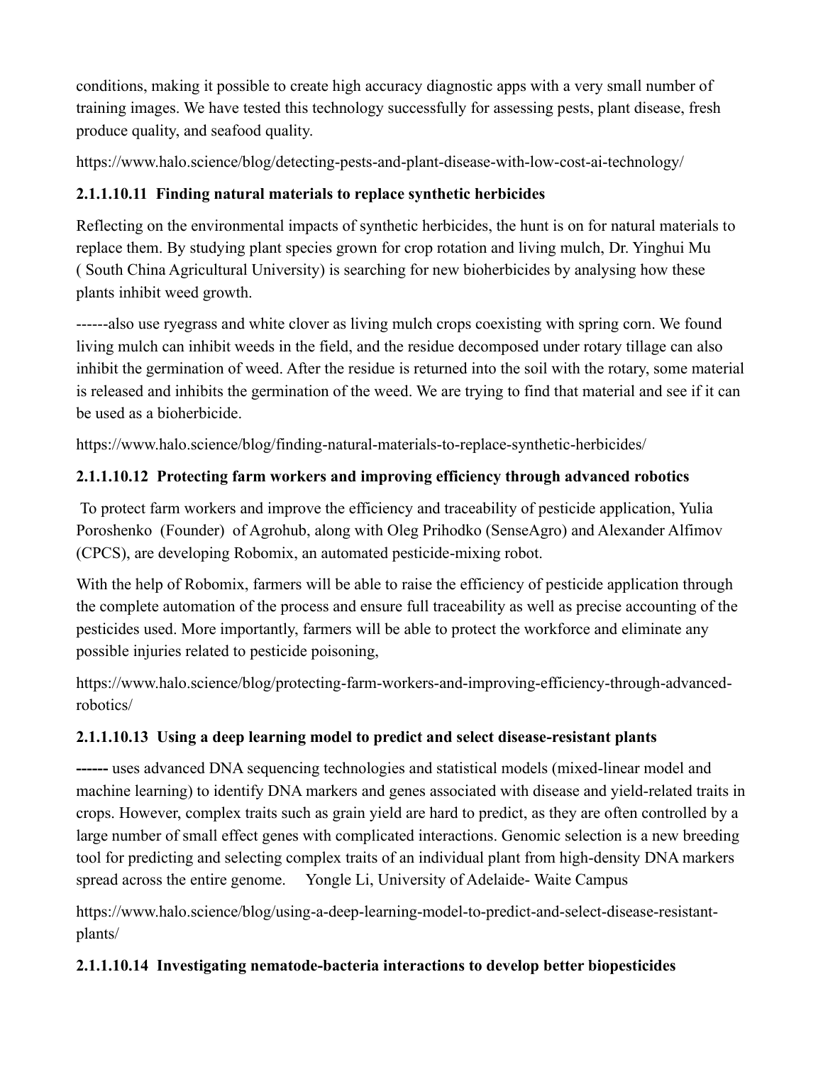conditions, making it possible to create high accuracy diagnostic apps with a very small number of training images. We have tested this technology successfully for assessing pests, plant disease, fresh produce quality, and seafood quality.

https://www.halo.science/blog/detecting-pests-and-plant-disease-with-low-cost-ai-technology/

### 2.1.1.10.11 Finding natural materials to replace synthetic herbicides

Reflecting on the environmental impacts of synthetic herbicides, the hunt is on for natural materials to replace them. By studying plant species grown for crop rotation and living mulch, Dr. Yinghui Mu ( South China Agricultural University) is searching for new bioherbicides by analysing how these plants inhibit weed growth.

------also use ryegrass and white clover as living mulch crops coexisting with spring corn. We found living mulch can inhibit weeds in the field, and the residue decomposed under rotary tillage can also inhibit the germination of weed. After the residue is returned into the soil with the rotary, some material is released and inhibits the germination of the weed. We are trying to find that material and see if it can be used as a bioherbicide.

https://www.halo.science/blog/finding-natural-materials-to-replace-synthetic-herbicides/

### 2.1.1.10.12 Protecting farm workers and improving efficiency through advanced robotics

To protect farm workers and improve the efficiency and traceability of pesticide application, Yulia Poroshenko (Founder) of Agrohub, along with Oleg Prihodko (SenseAgro) and Alexander Alfimov (CPCS), are developing Robomix, an automated pesticide-mixing robot.

With the help of Robomix, farmers will be able to raise the efficiency of pesticide application through the complete automation of the process and ensure full traceability as well as precise accounting of the pesticides used. More importantly, farmers will be able to protect the workforce and eliminate any possible injuries related to pesticide poisoning,

https://www.halo.science/blog/protecting-farm-workers-and-improving-efficiency-through-advanced-robotics/

### 2.1.1.10.13 Using a deep learning model to predict and select disease-resistant plants

**------** uses advanced DNA sequencing technologies and statistical models (mixed-linear model and machine learning) to identify DNA markers and genes associated with disease and yield-related traits in crops. However, complex traits such as grain yield are hard to predict, as they are often controlled by a large number of small effect genes with complicated interactions. Genomic selection is a new breeding tool for predicting and selecting complex traits of an individual plant from high-density DNA markers spread across the entire genome. Yongle Li, University of Adelaide- Waite Campus

https://www.halo.science/blog/using-a-deep-learning-model-to-predict-and-select-disease-resistant-plants/

### 2.1.1.10.14 Investigating nematode-bacteria interactions to develop better biopesticides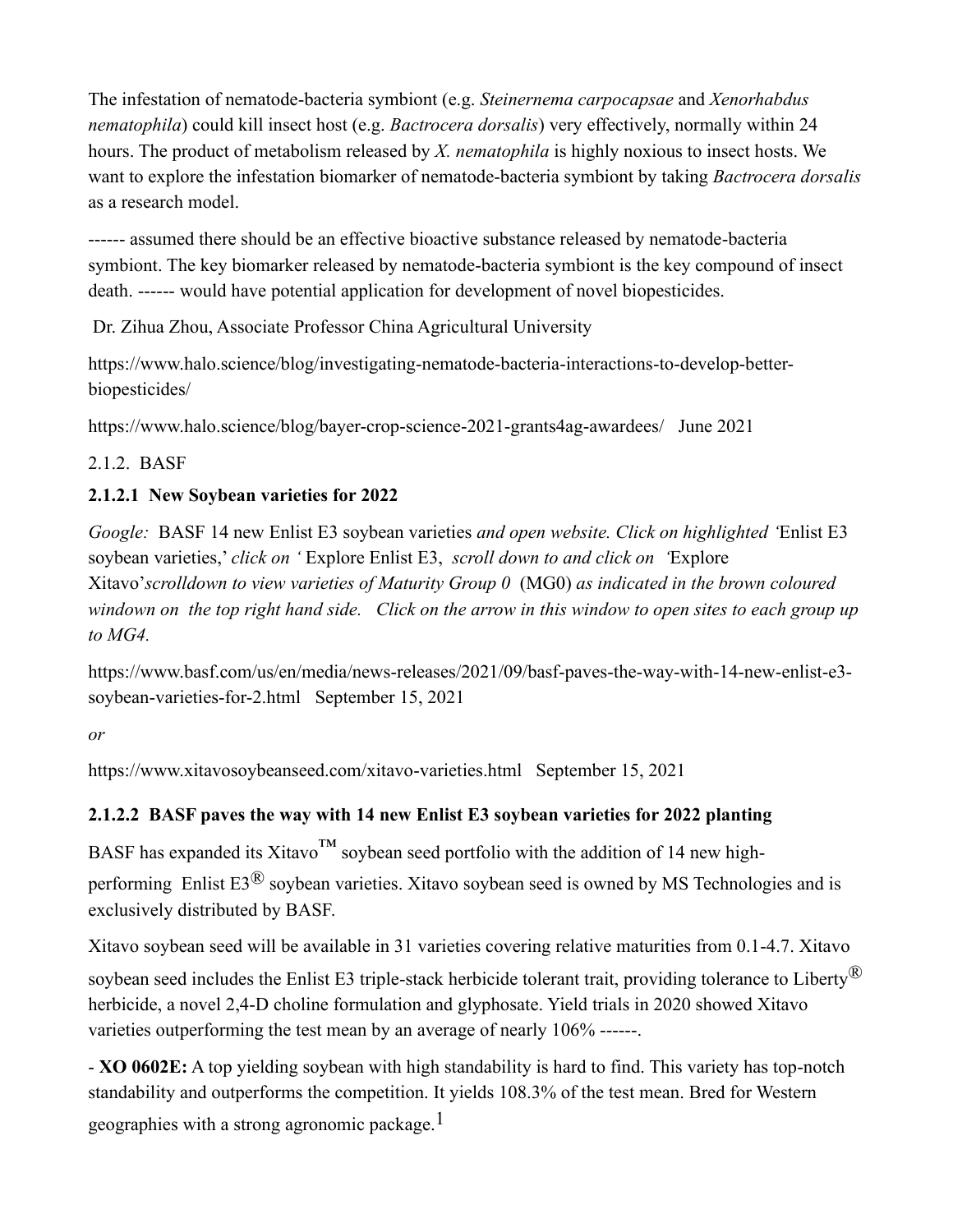The infestation of nematode-bacteria symbiont (e.g. *Steinernema carpocapsae* and *Xenorhabdus nematophila*) could kill insect host (e.g. *Bactrocera dorsalis*) very effectively, normally within 24 hours. The product of metabolism released by *X. nematophila* is highly noxious to insect hosts. We want to explore the infestation biomarker of nematode-bacteria symbiont by taking *Bactrocera dorsalis* as a research model.

------ assumed there should be an effective bioactive substance released by nematode-bacteria symbiont. The key biomarker released by nematode-bacteria symbiont is the key compound of insect death. ------ would have potential application for development of novel biopesticides.

Dr. Zihua Zhou, Associate Professor China Agricultural University

https://www.halo.science/blog/investigating-nematode-bacteria-interactions-to-develop-better-biopesticides/

https://www.halo.science/blog/bayer-crop-science-2021-grants4ag-awardees/ June 2021

2.1.2. BASF

#### 2.1.2.1 New Soybean varieties for 2022

*Google:* BASF 14 new Enlist E3 soybean varieties *and open website. Click on highlighted '*Enlist E3 soybean varieties,' *click on '* Explore Enlist E3, *scroll down to and click on '*Explore Xitavo'*scrolldown to view varieties of Maturity Group 0* (MG0) *as indicated in the brown coloured windown on the top right hand side. Click on the arrow in this window to open sites to each group up to MG4.*

https://www.basf.com/us/en/media/news-releases/2021/09/basf-paves-the-way-with-14-new-enlist-e3-soybean-varieties-for-2.html September 15, 2021

*or*

https://www.xitavosoybeanseed.com/xitavo-varieties.html September 15, 2021

#### 2.1.2.2 BASF paves the way with 14 new Enlist E3 soybean varieties for 2022 planting

BASF has expanded its Xitavo™ soybean seed portfolio with the addition of 14 new high-performing Enlist E3® soybean varieties. Xitavo soybean seed is owned by MS Technologies and is exclusively distributed by BASF.

Xitavo soybean seed will be available in 31 varieties covering relative maturities from 0.1-4.7. Xitavo soybean seed includes the Enlist E3 triple-stack herbicide tolerant trait, providing tolerance to Liberty® herbicide, a novel 2,4-D choline formulation and glyphosate. Yield trials in 2020 showed Xitavo varieties outperforming the test mean by an average of nearly 106% ------.

- **XO 0602E:** A top yielding soybean with high standability is hard to find. This variety has top-notch standability and outperforms the competition. It yields 108.3% of the test mean. Bred for Western geographies with a strong agronomic package.[1]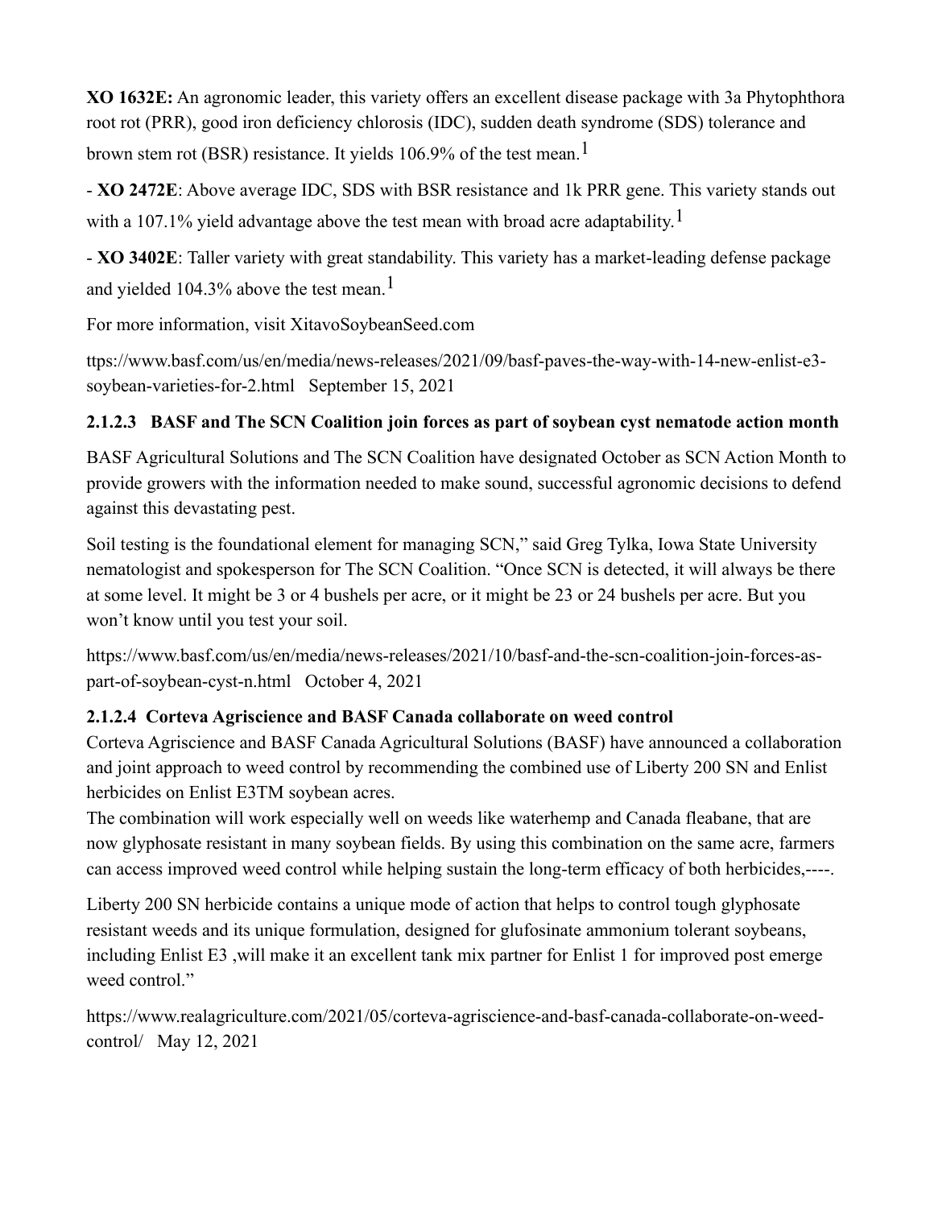**XO 1632E:** An agronomic leader, this variety offers an excellent disease package with 3a Phytophthora root rot (PRR), good iron deficiency chlorosis (IDC), sudden death syndrome (SDS) tolerance and brown stem rot (BSR) resistance. It yields 106.9% of the test mean.[1]

- **XO 2472E**: Above average IDC, SDS with BSR resistance and 1k PRR gene. This variety stands out with a 107.1% yield advantage above the test mean with broad acre adaptability.[1]

- **XO 3402E**: Taller variety with great standability. This variety has a market-leading defense package and yielded 104.3% above the test mean.[1]

For more information, visit XitavoSoybeanSeed.com

ttps://www.basf.com/us/en/media/news-releases/2021/09/basf-paves-the-way-with-14-new-enlist-e3-soybean-varieties-for-2.html September 15, 2021

### 2.1.2.3 BASF and The SCN Coalition join forces as part of soybean cyst nematode action month

BASF Agricultural Solutions and The SCN Coalition have designated October as SCN Action Month to provide growers with the information needed to make sound, successful agronomic decisions to defend against this devastating pest.

Soil testing is the foundational element for managing SCN," said Greg Tylka, Iowa State University nematologist and spokesperson for The SCN Coalition. "Once SCN is detected, it will always be there at some level. It might be 3 or 4 bushels per acre, or it might be 23 or 24 bushels per acre. But you won't know until you test your soil.

https://www.basf.com/us/en/media/news-releases/2021/10/basf-and-the-scn-coalition-join-forces-as-part-of-soybean-cyst-n.html October 4, 2021

### 2.1.2.4 Corteva Agriscience and BASF Canada collaborate on weed control

Corteva Agriscience and BASF Canada Agricultural Solutions (BASF) have announced a collaboration and joint approach to weed control by recommending the combined use of Liberty 200 SN and Enlist herbicides on Enlist E3TM soybean acres.

The combination will work especially well on weeds like waterhemp and Canada fleabane, that are now glyphosate resistant in many soybean fields. By using this combination on the same acre, farmers can access improved weed control while helping sustain the long-term efficacy of both herbicides,----.

Liberty 200 SN herbicide contains a unique mode of action that helps to control tough glyphosate resistant weeds and its unique formulation, designed for glufosinate ammonium tolerant soybeans, including Enlist E3 ,will make it an excellent tank mix partner for Enlist 1 for improved post emerge weed control."

https://www.realagriculture.com/2021/05/corteva-agriscience-and-basf-canada-collaborate-on-weed-control/ May 12, 2021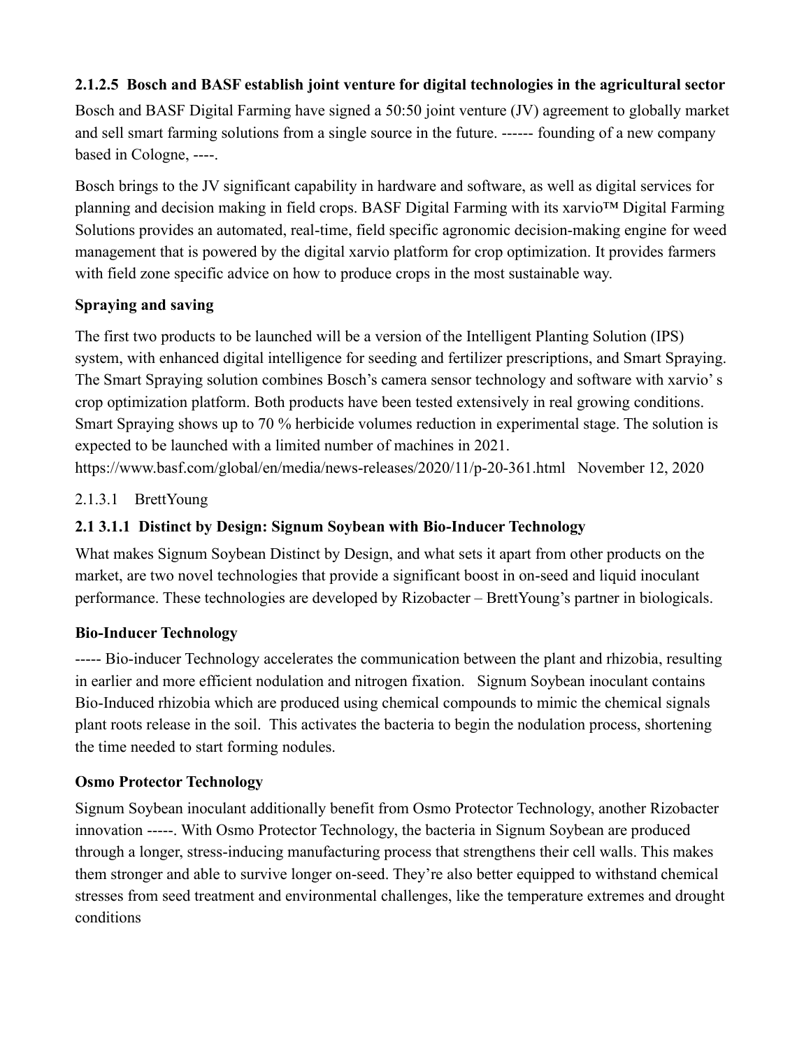#### 2.1.2.5 Bosch and BASF establish joint venture for digital technologies in the agricultural sector

Bosch and BASF Digital Farming have signed a 50:50 joint venture (JV) agreement to globally market and sell smart farming solutions from a single source in the future. ------ founding of a new company based in Cologne, ----.

Bosch brings to the JV significant capability in hardware and software, as well as digital services for planning and decision making in field crops. BASF Digital Farming with its xarvio™ Digital Farming Solutions provides an automated, real-time, field specific agronomic decision-making engine for weed management that is powered by the digital xarvio platform for crop optimization. It provides farmers with field zone specific advice on how to produce crops in the most sustainable way.

**Spraying and saving**

The first two products to be launched will be a version of the Intelligent Planting Solution (IPS) system, with enhanced digital intelligence for seeding and fertilizer prescriptions, and Smart Spraying. The Smart Spraying solution combines Bosch's camera sensor technology and software with xarvio' s crop optimization platform. Both products have been tested extensively in real growing conditions. Smart Spraying shows up to 70 % herbicide volumes reduction in experimental stage. The solution is expected to be launched with a limited number of machines in 2021.
https://www.basf.com/global/en/media/news-releases/2020/11/p-20-361.html November 12, 2020

2.1.3.1 BrettYoung

#### 2.1 3.1.1 Distinct by Design: Signum Soybean with Bio-Inducer Technology

What makes Signum Soybean Distinct by Design, and what sets it apart from other products on the market, are two novel technologies that provide a significant boost in on-seed and liquid inoculant performance. These technologies are developed by Rizobacter – BrettYoung's partner in biologicals.

**Bio-Inducer Technology**

----- Bio-inducer Technology accelerates the communication between the plant and rhizobia, resulting in earlier and more efficient nodulation and nitrogen fixation. Signum Soybean inoculant contains Bio-Induced rhizobia which are produced using chemical compounds to mimic the chemical signals plant roots release in the soil. This activates the bacteria to begin the nodulation process, shortening the time needed to start forming nodules.

**Osmo Protector Technology**

Signum Soybean inoculant additionally benefit from Osmo Protector Technology, another Rizobacter innovation -----. With Osmo Protector Technology, the bacteria in Signum Soybean are produced through a longer, stress-inducing manufacturing process that strengthens their cell walls. This makes them stronger and able to survive longer on-seed. They're also better equipped to withstand chemical stresses from seed treatment and environmental challenges, like the temperature extremes and drought conditions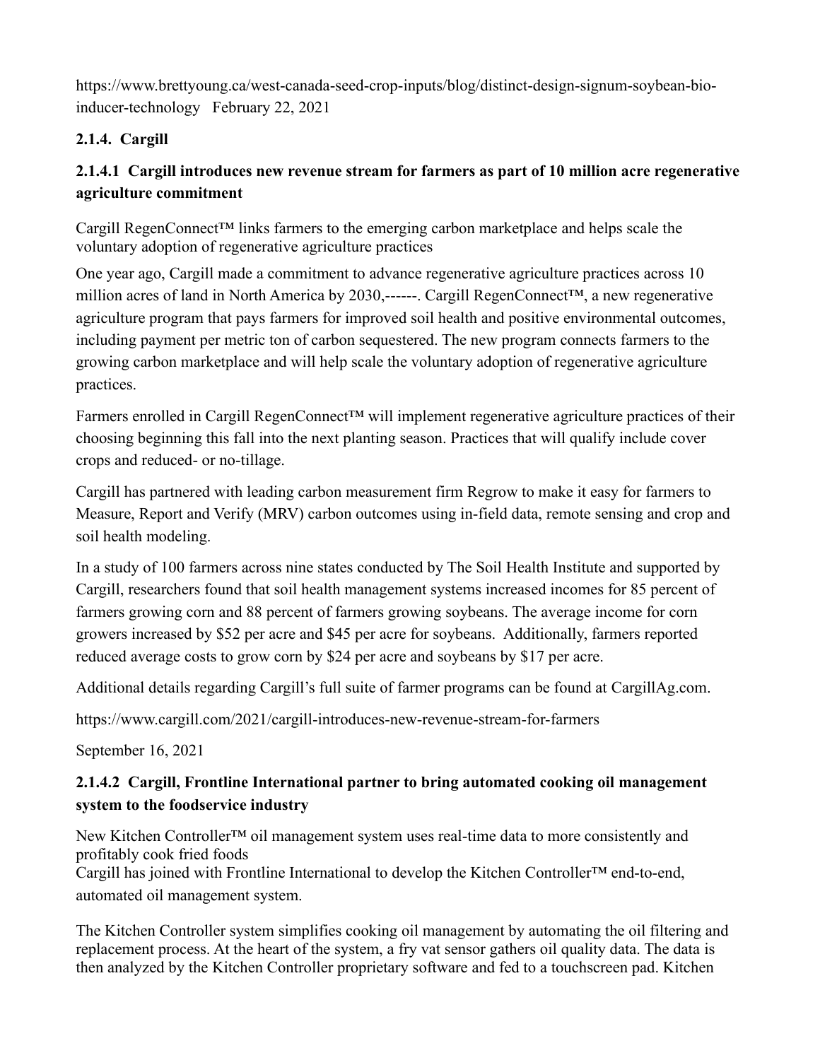https://www.brettyoung.ca/west-canada-seed-crop-inputs/blog/distinct-design-signum-soybean-bio-inducer-technology   February 22, 2021

### 2.1.4. Cargill

#### 2.1.4.1 Cargill introduces new revenue stream for farmers as part of 10 million acre regenerative agriculture commitment

Cargill RegenConnect™ links farmers to the emerging carbon marketplace and helps scale the voluntary adoption of regenerative agriculture practices

One year ago, Cargill made a commitment to advance regenerative agriculture practices across 10 million acres of land in North America by 2030,------. Cargill RegenConnect™, a new regenerative agriculture program that pays farmers for improved soil health and positive environmental outcomes, including payment per metric ton of carbon sequestered. The new program connects farmers to the growing carbon marketplace and will help scale the voluntary adoption of regenerative agriculture practices.

Farmers enrolled in Cargill RegenConnect™ will implement regenerative agriculture practices of their choosing beginning this fall into the next planting season. Practices that will qualify include cover crops and reduced- or no-tillage.

Cargill has partnered with leading carbon measurement firm Regrow to make it easy for farmers to Measure, Report and Verify (MRV) carbon outcomes using in-field data, remote sensing and crop and soil health modeling.

In a study of 100 farmers across nine states conducted by The Soil Health Institute and supported by Cargill, researchers found that soil health management systems increased incomes for 85 percent of farmers growing corn and 88 percent of farmers growing soybeans. The average income for corn growers increased by $52 per acre and $45 per acre for soybeans.  Additionally, farmers reported reduced average costs to grow corn by $24 per acre and soybeans by $17 per acre.

Additional details regarding Cargill's full suite of farmer programs can be found at CargillAg.com.

https://www.cargill.com/2021/cargill-introduces-new-revenue-stream-for-farmers

September 16, 2021

#### 2.1.4.2 Cargill, Frontline International partner to bring automated cooking oil management system to the foodservice industry

New Kitchen Controller™ oil management system uses real-time data to more consistently and profitably cook fried foods
Cargill has joined with Frontline International to develop the Kitchen Controller™ end-to-end, automated oil management system.

The Kitchen Controller system simplifies cooking oil management by automating the oil filtering and replacement process. At the heart of the system, a fry vat sensor gathers oil quality data. The data is then analyzed by the Kitchen Controller proprietary software and fed to a touchscreen pad. Kitchen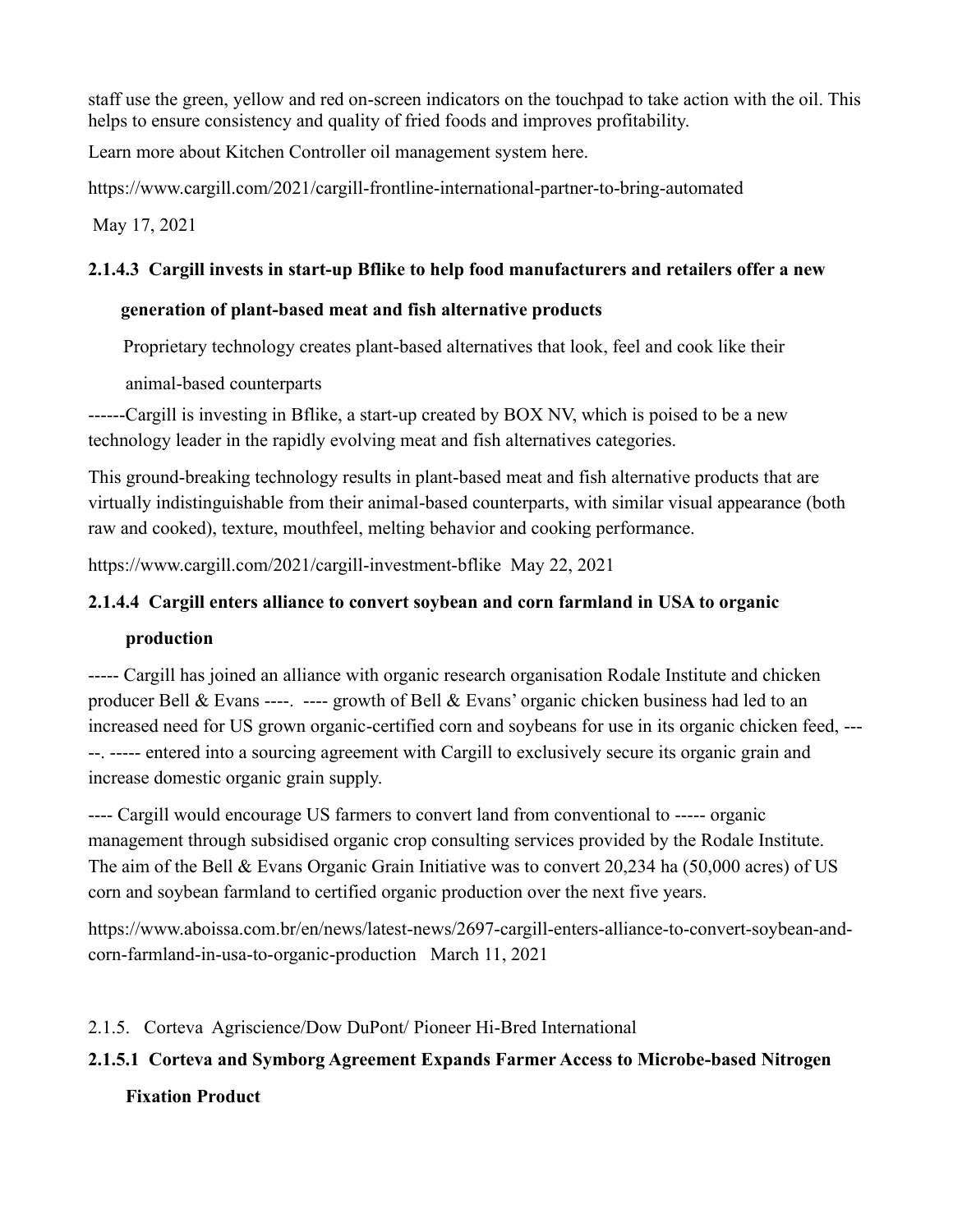staff use the green, yellow and red on-screen indicators on the touchpad to take action with the oil. This helps to ensure consistency and quality of fried foods and improves profitability.

Learn more about Kitchen Controller oil management system here.

https://www.cargill.com/2021/cargill-frontline-international-partner-to-bring-automated

May 17, 2021

**2.1.4.3 Cargill invests in start-up Bflike to help food manufacturers and retailers offer a new generation of plant-based meat and fish alternative products**

Proprietary technology creates plant-based alternatives that look, feel and cook like their animal-based counterparts

------Cargill is investing in Bflike, a start-up created by BOX NV, which is poised to be a new technology leader in the rapidly evolving meat and fish alternatives categories.

This ground-breaking technology results in plant-based meat and fish alternative products that are virtually indistinguishable from their animal-based counterparts, with similar visual appearance (both raw and cooked), texture, mouthfeel, melting behavior and cooking performance.

https://www.cargill.com/2021/cargill-investment-bflike May 22, 2021

**2.1.4.4 Cargill enters alliance to convert soybean and corn farmland in USA to organic production**

----- Cargill has joined an alliance with organic research organisation Rodale Institute and chicken producer Bell & Evans ----. ---- growth of Bell & Evans' organic chicken business had led to an increased need for US grown organic-certified corn and soybeans for use in its organic chicken feed, -----. ----- entered into a sourcing agreement with Cargill to exclusively secure its organic grain and increase domestic organic grain supply.

---- Cargill would encourage US farmers to convert land from conventional to ----- organic management through subsidised organic crop consulting services provided by the Rodale Institute. The aim of the Bell & Evans Organic Grain Initiative was to convert 20,234 ha (50,000 acres) of US corn and soybean farmland to certified organic production over the next five years.

https://www.aboissa.com.br/en/news/latest-news/2697-cargill-enters-alliance-to-convert-soybean-and-corn-farmland-in-usa-to-organic-production March 11, 2021

2.1.5. Corteva Agriscience/Dow DuPont/ Pioneer Hi-Bred International

**2.1.5.1 Corteva and Symborg Agreement Expands Farmer Access to Microbe-based Nitrogen Fixation Product**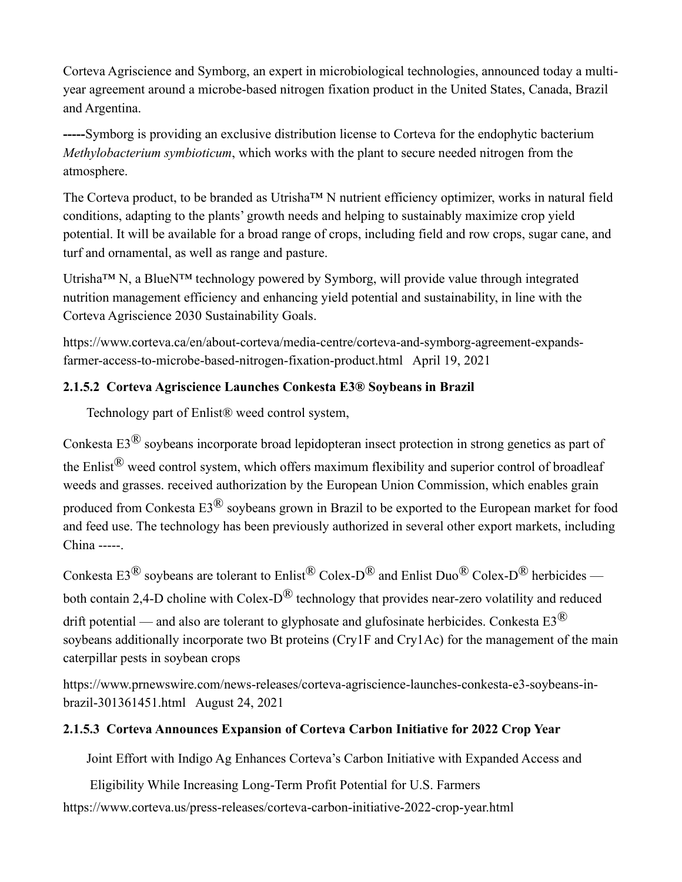Corteva Agriscience and Symborg, an expert in microbiological technologies, announced today a multi-year agreement around a microbe-based nitrogen fixation product in the United States, Canada, Brazil and Argentina.

**-----**Symborg is providing an exclusive distribution license to Corteva for the endophytic bacterium *Methylobacterium symbioticum*, which works with the plant to secure needed nitrogen from the atmosphere.

The Corteva product, to be branded as Utrisha™ N nutrient efficiency optimizer, works in natural field conditions, adapting to the plants' growth needs and helping to sustainably maximize crop yield potential. It will be available for a broad range of crops, including field and row crops, sugar cane, and turf and ornamental, as well as range and pasture.

Utrisha™ N, a BlueN™ technology powered by Symborg, will provide value through integrated nutrition management efficiency and enhancing yield potential and sustainability, in line with the Corteva Agriscience 2030 Sustainability Goals.

https://www.corteva.ca/en/about-corteva/media-centre/corteva-and-symborg-agreement-expands-farmer-access-to-microbe-based-nitrogen-fixation-product.html   April 19, 2021

#### 2.1.5.2 Corteva Agriscience Launches Conkesta E3® Soybeans in Brazil

Technology part of Enlist® weed control system,

Conkesta E3® soybeans incorporate broad lepidopteran insect protection in strong genetics as part of the Enlist® weed control system, which offers maximum flexibility and superior control of broadleaf weeds and grasses. received authorization by the European Union Commission, which enables grain produced from Conkesta E3® soybeans grown in Brazil to be exported to the European market for food and feed use. The technology has been previously authorized in several other export markets, including China -----.

Conkesta E3® soybeans are tolerant to Enlist® Colex-D® and Enlist Duo® Colex-D® herbicides — both contain 2,4-D choline with Colex-D® technology that provides near-zero volatility and reduced drift potential — and also are tolerant to glyphosate and glufosinate herbicides. Conkesta E3® soybeans additionally incorporate two Bt proteins (Cry1F and Cry1Ac) for the management of the main caterpillar pests in soybean crops

https://www.prnewswire.com/news-releases/corteva-agriscience-launches-conkesta-e3-soybeans-in-brazil-301361451.html   August 24, 2021

#### 2.1.5.3 Corteva Announces Expansion of Corteva Carbon Initiative for 2022 Crop Year

Joint Effort with Indigo Ag Enhances Corteva's Carbon Initiative with Expanded Access and Eligibility While Increasing Long-Term Profit Potential for U.S. Farmers

https://www.corteva.us/press-releases/corteva-carbon-initiative-2022-crop-year.html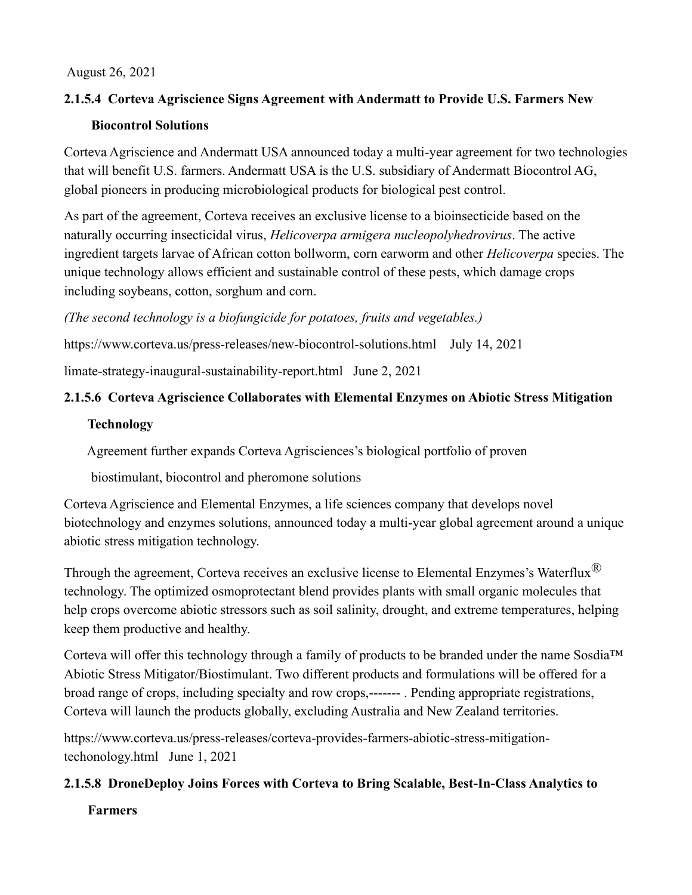August 26, 2021

### 2.1.5.4 Corteva Agriscience Signs Agreement with Andermatt to Provide U.S. Farmers New Biocontrol Solutions

Corteva Agriscience and Andermatt USA announced today a multi-year agreement for two technologies that will benefit U.S. farmers. Andermatt USA is the U.S. subsidiary of Andermatt Biocontrol AG, global pioneers in producing microbiological products for biological pest control.

As part of the agreement, Corteva receives an exclusive license to a bioinsecticide based on the naturally occurring insecticidal virus, *Helicoverpa armigera nucleopolyhedrovirus*. The active ingredient targets larvae of African cotton bollworm, corn earworm and other *Helicoverpa* species. The unique technology allows efficient and sustainable control of these pests, which damage crops including soybeans, cotton, sorghum and corn.

*(The second technology is a biofungicide for potatoes, fruits and vegetables.)*

https://www.corteva.us/press-releases/new-biocontrol-solutions.html July 14, 2021

limate-strategy-inaugural-sustainability-report.html June 2, 2021

### 2.1.5.6 Corteva Agriscience Collaborates with Elemental Enzymes on Abiotic Stress Mitigation Technology

Agreement further expands Corteva Agrisciences's biological portfolio of proven biostimulant, biocontrol and pheromone solutions

Corteva Agriscience and Elemental Enzymes, a life sciences company that develops novel biotechnology and enzymes solutions, announced today a multi-year global agreement around a unique abiotic stress mitigation technology.

Through the agreement, Corteva receives an exclusive license to Elemental Enzymes's Waterflux® technology. The optimized osmoprotectant blend provides plants with small organic molecules that help crops overcome abiotic stressors such as soil salinity, drought, and extreme temperatures, helping keep them productive and healthy.

Corteva will offer this technology through a family of products to be branded under the name Sosdia™ Abiotic Stress Mitigator/Biostimulant. Two different products and formulations will be offered for a broad range of crops, including specialty and row crops,------- . Pending appropriate registrations, Corteva will launch the products globally, excluding Australia and New Zealand territories.

https://www.corteva.us/press-releases/corteva-provides-farmers-abiotic-stress-mitigation-techonology.html June 1, 2021

### 2.1.5.8 DroneDeploy Joins Forces with Corteva to Bring Scalable, Best-In-Class Analytics to Farmers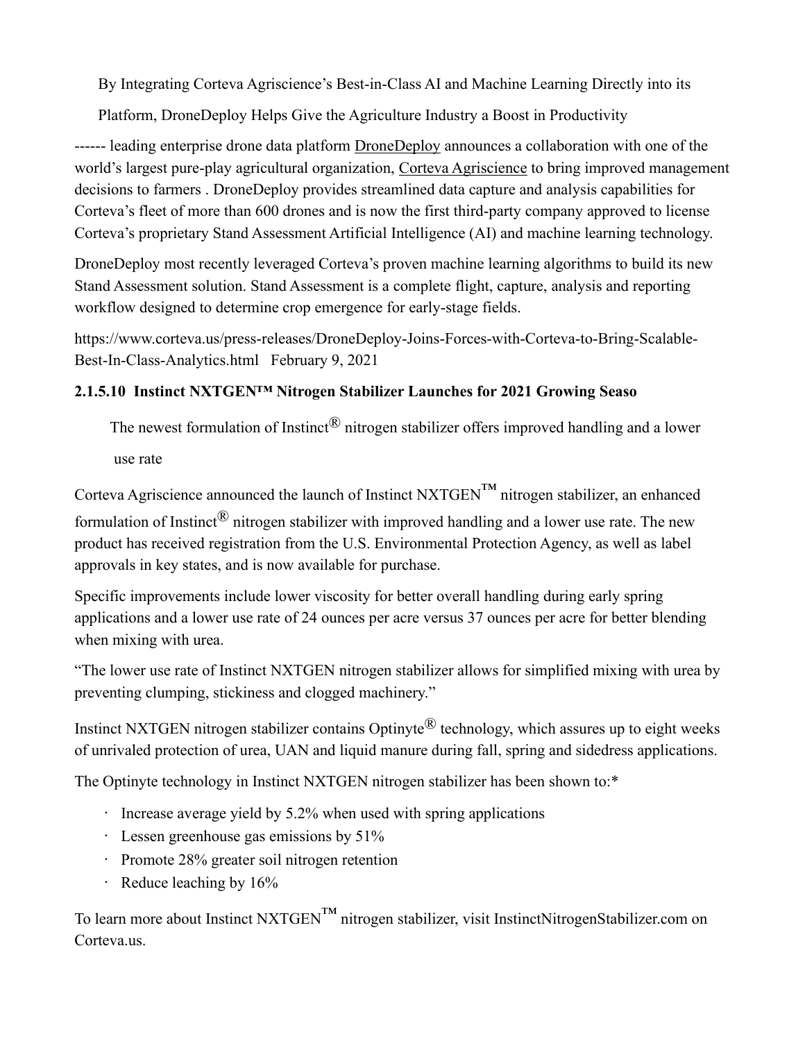By Integrating Corteva Agriscience's Best-in-Class AI and Machine Learning Directly into its Platform, DroneDeploy Helps Give the Agriculture Industry a Boost in Productivity

------ leading enterprise drone data platform DroneDeploy announces a collaboration with one of the world's largest pure-play agricultural organization, Corteva Agriscience to bring improved management decisions to farmers . DroneDeploy provides streamlined data capture and analysis capabilities for Corteva's fleet of more than 600 drones and is now the first third-party company approved to license Corteva's proprietary Stand Assessment Artificial Intelligence (AI) and machine learning technology.

DroneDeploy most recently leveraged Corteva's proven machine learning algorithms to build its new Stand Assessment solution. Stand Assessment is a complete flight, capture, analysis and reporting workflow designed to determine crop emergence for early-stage fields.

https://www.corteva.us/press-releases/DroneDeploy-Joins-Forces-with-Corteva-to-Bring-Scalable-Best-In-Class-Analytics.html February 9, 2021

### 2.1.5.10 Instinct NXTGEN™ Nitrogen Stabilizer Launches for 2021 Growing Seaso

The newest formulation of Instinct® nitrogen stabilizer offers improved handling and a lower use rate

Corteva Agriscience announced the launch of Instinct NXTGEN™ nitrogen stabilizer, an enhanced formulation of Instinct® nitrogen stabilizer with improved handling and a lower use rate. The new product has received registration from the U.S. Environmental Protection Agency, as well as label approvals in key states, and is now available for purchase.

Specific improvements include lower viscosity for better overall handling during early spring applications and a lower use rate of 24 ounces per acre versus 37 ounces per acre for better blending when mixing with urea.

"The lower use rate of Instinct NXTGEN nitrogen stabilizer allows for simplified mixing with urea by preventing clumping, stickiness and clogged machinery."

Instinct NXTGEN nitrogen stabilizer contains Optinyte® technology, which assures up to eight weeks of unrivaled protection of urea, UAN and liquid manure during fall, spring and sidedress applications.

The Optinyte technology in Instinct NXTGEN nitrogen stabilizer has been shown to:*

- Increase average yield by 5.2% when used with spring applications
- Lessen greenhouse gas emissions by 51%
- Promote 28% greater soil nitrogen retention
- Reduce leaching by 16%

To learn more about Instinct NXTGEN™ nitrogen stabilizer, visit InstinctNitrogenStabilizer.com on Corteva.us.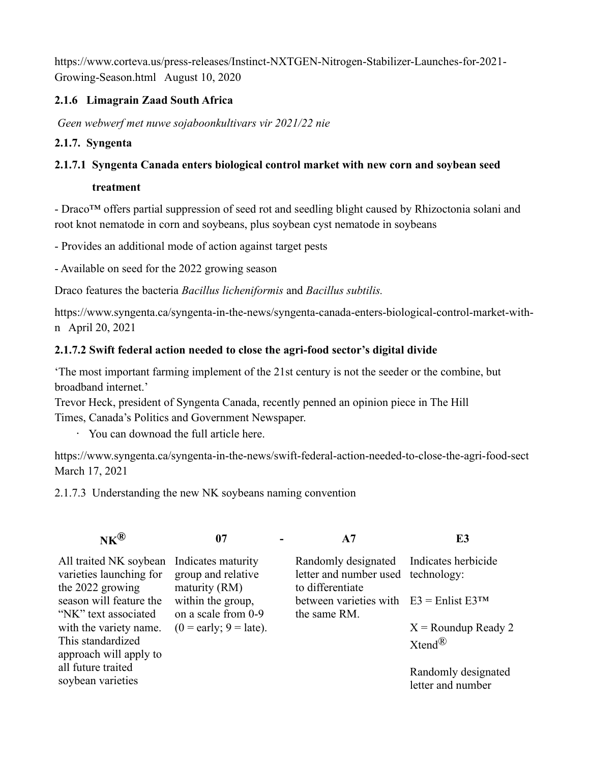https://www.corteva.us/press-releases/Instinct-NXTGEN-Nitrogen-Stabilizer-Launches-for-2021-Growing-Season.html August 10, 2020

### 2.1.6 Limagrain Zaad South Africa

*Geen webwerf met nuwe sojaboonkultivars vir 2021/22 nie*

### 2.1.7. Syngenta

#### 2.1.7.1 Syngenta Canada enters biological control market with new corn and soybean seed treatment

- Draco™ offers partial suppression of seed rot and seedling blight caused by Rhizoctonia solani and root knot nematode in corn and soybeans, plus soybean cyst nematode in soybeans

- Provides an additional mode of action against target pests

- Available on seed for the 2022 growing season

Draco features the bacteria *Bacillus licheniformis* and *Bacillus subtilis.*

https://www.syngenta.ca/syngenta-in-the-news/syngenta-canada-enters-biological-control-market-with-n April 20, 2021

#### 2.1.7.2 Swift federal action needed to close the agri-food sector's digital divide

'The most important farming implement of the 21st century is not the seeder or the combine, but broadband internet.'
Trevor Heck, president of Syngenta Canada, recently penned an opinion piece in The Hill Times, Canada's Politics and Government Newspaper.

- You can downoad the full article here.

https://www.syngenta.ca/syngenta-in-the-news/swift-federal-action-needed-to-close-the-agri-food-sect March 17, 2021

2.1.7.3 Understanding the new NK soybeans naming convention

| NK® | 07 | - | A7 | E3 |
|---|---|---|---|---|
| All traited NK soybean varieties launching for the 2022 growing season will feature the "NK" text associated with the variety name. This standardized approach will apply to all future traited soybean varieties | Indicates maturity group and relative maturity (RM) within the group, on a scale from 0-9 (0 = early; 9 = late). | | Randomly designated letter and number used to differentiate between varieties with the same RM. | Indicates herbicide technology:<br>E3 = Enlist E3™<br>X = Roundup Ready 2 Xtend®<br>Randomly designated letter and number |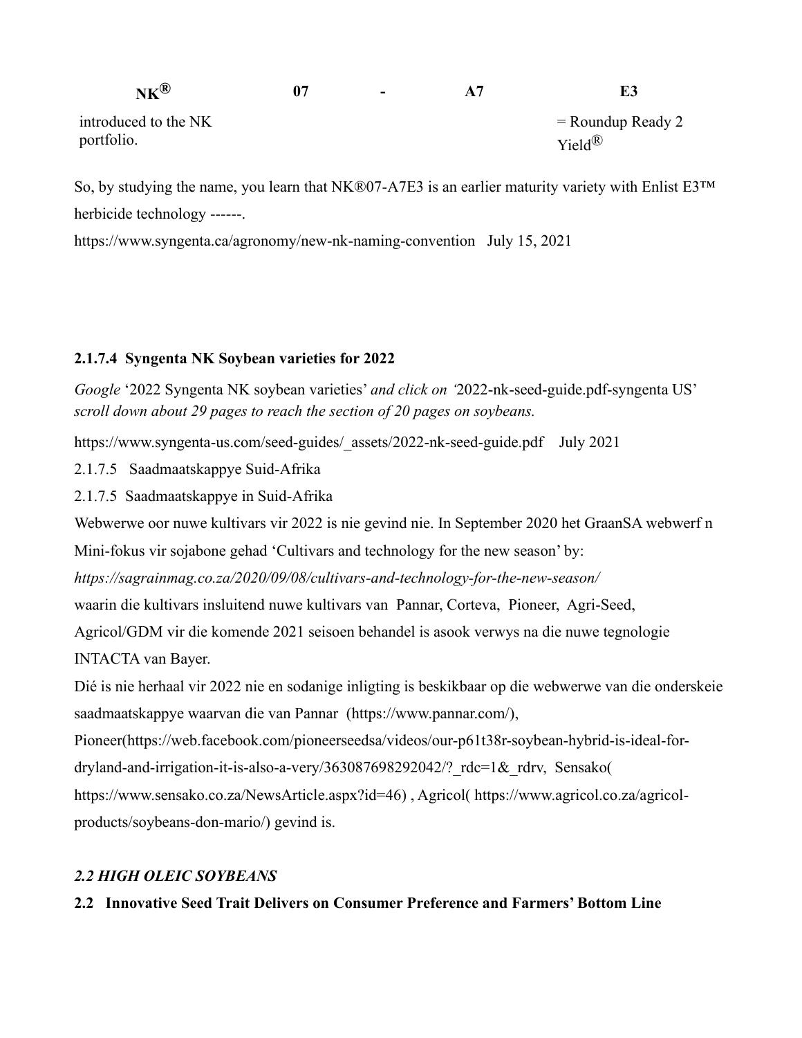| NK® | 07 | - | A7 | E3 |
|---|---|---|---|---|
| introduced to the NK portfolio. | | | | = Roundup Ready 2 Yield® |

So, by studying the name, you learn that NK®07-A7E3 is an earlier maturity variety with Enlist E3™ herbicide technology ------.

https://www.syngenta.ca/agronomy/new-nk-naming-convention   July 15, 2021

#### 2.1.7.4 Syngenta NK Soybean varieties for 2022

*Google* '2022 Syngenta NK soybean varieties' *and click on '*2022-nk-seed-guide.pdf-syngenta US' *scroll down about 29 pages to reach the section of 20 pages on soybeans.*

https://www.syngenta-us.com/seed-guides/_assets/2022-nk-seed-guide.pdf   July 2021

2.1.7.5 Saadmaatskappye Suid-Afrika

2.1.7.5 Saadmaatskappye in Suid-Afrika

Webwerwe oor nuwe kultivars vir 2022 is nie gevind nie. In September 2020 het GraanSA webwerf n Mini-fokus vir sojabone gehad 'Cultivars and technology for the new season' by:

*https://sagrainmag.co.za/2020/09/08/cultivars-and-technology-for-the-new-season/*

waarin die kultivars insluitend nuwe kultivars van Pannar, Corteva, Pioneer, Agri-Seed, Agricol/GDM vir die komende 2021 seisoen behandel is asook verwys na die nuwe tegnologie INTACTA van Bayer.

Dié is nie herhaal vir 2022 nie en sodanige inligting is beskikbaar op die webwerwe van die onderskeie saadmaatskappye waarvan die van Pannar (https://www.pannar.com/), Pioneer(https://web.facebook.com/pioneerseedsa/videos/our-p61t38r-soybean-hybrid-is-ideal-for-dryland-and-irrigation-it-is-also-a-very/363087698292042/?_rdc=1&_rdrv, Sensako( https://www.sensako.co.za/NewsArticle.aspx?id=46) , Agricol( https://www.agricol.co.za/agricol-products/soybeans-don-mario/) gevind is.

## *2.2 HIGH OLEIC SOYBEANS*

### 2.2 Innovative Seed Trait Delivers on Consumer Preference and Farmers' Bottom Line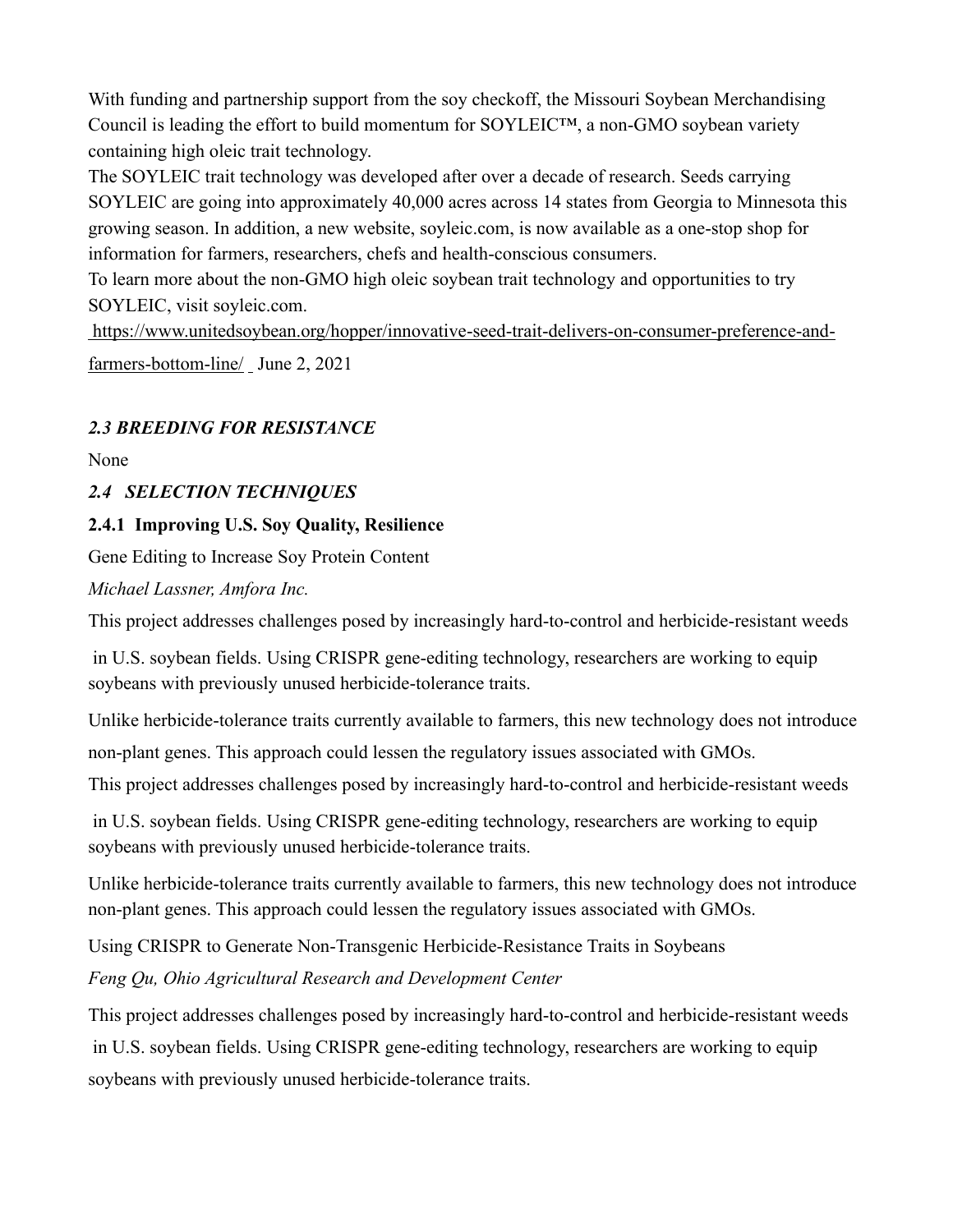With funding and partnership support from the soy checkoff, the Missouri Soybean Merchandising Council is leading the effort to build momentum for SOYLEIC™, a non-GMO soybean variety containing high oleic trait technology.

The SOYLEIC trait technology was developed after over a decade of research. Seeds carrying SOYLEIC are going into approximately 40,000 acres across 14 states from Georgia to Minnesota this growing season. In addition, a new website, soyleic.com, is now available as a one-stop shop for information for farmers, researchers, chefs and health-conscious consumers.

To learn more about the non-GMO high oleic soybean trait technology and opportunities to try SOYLEIC, visit soyleic.com.

https://www.unitedsoybean.org/hopper/innovative-seed-trait-delivers-on-consumer-preference-and-farmers-bottom-line/ June 2, 2021

### *2.3 BREEDING FOR RESISTANCE*

None

### *2.4 SELECTION TECHNIQUES*

#### 2.4.1 Improving U.S. Soy Quality, Resilience

Gene Editing to Increase Soy Protein Content

*Michael Lassner, Amfora Inc.*

This project addresses challenges posed by increasingly hard-to-control and herbicide-resistant weeds in U.S. soybean fields. Using CRISPR gene-editing technology, researchers are working to equip soybeans with previously unused herbicide-tolerance traits.

Unlike herbicide-tolerance traits currently available to farmers, this new technology does not introduce non-plant genes. This approach could lessen the regulatory issues associated with GMOs.

This project addresses challenges posed by increasingly hard-to-control and herbicide-resistant weeds in U.S. soybean fields. Using CRISPR gene-editing technology, researchers are working to equip soybeans with previously unused herbicide-tolerance traits.

Unlike herbicide-tolerance traits currently available to farmers, this new technology does not introduce non-plant genes. This approach could lessen the regulatory issues associated with GMOs.

Using CRISPR to Generate Non-Transgenic Herbicide-Resistance Traits in Soybeans

*Feng Qu, Ohio Agricultural Research and Development Center*

This project addresses challenges posed by increasingly hard-to-control and herbicide-resistant weeds in U.S. soybean fields. Using CRISPR gene-editing technology, researchers are working to equip soybeans with previously unused herbicide-tolerance traits.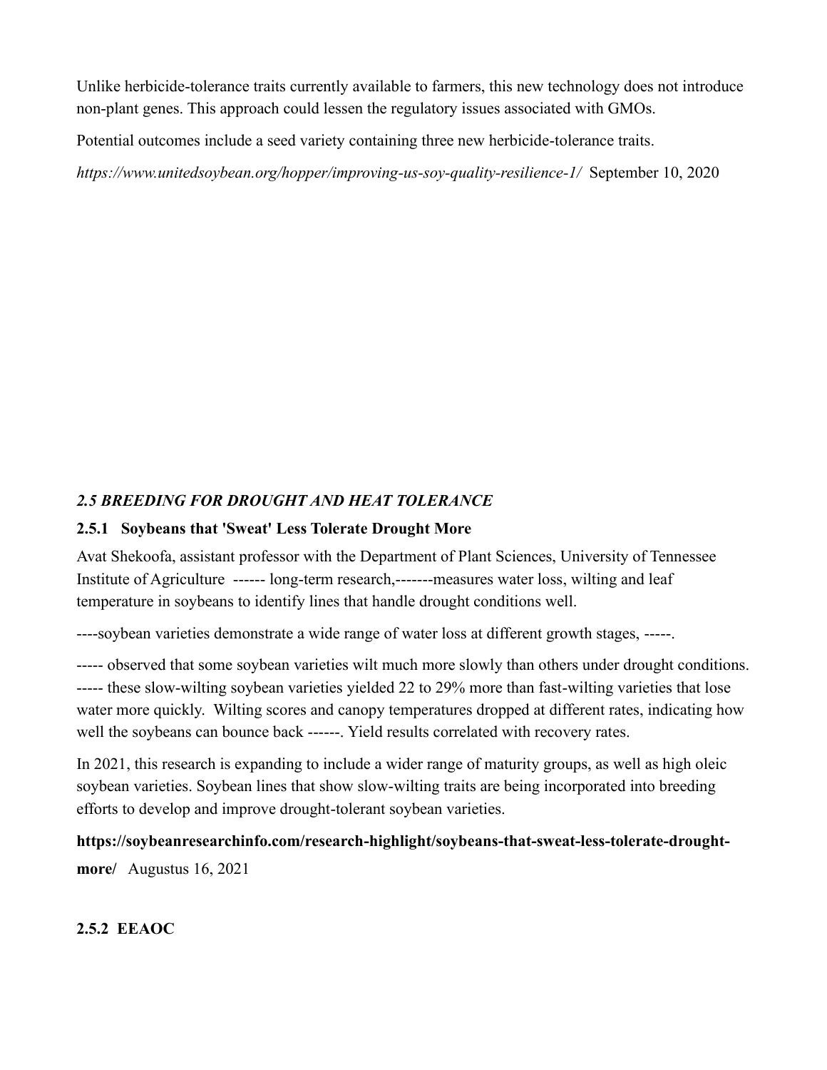Unlike herbicide-tolerance traits currently available to farmers, this new technology does not introduce non-plant genes. This approach could lessen the regulatory issues associated with GMOs.

Potential outcomes include a seed variety containing three new herbicide-tolerance traits.

*https://www.unitedsoybean.org/hopper/improving-us-soy-quality-resilience-1/* September 10, 2020

## *2.5 BREEDING FOR DROUGHT AND HEAT TOLERANCE*

### 2.5.1 Soybeans that 'Sweat' Less Tolerate Drought More

Avat Shekoofa, assistant professor with the Department of Plant Sciences, University of Tennessee Institute of Agriculture ------ long-term research,-------measures water loss, wilting and leaf temperature in soybeans to identify lines that handle drought conditions well.

----soybean varieties demonstrate a wide range of water loss at different growth stages, -----.

----- observed that some soybean varieties wilt much more slowly than others under drought conditions. ----- these slow-wilting soybean varieties yielded 22 to 29% more than fast-wilting varieties that lose water more quickly. Wilting scores and canopy temperatures dropped at different rates, indicating how well the soybeans can bounce back ------. Yield results correlated with recovery rates.

In 2021, this research is expanding to include a wider range of maturity groups, as well as high oleic soybean varieties. Soybean lines that show slow-wilting traits are being incorporated into breeding efforts to develop and improve drought-tolerant soybean varieties.

**https://soybeanresearchinfo.com/research-highlight/soybeans-that-sweat-less-tolerate-drought-more/** Augustus 16, 2021

### 2.5.2 EEAOC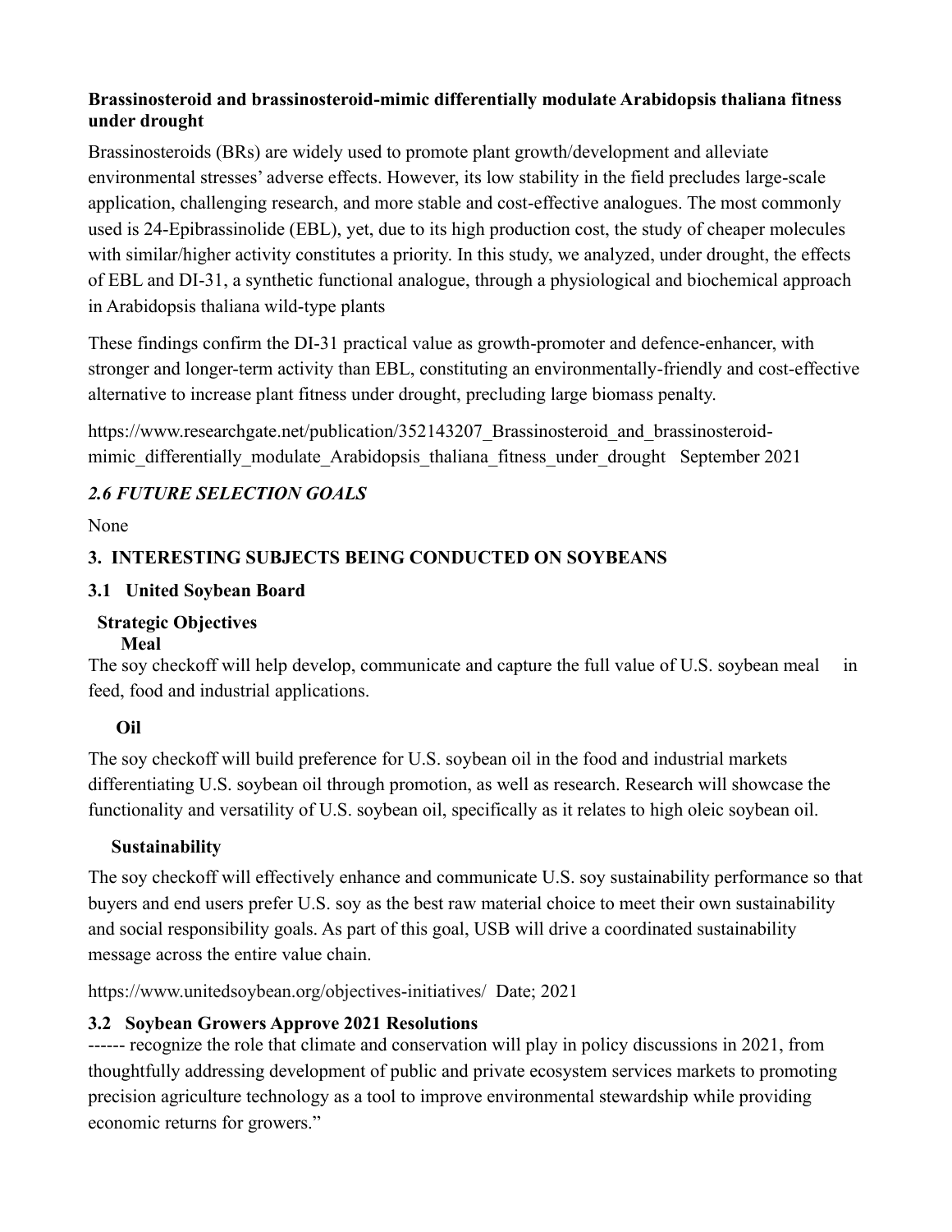**Brassinosteroid and brassinosteroid-mimic differentially modulate Arabidopsis thaliana fitness under drought**

Brassinosteroids (BRs) are widely used to promote plant growth/development and alleviate environmental stresses' adverse effects. However, its low stability in the field precludes large-scale application, challenging research, and more stable and cost-effective analogues. The most commonly used is 24-Epibrassinolide (EBL), yet, due to its high production cost, the study of cheaper molecules with similar/higher activity constitutes a priority. In this study, we analyzed, under drought, the effects of EBL and DI-31, a synthetic functional analogue, through a physiological and biochemical approach in Arabidopsis thaliana wild-type plants

These findings confirm the DI-31 practical value as growth-promoter and defence-enhancer, with stronger and longer-term activity than EBL, constituting an environmentally-friendly and cost-effective alternative to increase plant fitness under drought, precluding large biomass penalty.

https://www.researchgate.net/publication/352143207_Brassinosteroid_and_brassinosteroid-mimic_differentially_modulate_Arabidopsis_thaliana_fitness_under_drought September 2021

### *2.6 FUTURE SELECTION GOALS*

None

## 3. INTERESTING SUBJECTS BEING CONDUCTED ON SOYBEANS

### 3.1 United Soybean Board

**Strategic Objectives**

**Meal**

The soy checkoff will help develop, communicate and capture the full value of U.S. soybean meal in feed, food and industrial applications.

**Oil**

The soy checkoff will build preference for U.S. soybean oil in the food and industrial markets differentiating U.S. soybean oil through promotion, as well as research. Research will showcase the functionality and versatility of U.S. soybean oil, specifically as it relates to high oleic soybean oil.

**Sustainability**

The soy checkoff will effectively enhance and communicate U.S. soy sustainability performance so that buyers and end users prefer U.S. soy as the best raw material choice to meet their own sustainability and social responsibility goals. As part of this goal, USB will drive a coordinated sustainability message across the entire value chain.

https://www.unitedsoybean.org/objectives-initiatives/ Date; 2021

### 3.2 Soybean Growers Approve 2021 Resolutions

------ recognize the role that climate and conservation will play in policy discussions in 2021, from thoughtfully addressing development of public and private ecosystem services markets to promoting precision agriculture technology as a tool to improve environmental stewardship while providing economic returns for growers."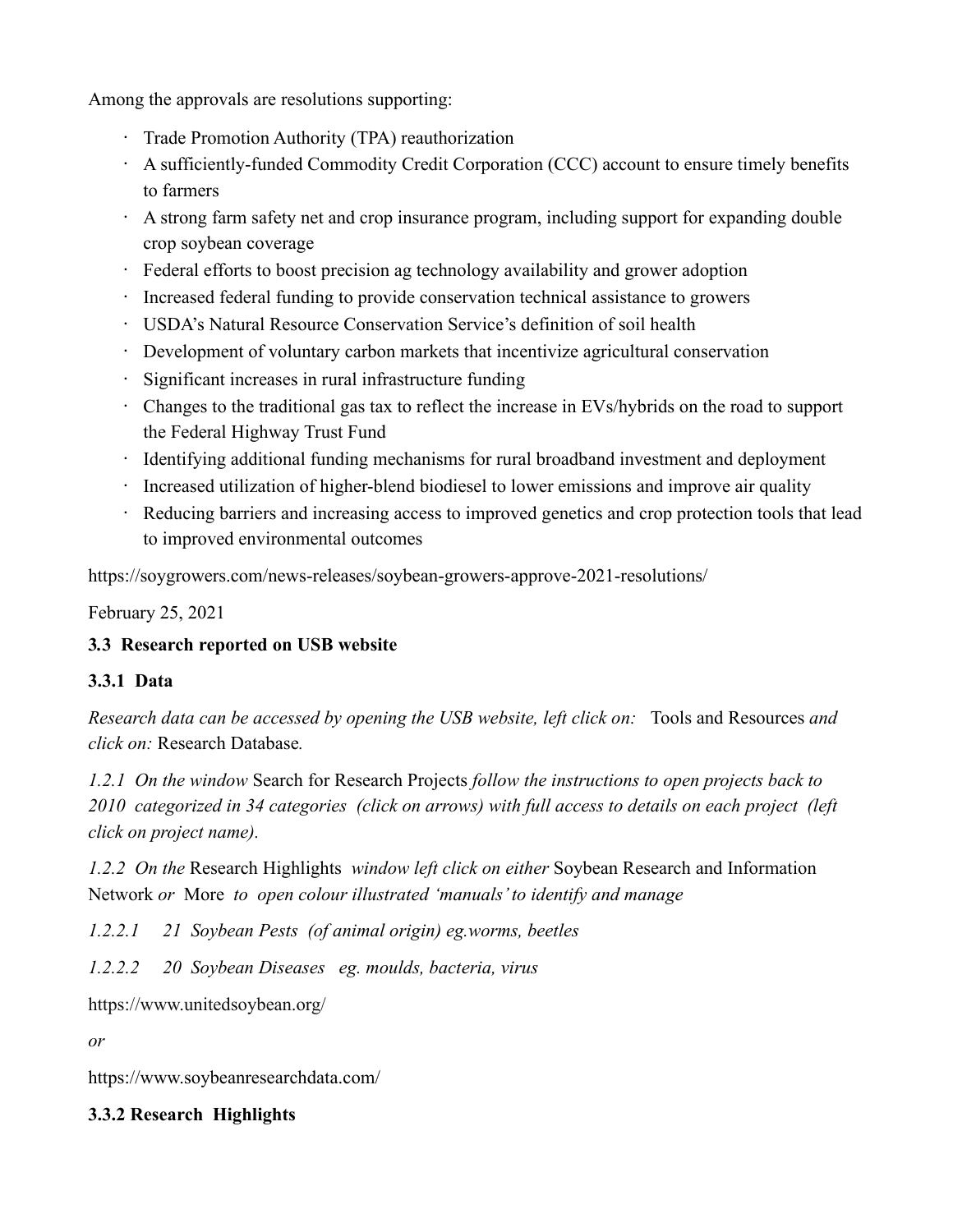Among the approvals are resolutions supporting:

- Trade Promotion Authority (TPA) reauthorization
- A sufficiently-funded Commodity Credit Corporation (CCC) account to ensure timely benefits to farmers
- A strong farm safety net and crop insurance program, including support for expanding double crop soybean coverage
- Federal efforts to boost precision ag technology availability and grower adoption
- Increased federal funding to provide conservation technical assistance to growers
- USDA's Natural Resource Conservation Service's definition of soil health
- Development of voluntary carbon markets that incentivize agricultural conservation
- Significant increases in rural infrastructure funding
- Changes to the traditional gas tax to reflect the increase in EVs/hybrids on the road to support the Federal Highway Trust Fund
- Identifying additional funding mechanisms for rural broadband investment and deployment
- Increased utilization of higher-blend biodiesel to lower emissions and improve air quality
- Reducing barriers and increasing access to improved genetics and crop protection tools that lead to improved environmental outcomes

https://soygrowers.com/news-releases/soybean-growers-approve-2021-resolutions/

February 25, 2021

**3.3 Research reported on USB website**

**3.3.1 Data**

*Research data can be accessed by opening the USB website, left click on:* Tools and Resources *and click on:* Research Database*.*

*1.2.1 On the window* Search for Research Projects *follow the instructions to open projects back to 2010 categorized in 34 categories (click on arrows) with full access to details on each project (left click on project name).*

*1.2.2 On the* Research Highlights *window left click on either* Soybean Research and Information Network *or* More *to open colour illustrated 'manuals' to identify and manage*

*1.2.2.1 21 Soybean Pests (of animal origin) eg.worms, beetles*

*1.2.2.2 20 Soybean Diseases eg. moulds, bacteria, virus*

https://www.unitedsoybean.org/

*or*

https://www.soybeanresearchdata.com/

**3.3.2 Research Highlights**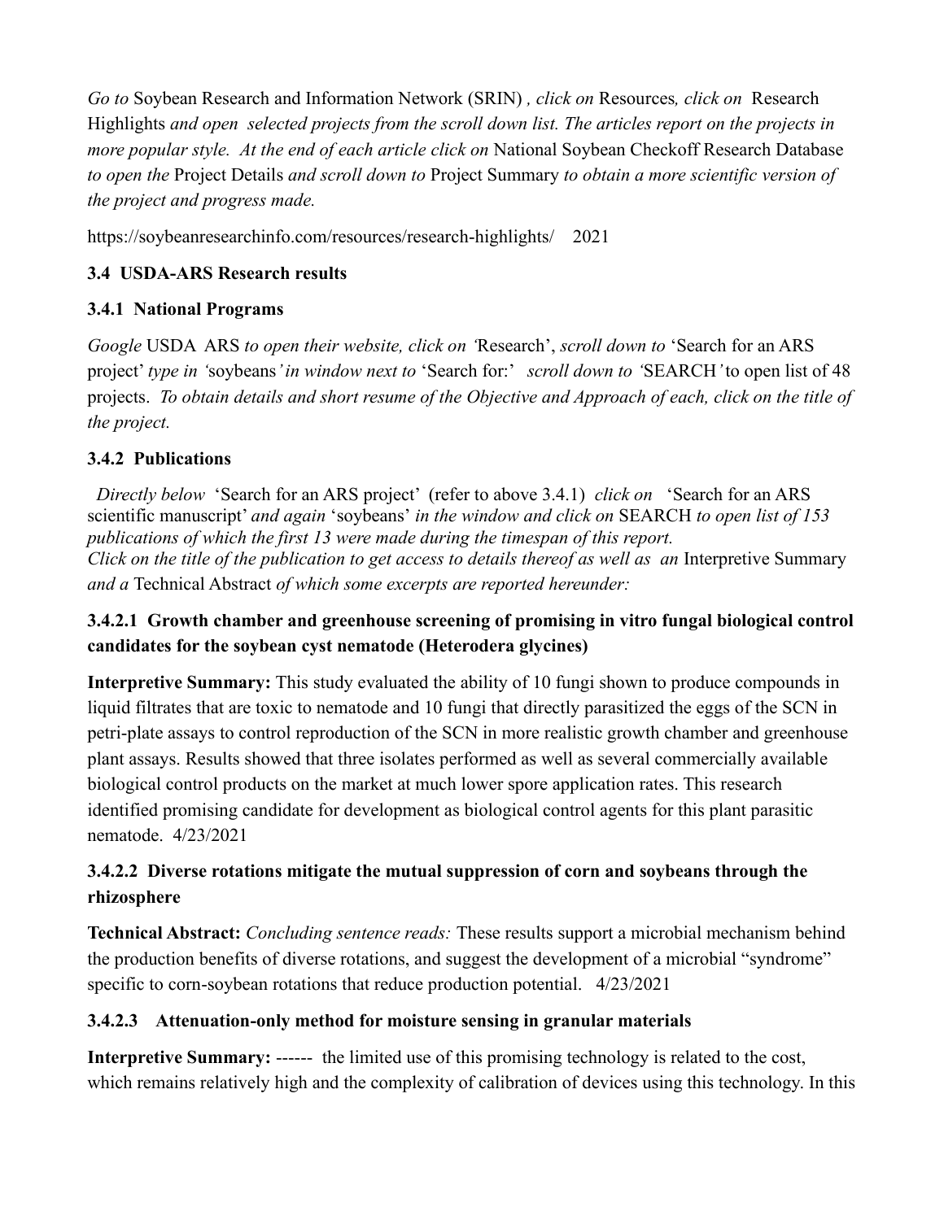*Go to* Soybean Research and Information Network (SRIN) *, click on* Resources*, click on* Research Highlights *and open selected projects from the scroll down list. The articles report on the projects in more popular style. At the end of each article click on* National Soybean Checkoff Research Database *to open the* Project Details *and scroll down to* Project Summary *to obtain a more scientific version of the project and progress made.*

https://soybeanresearchinfo.com/resources/research-highlights/ 2021

### 3.4 USDA-ARS Research results

#### 3.4.1 National Programs

*Google* USDA ARS *to open their website, click on '*Research', *scroll down to* 'Search for an ARS project' *type in '*soybeans*' in window next to* 'Search for:' *scroll down to '*SEARCH*'* to open list of 48 projects. *To obtain details and short resume of the Objective and Approach of each, click on the title of the project.*

#### 3.4.2 Publications

*Directly below* 'Search for an ARS project' (refer to above 3.4.1) *click on* 'Search for an ARS scientific manuscript' *and again* 'soybeans' *in the window and click on* SEARCH *to open list of 153 publications of which the first 13 were made during the timespan of this report.*
*Click on the title of the publication to get access to details thereof as well as an* Interpretive Summary *and a* Technical Abstract *of which some excerpts are reported hereunder:*

##### 3.4.2.1 Growth chamber and greenhouse screening of promising in vitro fungal biological control candidates for the soybean cyst nematode (Heterodera glycines)

**Interpretive Summary:** This study evaluated the ability of 10 fungi shown to produce compounds in liquid filtrates that are toxic to nematode and 10 fungi that directly parasitized the eggs of the SCN in petri-plate assays to control reproduction of the SCN in more realistic growth chamber and greenhouse plant assays. Results showed that three isolates performed as well as several commercially available biological control products on the market at much lower spore application rates. This research identified promising candidate for development as biological control agents for this plant parasitic nematode. 4/23/2021

##### 3.4.2.2 Diverse rotations mitigate the mutual suppression of corn and soybeans through the rhizosphere

**Technical Abstract:** *Concluding sentence reads:* These results support a microbial mechanism behind the production benefits of diverse rotations, and suggest the development of a microbial "syndrome" specific to corn-soybean rotations that reduce production potential. 4/23/2021

##### 3.4.2.3 Attenuation-only method for moisture sensing in granular materials

**Interpretive Summary:** ------ the limited use of this promising technology is related to the cost, which remains relatively high and the complexity of calibration of devices using this technology. In this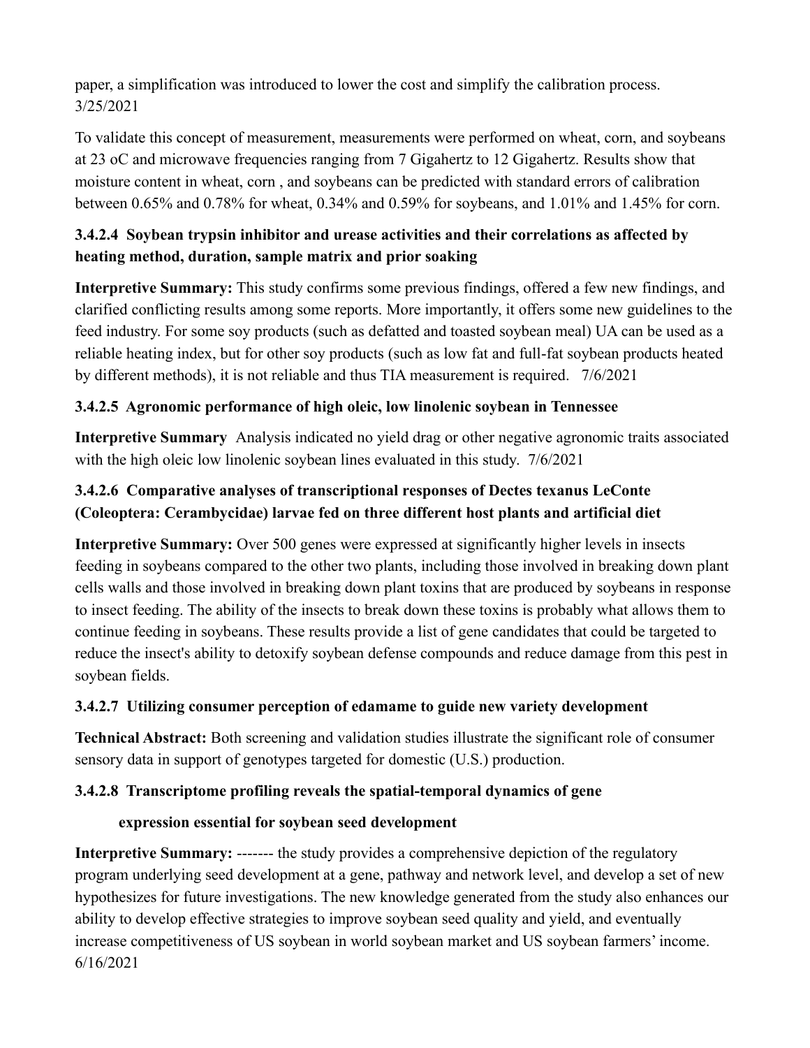paper, a simplification was introduced to lower the cost and simplify the calibration process. 3/25/2021

To validate this concept of measurement, measurements were performed on wheat, corn, and soybeans at 23 oC and microwave frequencies ranging from 7 Gigahertz to 12 Gigahertz. Results show that moisture content in wheat, corn , and soybeans can be predicted with standard errors of calibration between 0.65% and 0.78% for wheat, 0.34% and 0.59% for soybeans, and 1.01% and 1.45% for corn.

### 3.4.2.4 Soybean trypsin inhibitor and urease activities and their correlations as affected by heating method, duration, sample matrix and prior soaking

**Interpretive Summary:** This study confirms some previous findings, offered a few new findings, and clarified conflicting results among some reports. More importantly, it offers some new guidelines to the feed industry. For some soy products (such as defatted and toasted soybean meal) UA can be used as a reliable heating index, but for other soy products (such as low fat and full-fat soybean products heated by different methods), it is not reliable and thus TIA measurement is required. 7/6/2021

### 3.4.2.5 Agronomic performance of high oleic, low linolenic soybean in Tennessee

**Interpretive Summary** Analysis indicated no yield drag or other negative agronomic traits associated with the high oleic low linolenic soybean lines evaluated in this study. 7/6/2021

### 3.4.2.6 Comparative analyses of transcriptional responses of Dectes texanus LeConte (Coleoptera: Cerambycidae) larvae fed on three different host plants and artificial diet

**Interpretive Summary:** Over 500 genes were expressed at significantly higher levels in insects feeding in soybeans compared to the other two plants, including those involved in breaking down plant cells walls and those involved in breaking down plant toxins that are produced by soybeans in response to insect feeding. The ability of the insects to break down these toxins is probably what allows them to continue feeding in soybeans. These results provide a list of gene candidates that could be targeted to reduce the insect's ability to detoxify soybean defense compounds and reduce damage from this pest in soybean fields.

### 3.4.2.7 Utilizing consumer perception of edamame to guide new variety development

**Technical Abstract:** Both screening and validation studies illustrate the significant role of consumer sensory data in support of genotypes targeted for domestic (U.S.) production.

### 3.4.2.8 Transcriptome profiling reveals the spatial-temporal dynamics of gene expression essential for soybean seed development

**Interpretive Summary:** ------- the study provides a comprehensive depiction of the regulatory program underlying seed development at a gene, pathway and network level, and develop a set of new hypothesizes for future investigations. The new knowledge generated from the study also enhances our ability to develop effective strategies to improve soybean seed quality and yield, and eventually increase competitiveness of US soybean in world soybean market and US soybean farmers' income. 6/16/2021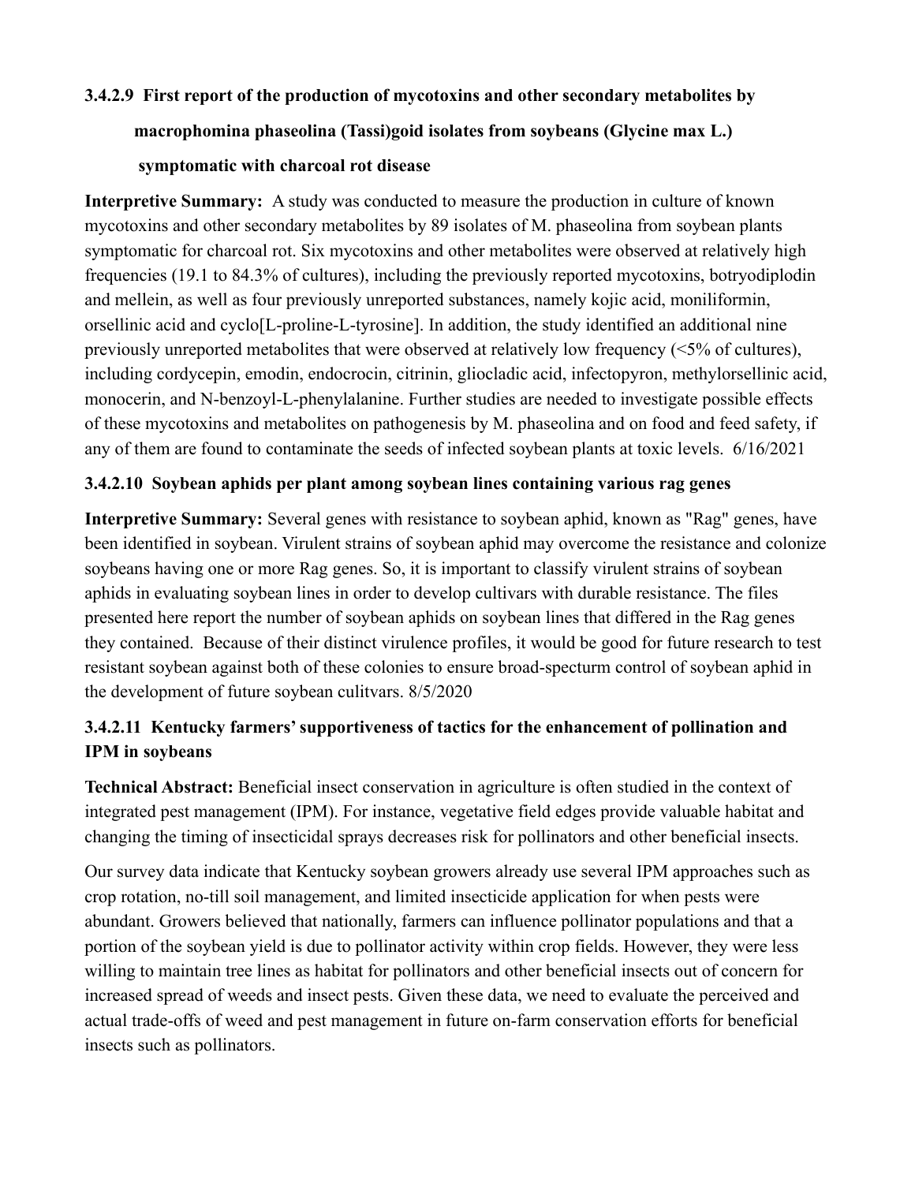### 3.4.2.9 First report of the production of mycotoxins and other secondary metabolites by macrophomina phaseolina (Tassi)goid isolates from soybeans (Glycine max L.) symptomatic with charcoal rot disease

**Interpretive Summary:** A study was conducted to measure the production in culture of known mycotoxins and other secondary metabolites by 89 isolates of M. phaseolina from soybean plants symptomatic for charcoal rot. Six mycotoxins and other metabolites were observed at relatively high frequencies (19.1 to 84.3% of cultures), including the previously reported mycotoxins, botryodiplodin and mellein, as well as four previously unreported substances, namely kojic acid, moniliformin, orsellinic acid and cyclo[L-proline-L-tyrosine]. In addition, the study identified an additional nine previously unreported metabolites that were observed at relatively low frequency (<5% of cultures), including cordycepin, emodin, endocrocin, citrinin, gliocladic acid, infectopyron, methylorsellinic acid, monocerin, and N-benzoyl-L-phenylalanine. Further studies are needed to investigate possible effects of these mycotoxins and metabolites on pathogenesis by M. phaseolina and on food and feed safety, if any of them are found to contaminate the seeds of infected soybean plants at toxic levels. 6/16/2021

### 3.4.2.10 Soybean aphids per plant among soybean lines containing various rag genes

**Interpretive Summary:** Several genes with resistance to soybean aphid, known as "Rag" genes, have been identified in soybean. Virulent strains of soybean aphid may overcome the resistance and colonize soybeans having one or more Rag genes. So, it is important to classify virulent strains of soybean aphids in evaluating soybean lines in order to develop cultivars with durable resistance. The files presented here report the number of soybean aphids on soybean lines that differed in the Rag genes they contained. Because of their distinct virulence profiles, it would be good for future research to test resistant soybean against both of these colonies to ensure broad-specturm control of soybean aphid in the development of future soybean culitvars. 8/5/2020

### 3.4.2.11 Kentucky farmers' supportiveness of tactics for the enhancement of pollination and IPM in soybeans

**Technical Abstract:** Beneficial insect conservation in agriculture is often studied in the context of integrated pest management (IPM). For instance, vegetative field edges provide valuable habitat and changing the timing of insecticidal sprays decreases risk for pollinators and other beneficial insects.

Our survey data indicate that Kentucky soybean growers already use several IPM approaches such as crop rotation, no-till soil management, and limited insecticide application for when pests were abundant. Growers believed that nationally, farmers can influence pollinator populations and that a portion of the soybean yield is due to pollinator activity within crop fields. However, they were less willing to maintain tree lines as habitat for pollinators and other beneficial insects out of concern for increased spread of weeds and insect pests. Given these data, we need to evaluate the perceived and actual trade-offs of weed and pest management in future on-farm conservation efforts for beneficial insects such as pollinators.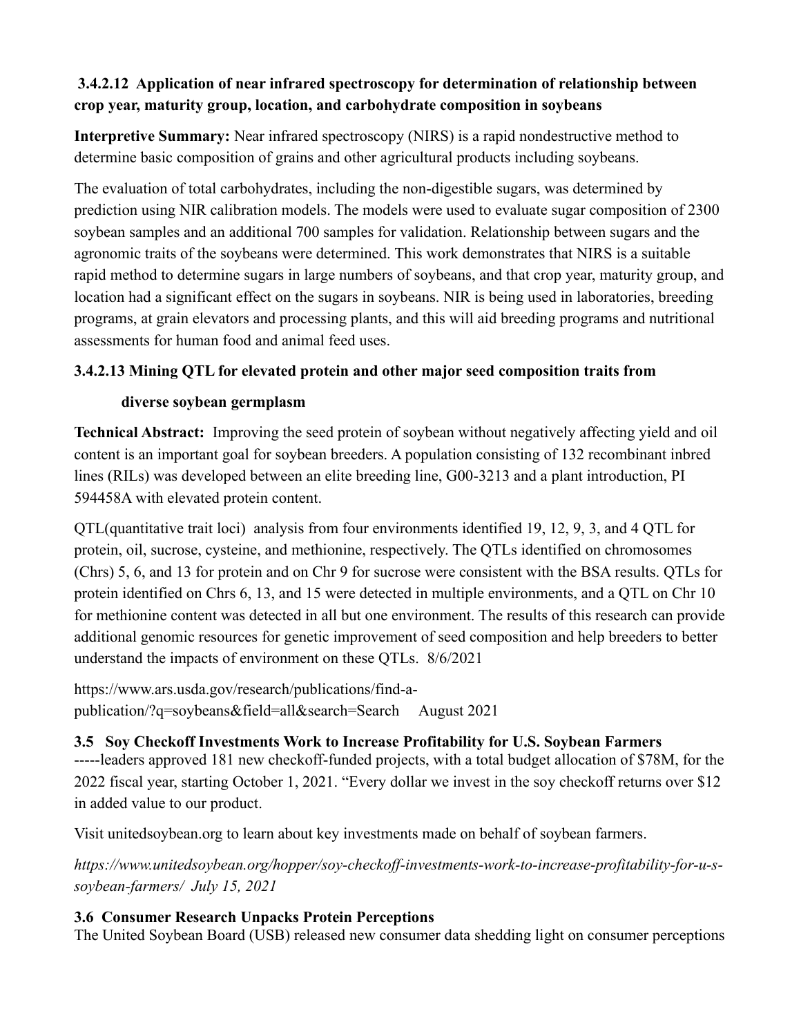### 3.4.2.12 Application of near infrared spectroscopy for determination of relationship between crop year, maturity group, location, and carbohydrate composition in soybeans

**Interpretive Summary:** Near infrared spectroscopy (NIRS) is a rapid nondestructive method to determine basic composition of grains and other agricultural products including soybeans.

The evaluation of total carbohydrates, including the non-digestible sugars, was determined by prediction using NIR calibration models. The models were used to evaluate sugar composition of 2300 soybean samples and an additional 700 samples for validation. Relationship between sugars and the agronomic traits of the soybeans were determined. This work demonstrates that NIRS is a suitable rapid method to determine sugars in large numbers of soybeans, and that crop year, maturity group, and location had a significant effect on the sugars in soybeans. NIR is being used in laboratories, breeding programs, at grain elevators and processing plants, and this will aid breeding programs and nutritional assessments for human food and animal feed uses.

### 3.4.2.13 Mining QTL for elevated protein and other major seed composition traits from diverse soybean germplasm

**Technical Abstract:** Improving the seed protein of soybean without negatively affecting yield and oil content is an important goal for soybean breeders. A population consisting of 132 recombinant inbred lines (RILs) was developed between an elite breeding line, G00-3213 and a plant introduction, PI 594458A with elevated protein content.

QTL(quantitative trait loci) analysis from four environments identified 19, 12, 9, 3, and 4 QTL for protein, oil, sucrose, cysteine, and methionine, respectively. The QTLs identified on chromosomes (Chrs) 5, 6, and 13 for protein and on Chr 9 for sucrose were consistent with the BSA results. QTLs for protein identified on Chrs 6, 13, and 15 were detected in multiple environments, and a QTL on Chr 10 for methionine content was detected in all but one environment. The results of this research can provide additional genomic resources for genetic improvement of seed composition and help breeders to better understand the impacts of environment on these QTLs. 8/6/2021

https://www.ars.usda.gov/research/publications/find-a-publication/?q=soybeans&field=all&search=Search August 2021

### 3.5 Soy Checkoff Investments Work to Increase Profitability for U.S. Soybean Farmers

-----leaders approved 181 new checkoff-funded projects, with a total budget allocation of $78M, for the 2022 fiscal year, starting October 1, 2021. "Every dollar we invest in the soy checkoff returns over $12 in added value to our product.

Visit unitedsoybean.org to learn about key investments made on behalf of soybean farmers.

*https://www.unitedsoybean.org/hopper/soy-checkoff-investments-work-to-increase-profitability-for-u-s-soybean-farmers/ July 15, 2021*

### 3.6 Consumer Research Unpacks Protein Perceptions

The United Soybean Board (USB) released new consumer data shedding light on consumer perceptions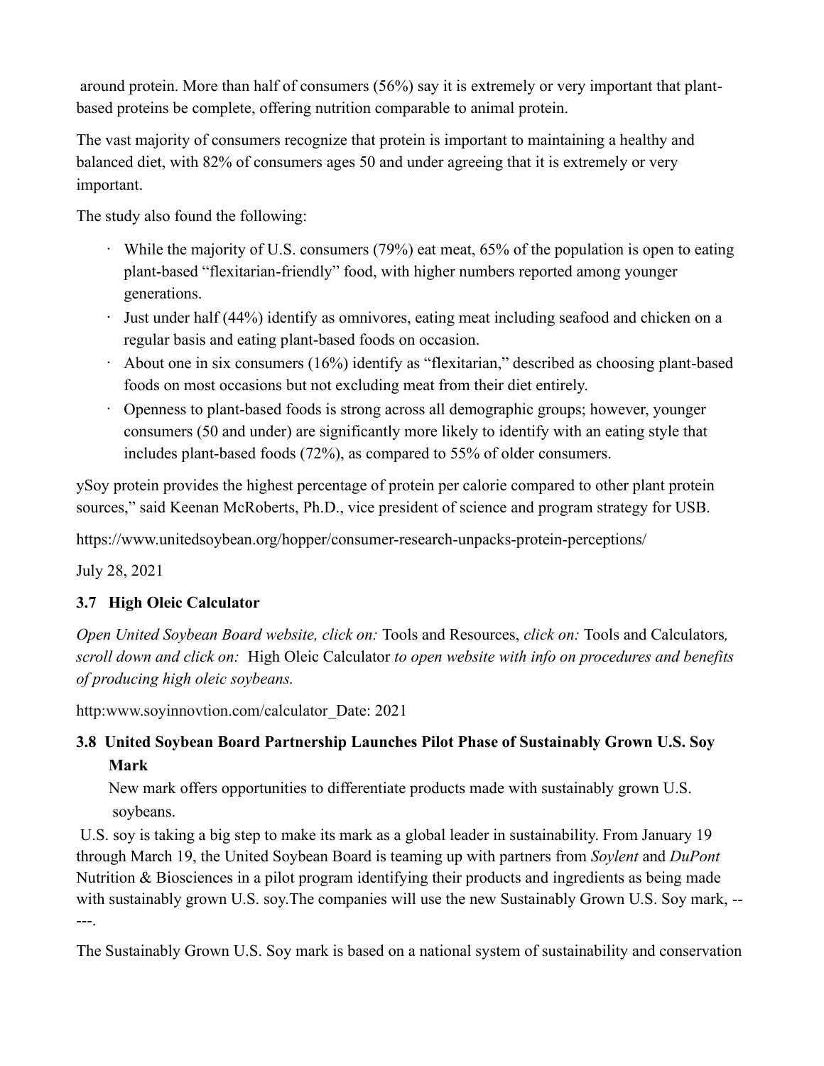around protein. More than half of consumers (56%) say it is extremely or very important that plant-based proteins be complete, offering nutrition comparable to animal protein.

The vast majority of consumers recognize that protein is important to maintaining a healthy and balanced diet, with 82% of consumers ages 50 and under agreeing that it is extremely or very important.

The study also found the following:

- While the majority of U.S. consumers (79%) eat meat, 65% of the population is open to eating plant-based "flexitarian-friendly" food, with higher numbers reported among younger generations.
- Just under half (44%) identify as omnivores, eating meat including seafood and chicken on a regular basis and eating plant-based foods on occasion.
- About one in six consumers (16%) identify as "flexitarian," described as choosing plant-based foods on most occasions but not excluding meat from their diet entirely.
- Openness to plant-based foods is strong across all demographic groups; however, younger consumers (50 and under) are significantly more likely to identify with an eating style that includes plant-based foods (72%), as compared to 55% of older consumers.

ySoy protein provides the highest percentage of protein per calorie compared to other plant protein sources," said Keenan McRoberts, Ph.D., vice president of science and program strategy for USB.

https://www.unitedsoybean.org/hopper/consumer-research-unpacks-protein-perceptions/

July 28, 2021

### 3.7 High Oleic Calculator

*Open United Soybean Board website, click on:* Tools and Resources, *click on:* Tools and Calculators*, scroll down and click on:* High Oleic Calculator *to open website with info on procedures and benefits of producing high oleic soybeans.*

http:www.soyinnovtion.com/calculator_Date: 2021

### 3.8 United Soybean Board Partnership Launches Pilot Phase of Sustainably Grown U.S. Soy Mark

New mark offers opportunities to differentiate products made with sustainably grown U.S. soybeans.

U.S. soy is taking a big step to make its mark as a global leader in sustainability. From January 19 through March 19, the United Soybean Board is teaming up with partners from *Soylent* and *DuPont* Nutrition & Biosciences in a pilot program identifying their products and ingredients as being made with sustainably grown U.S. soy.The companies will use the new Sustainably Grown U.S. Soy mark, -----.

The Sustainably Grown U.S. Soy mark is based on a national system of sustainability and conservation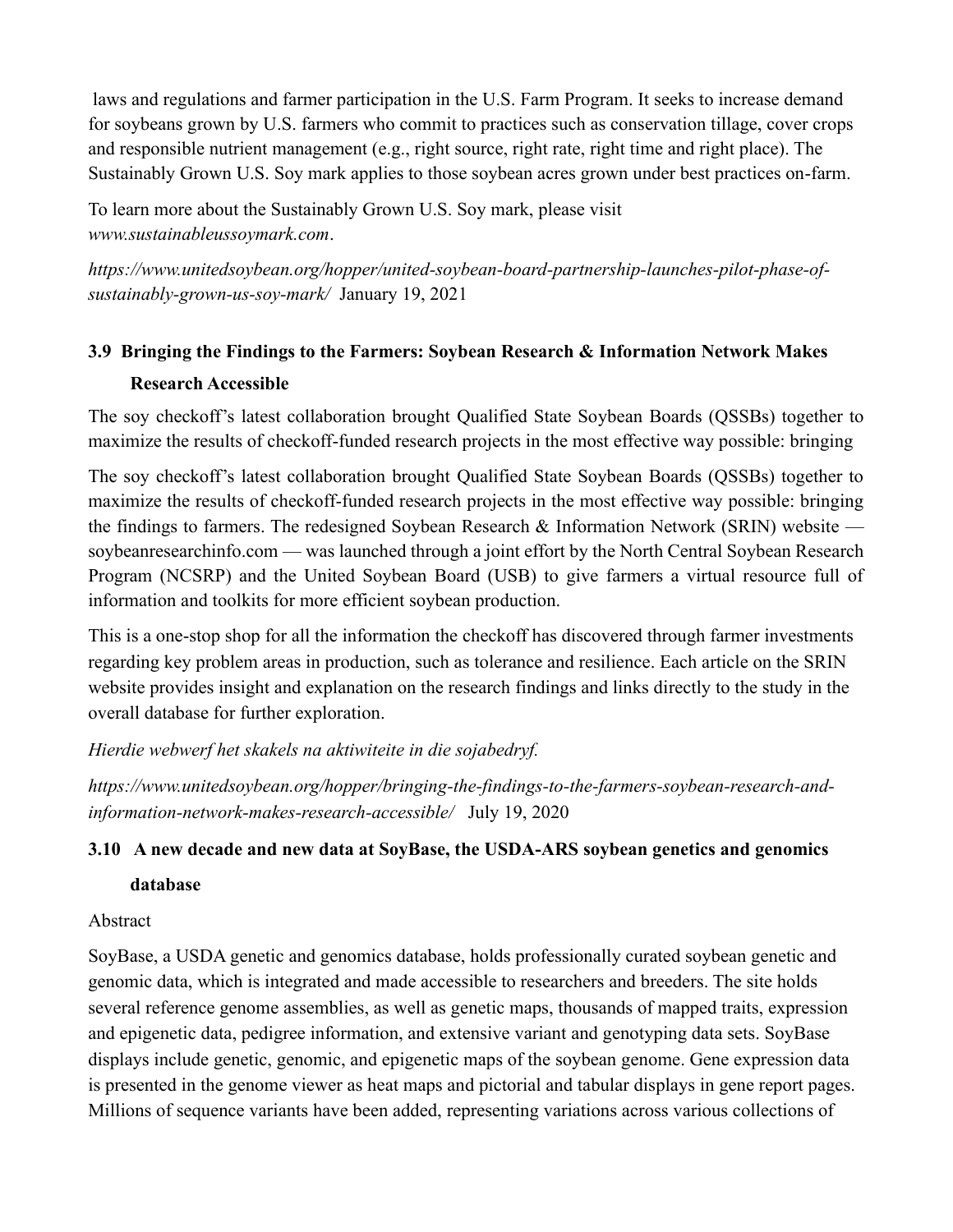laws and regulations and farmer participation in the U.S. Farm Program. It seeks to increase demand for soybeans grown by U.S. farmers who commit to practices such as conservation tillage, cover crops and responsible nutrient management (e.g., right source, right rate, right time and right place). The Sustainably Grown U.S. Soy mark applies to those soybean acres grown under best practices on-farm.

To learn more about the Sustainably Grown U.S. Soy mark, please visit *www.sustainableussoymark.com*.

*https://www.unitedsoybean.org/hopper/united-soybean-board-partnership-launches-pilot-phase-of-sustainably-grown-us-soy-mark/* January 19, 2021

### 3.9 Bringing the Findings to the Farmers: Soybean Research & Information Network Makes Research Accessible

The soy checkoff's latest collaboration brought Qualified State Soybean Boards (QSSBs) together to maximize the results of checkoff-funded research projects in the most effective way possible: bringing

The soy checkoff's latest collaboration brought Qualified State Soybean Boards (QSSBs) together to maximize the results of checkoff-funded research projects in the most effective way possible: bringing the findings to farmers. The redesigned Soybean Research & Information Network (SRIN) website — soybeanresearchinfo.com — was launched through a joint effort by the North Central Soybean Research Program (NCSRP) and the United Soybean Board (USB) to give farmers a virtual resource full of information and toolkits for more efficient soybean production.

This is a one-stop shop for all the information the checkoff has discovered through farmer investments regarding key problem areas in production, such as tolerance and resilience. Each article on the SRIN website provides insight and explanation on the research findings and links directly to the study in the overall database for further exploration.

*Hierdie webwerf het skakels na aktiwiteite in die sojabedryf.*

*https://www.unitedsoybean.org/hopper/bringing-the-findings-to-the-farmers-soybean-research-and-information-network-makes-research-accessible/* July 19, 2020

### 3.10 A new decade and new data at SoyBase, the USDA-ARS soybean genetics and genomics database

Abstract

SoyBase, a USDA genetic and genomics database, holds professionally curated soybean genetic and genomic data, which is integrated and made accessible to researchers and breeders. The site holds several reference genome assemblies, as well as genetic maps, thousands of mapped traits, expression and epigenetic data, pedigree information, and extensive variant and genotyping data sets. SoyBase displays include genetic, genomic, and epigenetic maps of the soybean genome. Gene expression data is presented in the genome viewer as heat maps and pictorial and tabular displays in gene report pages. Millions of sequence variants have been added, representing variations across various collections of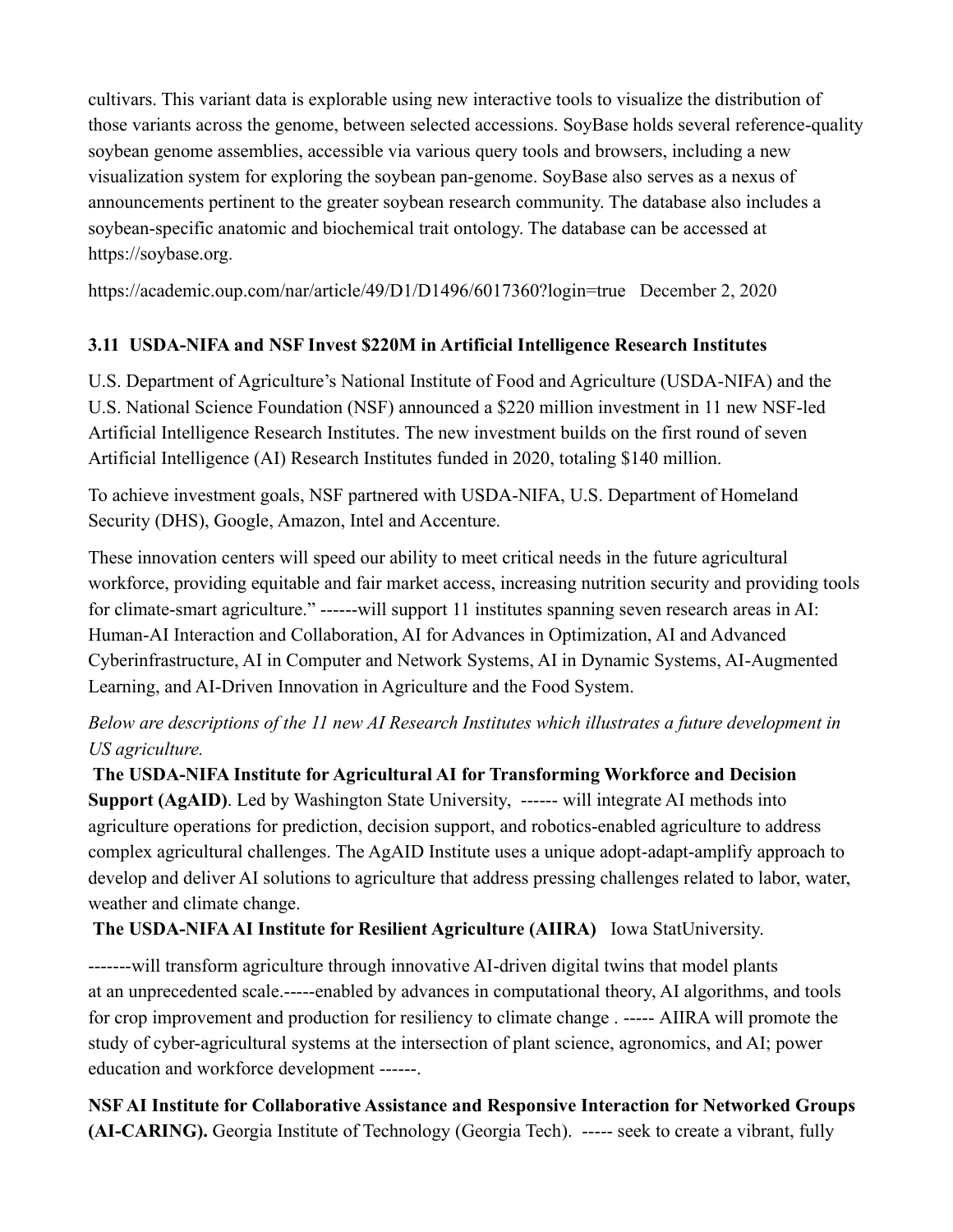cultivars. This variant data is explorable using new interactive tools to visualize the distribution of those variants across the genome, between selected accessions. SoyBase holds several reference-quality soybean genome assemblies, accessible via various query tools and browsers, including a new visualization system for exploring the soybean pan-genome. SoyBase also serves as a nexus of announcements pertinent to the greater soybean research community. The database also includes a soybean-specific anatomic and biochemical trait ontology. The database can be accessed at https://soybase.org.

https://academic.oup.com/nar/article/49/D1/D1496/6017360?login=true December 2, 2020

### 3.11 USDA-NIFA and NSF Invest $220M in Artificial Intelligence Research Institutes

U.S. Department of Agriculture's National Institute of Food and Agriculture (USDA-NIFA) and the U.S. National Science Foundation (NSF) announced a $220 million investment in 11 new NSF-led Artificial Intelligence Research Institutes. The new investment builds on the first round of seven Artificial Intelligence (AI) Research Institutes funded in 2020, totaling $140 million.

To achieve investment goals, NSF partnered with USDA-NIFA, U.S. Department of Homeland Security (DHS), Google, Amazon, Intel and Accenture.

These innovation centers will speed our ability to meet critical needs in the future agricultural workforce, providing equitable and fair market access, increasing nutrition security and providing tools for climate-smart agriculture." ------will support 11 institutes spanning seven research areas in AI: Human-AI Interaction and Collaboration, AI for Advances in Optimization, AI and Advanced Cyberinfrastructure, AI in Computer and Network Systems, AI in Dynamic Systems, AI-Augmented Learning, and AI-Driven Innovation in Agriculture and the Food System.

*Below are descriptions of the 11 new AI Research Institutes which illustrates a future development in US agriculture.*

**The USDA-NIFA Institute for Agricultural AI for Transforming Workforce and Decision Support (AgAID)**. Led by Washington State University, ------ will integrate AI methods into agriculture operations for prediction, decision support, and robotics-enabled agriculture to address complex agricultural challenges. The AgAID Institute uses a unique adopt-adapt-amplify approach to develop and deliver AI solutions to agriculture that address pressing challenges related to labor, water, weather and climate change.

**The USDA-NIFA AI Institute for Resilient Agriculture (AIIRA)** Iowa StatUniversity.

-------will transform agriculture through innovative AI-driven digital twins that model plants at an unprecedented scale.-----enabled by advances in computational theory, AI algorithms, and tools for crop improvement and production for resiliency to climate change . ----- AIIRA will promote the study of cyber-agricultural systems at the intersection of plant science, agronomics, and AI; power education and workforce development ------.

**NSF AI Institute for Collaborative Assistance and Responsive Interaction for Networked Groups (AI-CARING).** Georgia Institute of Technology (Georgia Tech). ----- seek to create a vibrant, fully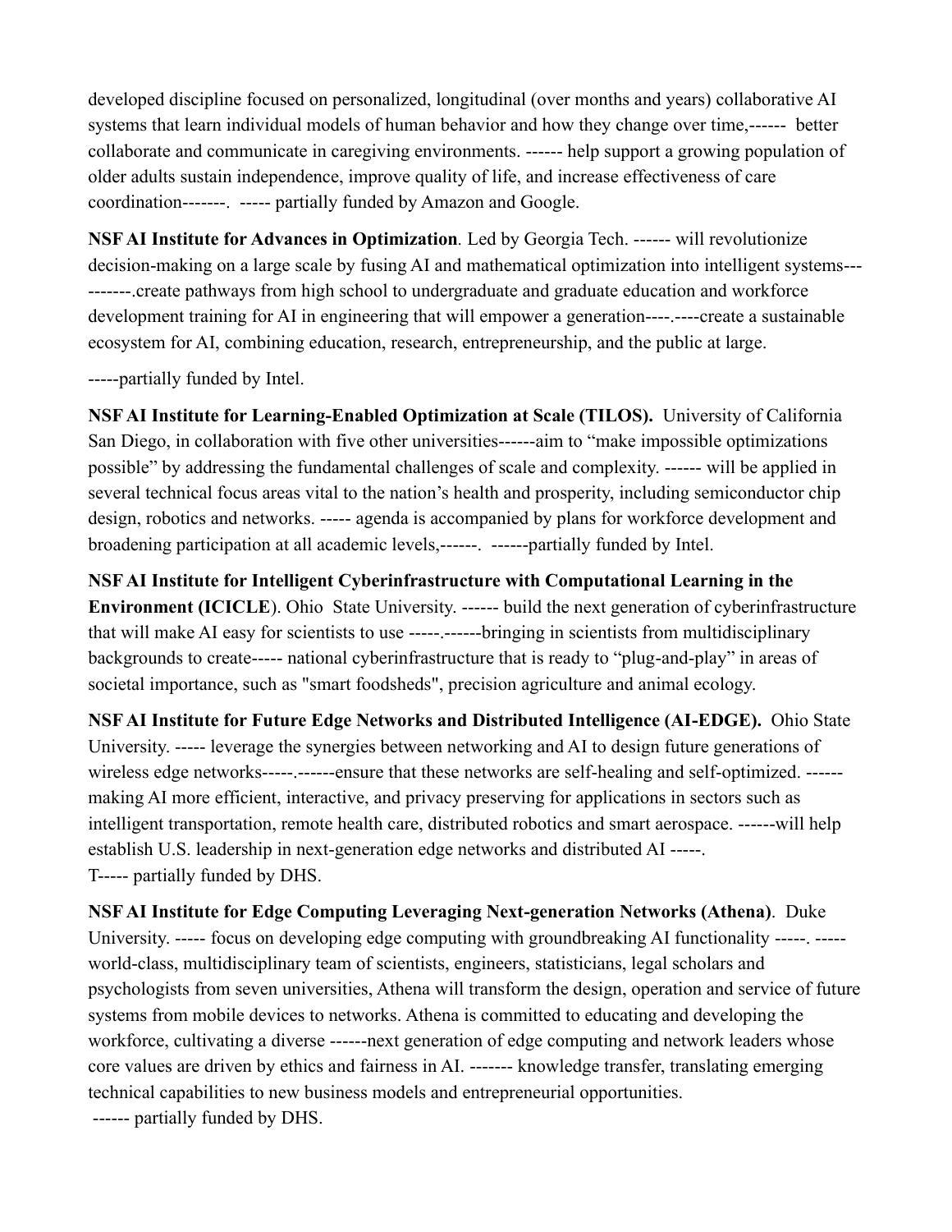developed discipline focused on personalized, longitudinal (over months and years) collaborative AI systems that learn individual models of human behavior and how they change over time,------ better collaborate and communicate in caregiving environments. ------ help support a growing population of older adults sustain independence, improve quality of life, and increase effectiveness of care coordination-------. ----- partially funded by Amazon and Google.

**NSF AI Institute for Advances in Optimization**. Led by Georgia Tech. ------ will revolutionize decision-making on a large scale by fusing AI and mathematical optimization into intelligent systems----------.create pathways from high school to undergraduate and graduate education and workforce development training for AI in engineering that will empower a generation----.----create a sustainable ecosystem for AI, combining education, research, entrepreneurship, and the public at large.

-----partially funded by Intel.

**NSF AI Institute for Learning-Enabled Optimization at Scale (TILOS).** University of California San Diego, in collaboration with five other universities------aim to "make impossible optimizations possible" by addressing the fundamental challenges of scale and complexity. ------ will be applied in several technical focus areas vital to the nation's health and prosperity, including semiconductor chip design, robotics and networks. ----- agenda is accompanied by plans for workforce development and broadening participation at all academic levels,------. ------partially funded by Intel.

**NSF AI Institute for Intelligent Cyberinfrastructure with Computational Learning in the Environment (ICICLE**). Ohio State University. ------ build the next generation of cyberinfrastructure that will make AI easy for scientists to use -----.------bringing in scientists from multidisciplinary backgrounds to create----- national cyberinfrastructure that is ready to "plug-and-play" in areas of societal importance, such as "smart foodsheds", precision agriculture and animal ecology.

**NSF AI Institute for Future Edge Networks and Distributed Intelligence (AI-EDGE).** Ohio State University. ----- leverage the synergies between networking and AI to design future generations of wireless edge networks-----.------ensure that these networks are self-healing and self-optimized. ------ making AI more efficient, interactive, and privacy preserving for applications in sectors such as intelligent transportation, remote health care, distributed robotics and smart aerospace. ------will help establish U.S. leadership in next-generation edge networks and distributed AI -----.
T----- partially funded by DHS.

**NSF AI Institute for Edge Computing Leveraging Next-generation Networks (Athena)**. Duke University. ----- focus on developing edge computing with groundbreaking AI functionality -----. ----- world-class, multidisciplinary team of scientists, engineers, statisticians, legal scholars and psychologists from seven universities, Athena will transform the design, operation and service of future systems from mobile devices to networks. Athena is committed to educating and developing the workforce, cultivating a diverse ------next generation of edge computing and network leaders whose core values are driven by ethics and fairness in AI. ------- knowledge transfer, translating emerging technical capabilities to new business models and entrepreneurial opportunities.
------ partially funded by DHS.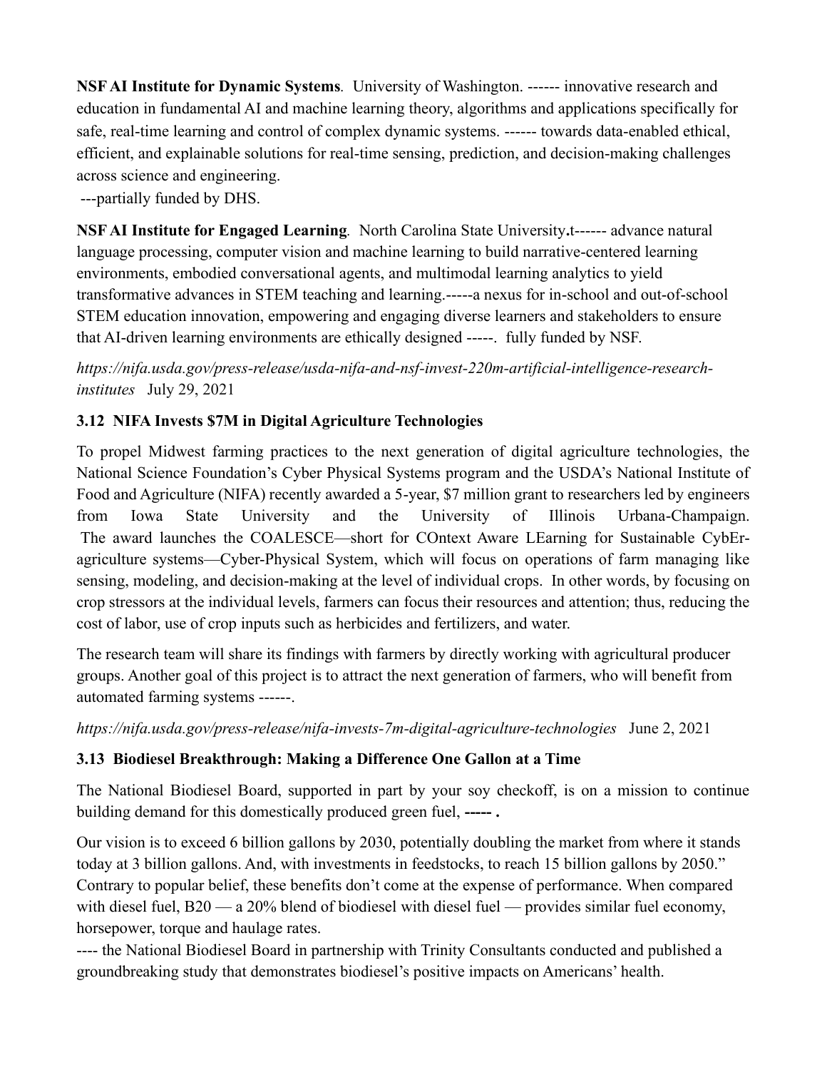**NSF AI Institute for Dynamic Systems**. University of Washington. ------ innovative research and education in fundamental AI and machine learning theory, algorithms and applications specifically for safe, real-time learning and control of complex dynamic systems. ------ towards data-enabled ethical, efficient, and explainable solutions for real-time sensing, prediction, and decision-making challenges across science and engineering.

---partially funded by DHS.

**NSF AI Institute for Engaged Learning**. North Carolina State University**.**t------ advance natural language processing, computer vision and machine learning to build narrative-centered learning environments, embodied conversational agents, and multimodal learning analytics to yield transformative advances in STEM teaching and learning.-----a nexus for in-school and out-of-school STEM education innovation, empowering and engaging diverse learners and stakeholders to ensure that AI-driven learning environments are ethically designed -----. fully funded by NSF.

*https://nifa.usda.gov/press-release/usda-nifa-and-nsf-invest-220m-artificial-intelligence-research-institutes* July 29, 2021

### 3.12 NIFA Invests $7M in Digital Agriculture Technologies

To propel Midwest farming practices to the next generation of digital agriculture technologies, the National Science Foundation's Cyber Physical Systems program and the USDA's National Institute of Food and Agriculture (NIFA) recently awarded a 5-year, $7 million grant to researchers led by engineers from Iowa State University and the University of Illinois Urbana-Champaign. The award launches the COALESCE—short for COntext Aware LEarning for Sustainable CybEr-agriculture systems—Cyber-Physical System, which will focus on operations of farm managing like sensing, modeling, and decision-making at the level of individual crops. In other words, by focusing on crop stressors at the individual levels, farmers can focus their resources and attention; thus, reducing the cost of labor, use of crop inputs such as herbicides and fertilizers, and water.

The research team will share its findings with farmers by directly working with agricultural producer groups. Another goal of this project is to attract the next generation of farmers, who will benefit from automated farming systems ------.

*https://nifa.usda.gov/press-release/nifa-invests-7m-digital-agriculture-technologies* June 2, 2021

### 3.13 Biodiesel Breakthrough: Making a Difference One Gallon at a Time

The National Biodiesel Board, supported in part by your soy checkoff, is on a mission to continue building demand for this domestically produced green fuel, **----- .**

Our vision is to exceed 6 billion gallons by 2030, potentially doubling the market from where it stands today at 3 billion gallons. And, with investments in feedstocks, to reach 15 billion gallons by 2050." Contrary to popular belief, these benefits don't come at the expense of performance. When compared with diesel fuel, B20 — a 20% blend of biodiesel with diesel fuel — provides similar fuel economy, horsepower, torque and haulage rates.

---- the National Biodiesel Board in partnership with Trinity Consultants conducted and published a groundbreaking study that demonstrates biodiesel's positive impacts on Americans' health.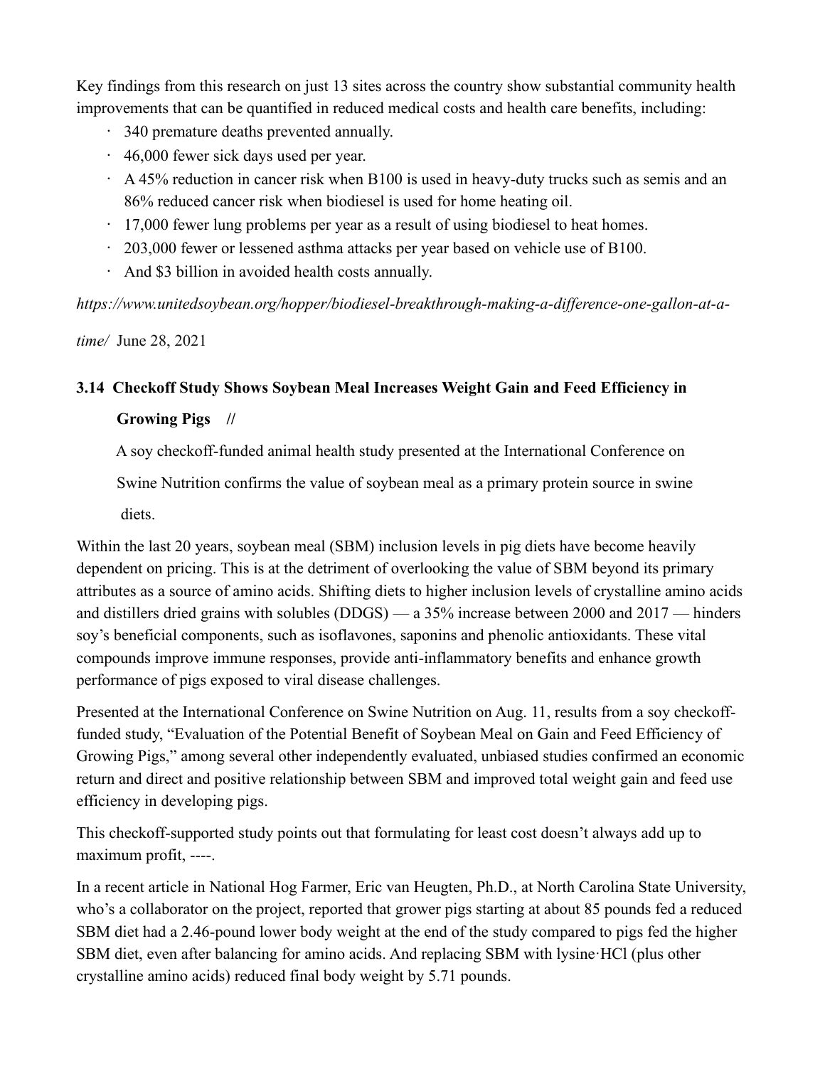Key findings from this research on just 13 sites across the country show substantial community health improvements that can be quantified in reduced medical costs and health care benefits, including:

- 340 premature deaths prevented annually.
- 46,000 fewer sick days used per year.
- A 45% reduction in cancer risk when B100 is used in heavy-duty trucks such as semis and an 86% reduced cancer risk when biodiesel is used for home heating oil.
- 17,000 fewer lung problems per year as a result of using biodiesel to heat homes.
- 203,000 fewer or lessened asthma attacks per year based on vehicle use of B100.
- And $3 billion in avoided health costs annually.

*https://www.unitedsoybean.org/hopper/biodiesel-breakthrough-making-a-difference-one-gallon-at-a-time/* June 28, 2021

### 3.14 Checkoff Study Shows Soybean Meal Increases Weight Gain and Feed Efficiency in Growing Pigs //

A soy checkoff-funded animal health study presented at the International Conference on Swine Nutrition confirms the value of soybean meal as a primary protein source in swine diets.

Within the last 20 years, soybean meal (SBM) inclusion levels in pig diets have become heavily dependent on pricing. This is at the detriment of overlooking the value of SBM beyond its primary attributes as a source of amino acids. Shifting diets to higher inclusion levels of crystalline amino acids and distillers dried grains with solubles (DDGS) — a 35% increase between 2000 and 2017 — hinders soy's beneficial components, such as isoflavones, saponins and phenolic antioxidants. These vital compounds improve immune responses, provide anti-inflammatory benefits and enhance growth performance of pigs exposed to viral disease challenges.

Presented at the International Conference on Swine Nutrition on Aug. 11, results from a soy checkoff-funded study, "Evaluation of the Potential Benefit of Soybean Meal on Gain and Feed Efficiency of Growing Pigs," among several other independently evaluated, unbiased studies confirmed an economic return and direct and positive relationship between SBM and improved total weight gain and feed use efficiency in developing pigs.

This checkoff-supported study points out that formulating for least cost doesn't always add up to maximum profit, ----.

In a recent article in National Hog Farmer, Eric van Heugten, Ph.D., at North Carolina State University, who's a collaborator on the project, reported that grower pigs starting at about 85 pounds fed a reduced SBM diet had a 2.46-pound lower body weight at the end of the study compared to pigs fed the higher SBM diet, even after balancing for amino acids. And replacing SBM with lysine·HCl (plus other crystalline amino acids) reduced final body weight by 5.71 pounds.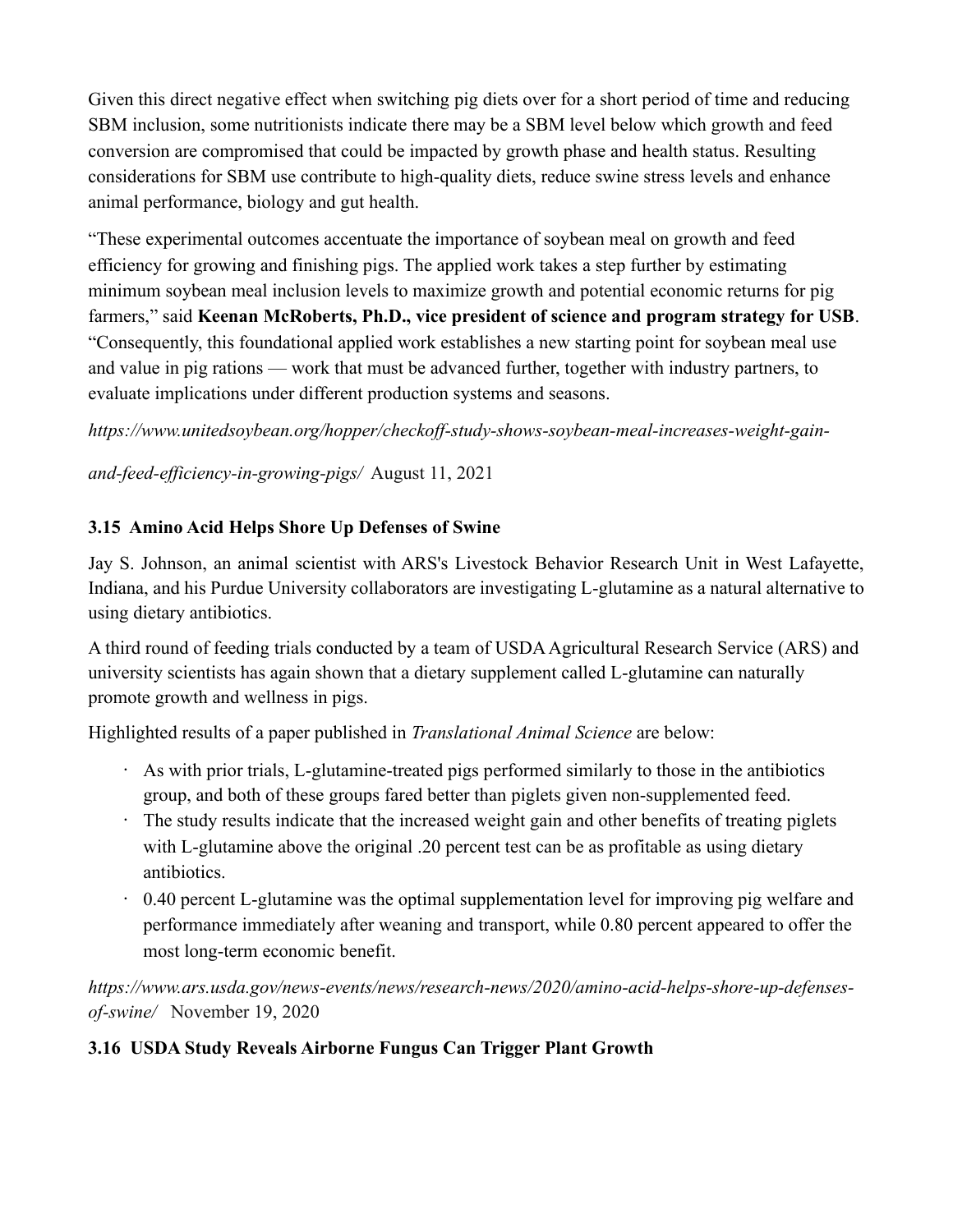Given this direct negative effect when switching pig diets over for a short period of time and reducing SBM inclusion, some nutritionists indicate there may be a SBM level below which growth and feed conversion are compromised that could be impacted by growth phase and health status. Resulting considerations for SBM use contribute to high-quality diets, reduce swine stress levels and enhance animal performance, biology and gut health.

"These experimental outcomes accentuate the importance of soybean meal on growth and feed efficiency for growing and finishing pigs. The applied work takes a step further by estimating minimum soybean meal inclusion levels to maximize growth and potential economic returns for pig farmers," said **Keenan McRoberts, Ph.D., vice president of science and program strategy for USB**. "Consequently, this foundational applied work establishes a new starting point for soybean meal use and value in pig rations — work that must be advanced further, together with industry partners, to evaluate implications under different production systems and seasons.

*https://www.unitedsoybean.org/hopper/checkoff-study-shows-soybean-meal-increases-weight-gain-and-feed-efficiency-in-growing-pigs/* August 11, 2021

### 3.15 Amino Acid Helps Shore Up Defenses of Swine

Jay S. Johnson, an animal scientist with ARS's Livestock Behavior Research Unit in West Lafayette, Indiana, and his Purdue University collaborators are investigating L-glutamine as a natural alternative to using dietary antibiotics.

A third round of feeding trials conducted by a team of USDA Agricultural Research Service (ARS) and university scientists has again shown that a dietary supplement called L-glutamine can naturally promote growth and wellness in pigs.

Highlighted results of a paper published in *Translational Animal Science* are below:

- As with prior trials, L-glutamine-treated pigs performed similarly to those in the antibiotics group, and both of these groups fared better than piglets given non-supplemented feed.
- The study results indicate that the increased weight gain and other benefits of treating piglets with L-glutamine above the original .20 percent test can be as profitable as using dietary antibiotics.
- 0.40 percent L-glutamine was the optimal supplementation level for improving pig welfare and performance immediately after weaning and transport, while 0.80 percent appeared to offer the most long-term economic benefit.

*https://www.ars.usda.gov/news-events/news/research-news/2020/amino-acid-helps-shore-up-defenses-of-swine/* November 19, 2020

### 3.16 USDA Study Reveals Airborne Fungus Can Trigger Plant Growth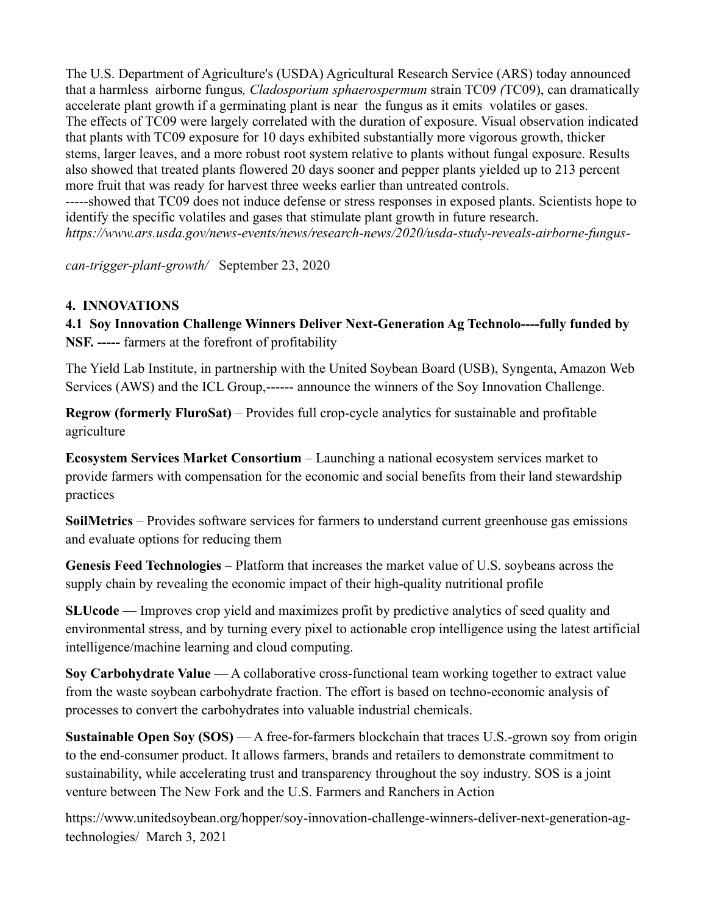The U.S. Department of Agriculture's (USDA) Agricultural Research Service (ARS) today announced that a harmless airborne fungus*, Cladosporium sphaerospermum* strain TC09 *(*TC09), can dramatically accelerate plant growth if a germinating plant is near the fungus as it emits volatiles or gases. The effects of TC09 were largely correlated with the duration of exposure. Visual observation indicated that plants with TC09 exposure for 10 days exhibited substantially more vigorous growth, thicker stems, larger leaves, and a more robust root system relative to plants without fungal exposure. Results also showed that treated plants flowered 20 days sooner and pepper plants yielded up to 213 percent more fruit that was ready for harvest three weeks earlier than untreated controls.
-----showed that TC09 does not induce defense or stress responses in exposed plants. Scientists hope to identify the specific volatiles and gases that stimulate plant growth in future research.
*https://www.ars.usda.gov/news-events/news/research-news/2020/usda-study-reveals-airborne-fungus-can-trigger-plant-growth/* September 23, 2020

## 4. INNOVATIONS

### 4.1 Soy Innovation Challenge Winners Deliver Next-Generation Ag Technolo----fully funded by NSF. ----- farmers at the forefront of profitability

The Yield Lab Institute, in partnership with the United Soybean Board (USB), Syngenta, Amazon Web Services (AWS) and the ICL Group,------ announce the winners of the Soy Innovation Challenge.

**Regrow (formerly FluroSat)** – Provides full crop-cycle analytics for sustainable and profitable agriculture

**Ecosystem Services Market Consortium** – Launching a national ecosystem services market to provide farmers with compensation for the economic and social benefits from their land stewardship practices

**SoilMetrics** – Provides software services for farmers to understand current greenhouse gas emissions and evaluate options for reducing them

**Genesis Feed Technologies** – Platform that increases the market value of U.S. soybeans across the supply chain by revealing the economic impact of their high-quality nutritional profile

**SLUcode** — Improves crop yield and maximizes profit by predictive analytics of seed quality and environmental stress, and by turning every pixel to actionable crop intelligence using the latest artificial intelligence/machine learning and cloud computing.

**Soy Carbohydrate Value** — A collaborative cross-functional team working together to extract value from the waste soybean carbohydrate fraction. The effort is based on techno-economic analysis of processes to convert the carbohydrates into valuable industrial chemicals.

**Sustainable Open Soy (SOS)** — A free-for-farmers blockchain that traces U.S.-grown soy from origin to the end-consumer product. It allows farmers, brands and retailers to demonstrate commitment to sustainability, while accelerating trust and transparency throughout the soy industry. SOS is a joint venture between The New Fork and the U.S. Farmers and Ranchers in Action

https://www.unitedsoybean.org/hopper/soy-innovation-challenge-winners-deliver-next-generation-ag-technologies/ March 3, 2021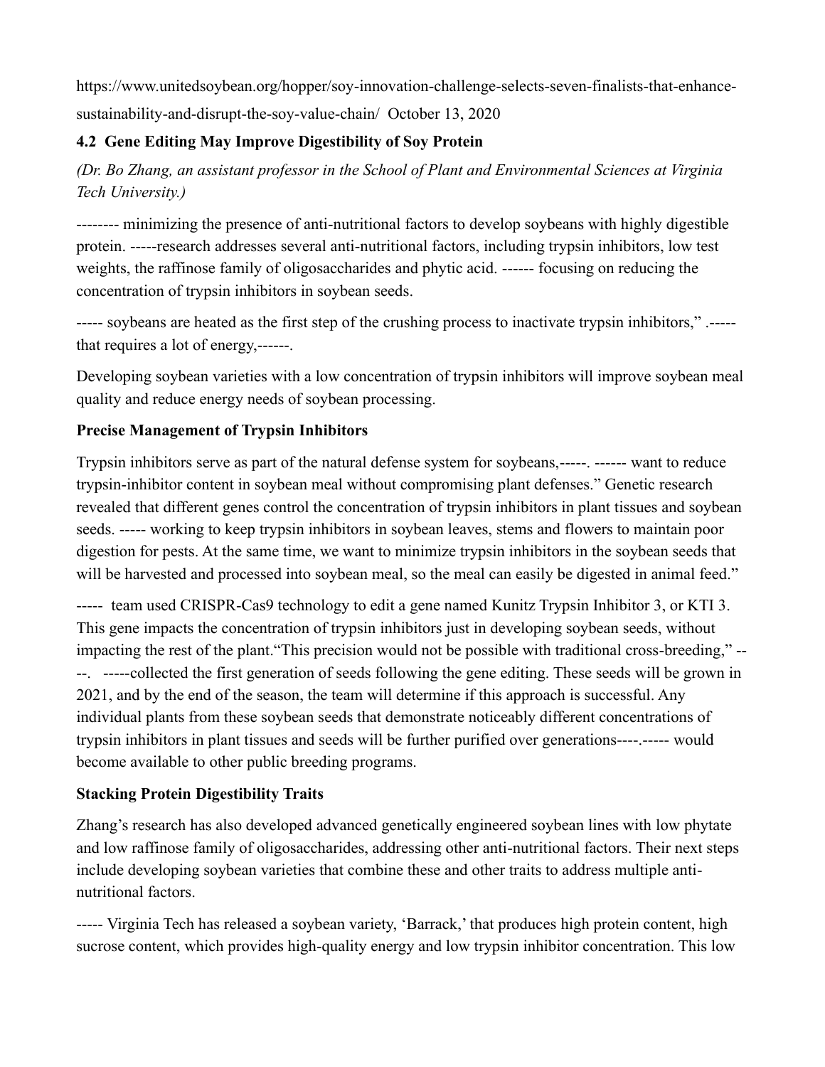https://www.unitedsoybean.org/hopper/soy-innovation-challenge-selects-seven-finalists-that-enhance-sustainability-and-disrupt-the-soy-value-chain/ October 13, 2020

### 4.2 Gene Editing May Improve Digestibility of Soy Protein

*(Dr. Bo Zhang, an assistant professor in the School of Plant and Environmental Sciences at Virginia Tech University.)*

-------- minimizing the presence of anti-nutritional factors to develop soybeans with highly digestible protein. -----research addresses several anti-nutritional factors, including trypsin inhibitors, low test weights, the raffinose family of oligosaccharides and phytic acid. ------ focusing on reducing the concentration of trypsin inhibitors in soybean seeds.

----- soybeans are heated as the first step of the crushing process to inactivate trypsin inhibitors," .----- that requires a lot of energy,------.

Developing soybean varieties with a low concentration of trypsin inhibitors will improve soybean meal quality and reduce energy needs of soybean processing.

**Precise Management of Trypsin Inhibitors**

Trypsin inhibitors serve as part of the natural defense system for soybeans,-----. ------ want to reduce trypsin-inhibitor content in soybean meal without compromising plant defenses." Genetic research revealed that different genes control the concentration of trypsin inhibitors in plant tissues and soybean seeds. ----- working to keep trypsin inhibitors in soybean leaves, stems and flowers to maintain poor digestion for pests. At the same time, we want to minimize trypsin inhibitors in the soybean seeds that will be harvested and processed into soybean meal, so the meal can easily be digested in animal feed."

----- team used CRISPR-Cas9 technology to edit a gene named Kunitz Trypsin Inhibitor 3, or KTI 3. This gene impacts the concentration of trypsin inhibitors just in developing soybean seeds, without impacting the rest of the plant."This precision would not be possible with traditional cross-breeding," ----. -----collected the first generation of seeds following the gene editing. These seeds will be grown in 2021, and by the end of the season, the team will determine if this approach is successful. Any individual plants from these soybean seeds that demonstrate noticeably different concentrations of trypsin inhibitors in plant tissues and seeds will be further purified over generations----.----- would become available to other public breeding programs.

**Stacking Protein Digestibility Traits**

Zhang's research has also developed advanced genetically engineered soybean lines with low phytate and low raffinose family of oligosaccharides, addressing other anti-nutritional factors. Their next steps include developing soybean varieties that combine these and other traits to address multiple anti-nutritional factors.

----- Virginia Tech has released a soybean variety, 'Barrack,' that produces high protein content, high sucrose content, which provides high-quality energy and low trypsin inhibitor concentration. This low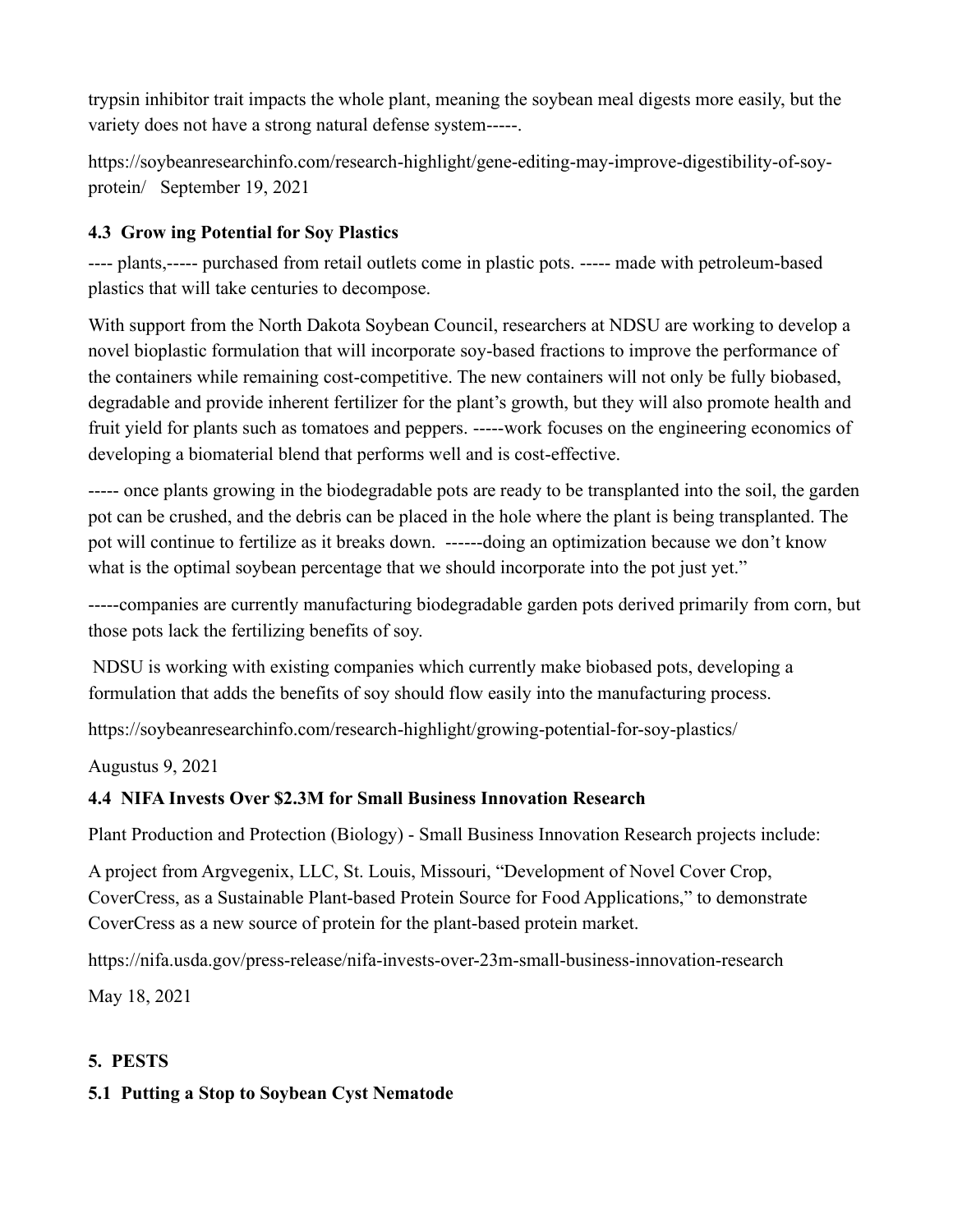trypsin inhibitor trait impacts the whole plant, meaning the soybean meal digests more easily, but the variety does not have a strong natural defense system-----.

https://soybeanresearchinfo.com/research-highlight/gene-editing-may-improve-digestibility-of-soy-protein/ September 19, 2021

### 4.3 Grow ing Potential for Soy Plastics

---- plants,----- purchased from retail outlets come in plastic pots. ----- made with petroleum-based plastics that will take centuries to decompose.

With support from the North Dakota Soybean Council, researchers at NDSU are working to develop a novel bioplastic formulation that will incorporate soy-based fractions to improve the performance of the containers while remaining cost-competitive. The new containers will not only be fully biobased, degradable and provide inherent fertilizer for the plant's growth, but they will also promote health and fruit yield for plants such as tomatoes and peppers. -----work focuses on the engineering economics of developing a biomaterial blend that performs well and is cost-effective.

----- once plants growing in the biodegradable pots are ready to be transplanted into the soil, the garden pot can be crushed, and the debris can be placed in the hole where the plant is being transplanted. The pot will continue to fertilize as it breaks down. ------doing an optimization because we don't know what is the optimal soybean percentage that we should incorporate into the pot just yet."

-----companies are currently manufacturing biodegradable garden pots derived primarily from corn, but those pots lack the fertilizing benefits of soy.

NDSU is working with existing companies which currently make biobased pots, developing a formulation that adds the benefits of soy should flow easily into the manufacturing process.

https://soybeanresearchinfo.com/research-highlight/growing-potential-for-soy-plastics/

Augustus 9, 2021

### 4.4 NIFA Invests Over $2.3M for Small Business Innovation Research

Plant Production and Protection (Biology) - Small Business Innovation Research projects include:

A project from Argvegenix, LLC, St. Louis, Missouri, "Development of Novel Cover Crop, CoverCress, as a Sustainable Plant-based Protein Source for Food Applications," to demonstrate CoverCress as a new source of protein for the plant-based protein market.

https://nifa.usda.gov/press-release/nifa-invests-over-23m-small-business-innovation-research

May 18, 2021

## 5. PESTS

### 5.1 Putting a Stop to Soybean Cyst Nematode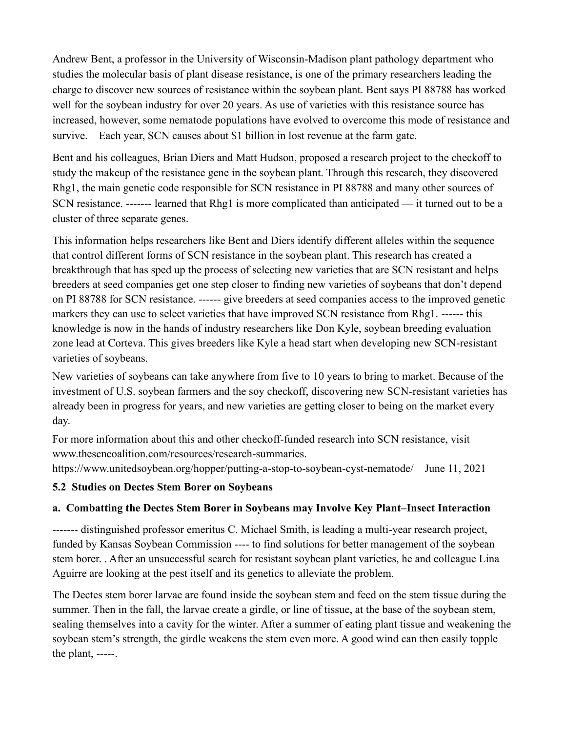Andrew Bent, a professor in the University of Wisconsin-Madison plant pathology department who studies the molecular basis of plant disease resistance, is one of the primary researchers leading the charge to discover new sources of resistance within the soybean plant. Bent says PI 88788 has worked well for the soybean industry for over 20 years. As use of varieties with this resistance source has increased, however, some nematode populations have evolved to overcome this mode of resistance and survive.    Each year, SCN causes about $1 billion in lost revenue at the farm gate.

Bent and his colleagues, Brian Diers and Matt Hudson, proposed a research project to the checkoff to study the makeup of the resistance gene in the soybean plant. Through this research, they discovered Rhg1, the main genetic code responsible for SCN resistance in PI 88788 and many other sources of SCN resistance. ------- learned that Rhg1 is more complicated than anticipated — it turned out to be a cluster of three separate genes.

This information helps researchers like Bent and Diers identify different alleles within the sequence that control different forms of SCN resistance in the soybean plant. This research has created a breakthrough that has sped up the process of selecting new varieties that are SCN resistant and helps breeders at seed companies get one step closer to finding new varieties of soybeans that don't depend on PI 88788 for SCN resistance. ------ give breeders at seed companies access to the improved genetic markers they can use to select varieties that have improved SCN resistance from Rhg1. ------ this knowledge is now in the hands of industry researchers like Don Kyle, soybean breeding evaluation zone lead at Corteva. This gives breeders like Kyle a head start when developing new SCN-resistant varieties of soybeans.

New varieties of soybeans can take anywhere from five to 10 years to bring to market. Because of the investment of U.S. soybean farmers and the soy checkoff, discovering new SCN-resistant varieties has already been in progress for years, and new varieties are getting closer to being on the market every day.

For more information about this and other checkoff-funded research into SCN resistance, visit www.thescncoalition.com/resources/research-summaries.

https://www.unitedsoybean.org/hopper/putting-a-stop-to-soybean-cyst-nematode/    June 11, 2021

### 5.2 Studies on Dectes Stem Borer on Soybeans

#### a. Combatting the Dectes Stem Borer in Soybeans may Involve Key Plant–Insect Interaction

------- distinguished professor emeritus C. Michael Smith, is leading a multi-year research project, funded by Kansas Soybean Commission ---- to find solutions for better management of the soybean stem borer. . After an unsuccessful search for resistant soybean plant varieties, he and colleague Lina Aguirre are looking at the pest itself and its genetics to alleviate the problem.

The Dectes stem borer larvae are found inside the soybean stem and feed on the stem tissue during the summer. Then in the fall, the larvae create a girdle, or line of tissue, at the base of the soybean stem, sealing themselves into a cavity for the winter. After a summer of eating plant tissue and weakening the soybean stem's strength, the girdle weakens the stem even more. A good wind can then easily topple the plant, -----.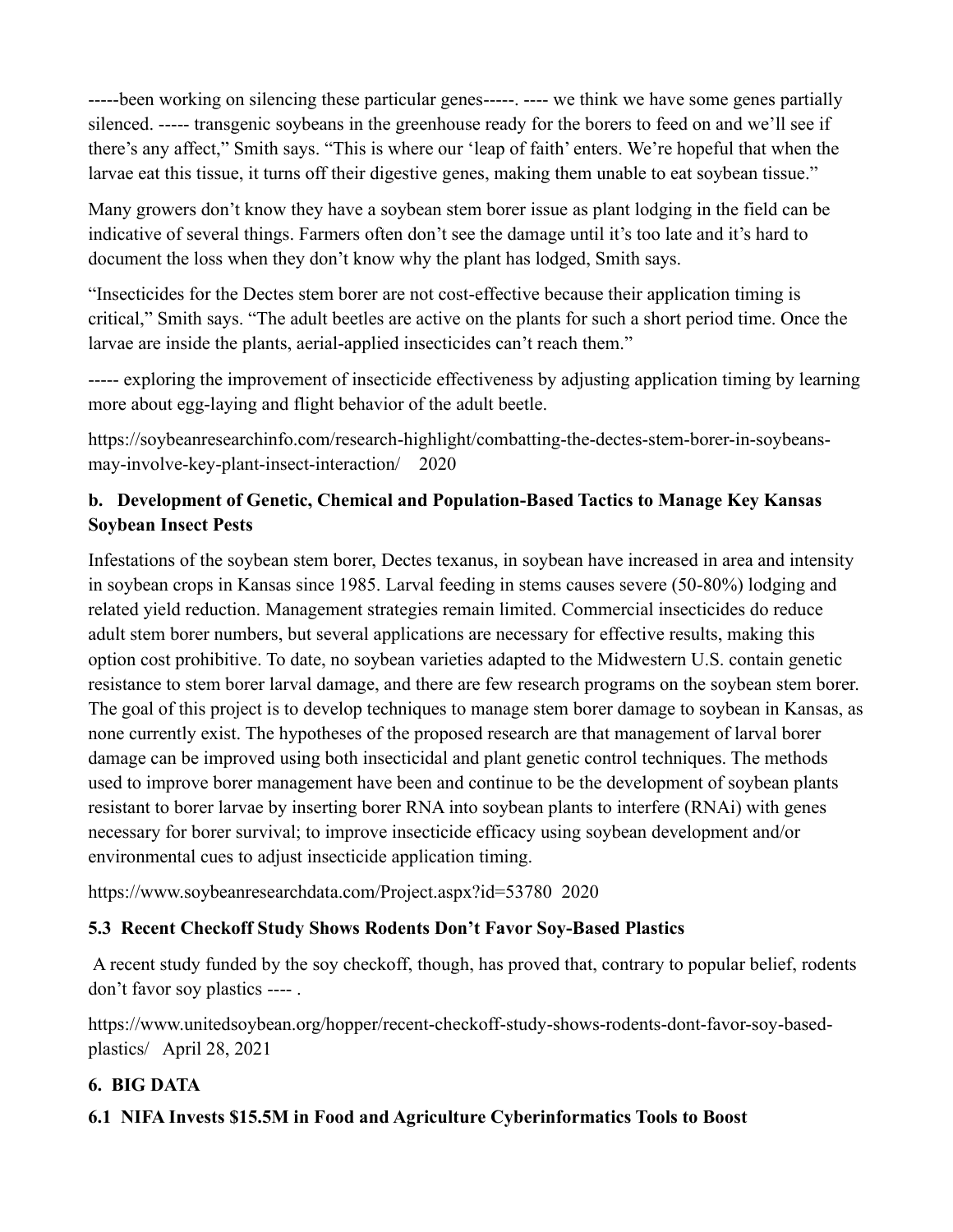-----been working on silencing these particular genes-----. ---- we think we have some genes partially silenced. ----- transgenic soybeans in the greenhouse ready for the borers to feed on and we'll see if there's any affect," Smith says. "This is where our 'leap of faith' enters. We're hopeful that when the larvae eat this tissue, it turns off their digestive genes, making them unable to eat soybean tissue."

Many growers don't know they have a soybean stem borer issue as plant lodging in the field can be indicative of several things. Farmers often don't see the damage until it's too late and it's hard to document the loss when they don't know why the plant has lodged, Smith says.

"Insecticides for the Dectes stem borer are not cost-effective because their application timing is critical," Smith says. "The adult beetles are active on the plants for such a short period time. Once the larvae are inside the plants, aerial-applied insecticides can't reach them."

----- exploring the improvement of insecticide effectiveness by adjusting application timing by learning more about egg-laying and flight behavior of the adult beetle.

https://soybeanresearchinfo.com/research-highlight/combatting-the-dectes-stem-borer-in-soybeans-may-involve-key-plant-insect-interaction/ 2020

**b. Development of Genetic, Chemical and Population-Based Tactics to Manage Key Kansas Soybean Insect Pests**

Infestations of the soybean stem borer, Dectes texanus, in soybean have increased in area and intensity in soybean crops in Kansas since 1985. Larval feeding in stems causes severe (50-80%) lodging and related yield reduction. Management strategies remain limited. Commercial insecticides do reduce adult stem borer numbers, but several applications are necessary for effective results, making this option cost prohibitive. To date, no soybean varieties adapted to the Midwestern U.S. contain genetic resistance to stem borer larval damage, and there are few research programs on the soybean stem borer. The goal of this project is to develop techniques to manage stem borer damage to soybean in Kansas, as none currently exist. The hypotheses of the proposed research are that management of larval borer damage can be improved using both insecticidal and plant genetic control techniques. The methods used to improve borer management have been and continue to be the development of soybean plants resistant to borer larvae by inserting borer RNA into soybean plants to interfere (RNAi) with genes necessary for borer survival; to improve insecticide efficacy using soybean development and/or environmental cues to adjust insecticide application timing.

https://www.soybeanresearchdata.com/Project.aspx?id=53780 2020

### 5.3 Recent Checkoff Study Shows Rodents Don't Favor Soy-Based Plastics

A recent study funded by the soy checkoff, though, has proved that, contrary to popular belief, rodents don't favor soy plastics ---- .

https://www.unitedsoybean.org/hopper/recent-checkoff-study-shows-rodents-dont-favor-soy-based-plastics/ April 28, 2021

## 6. BIG DATA

### 6.1 NIFA Invests $15.5M in Food and Agriculture Cyberinformatics Tools to Boost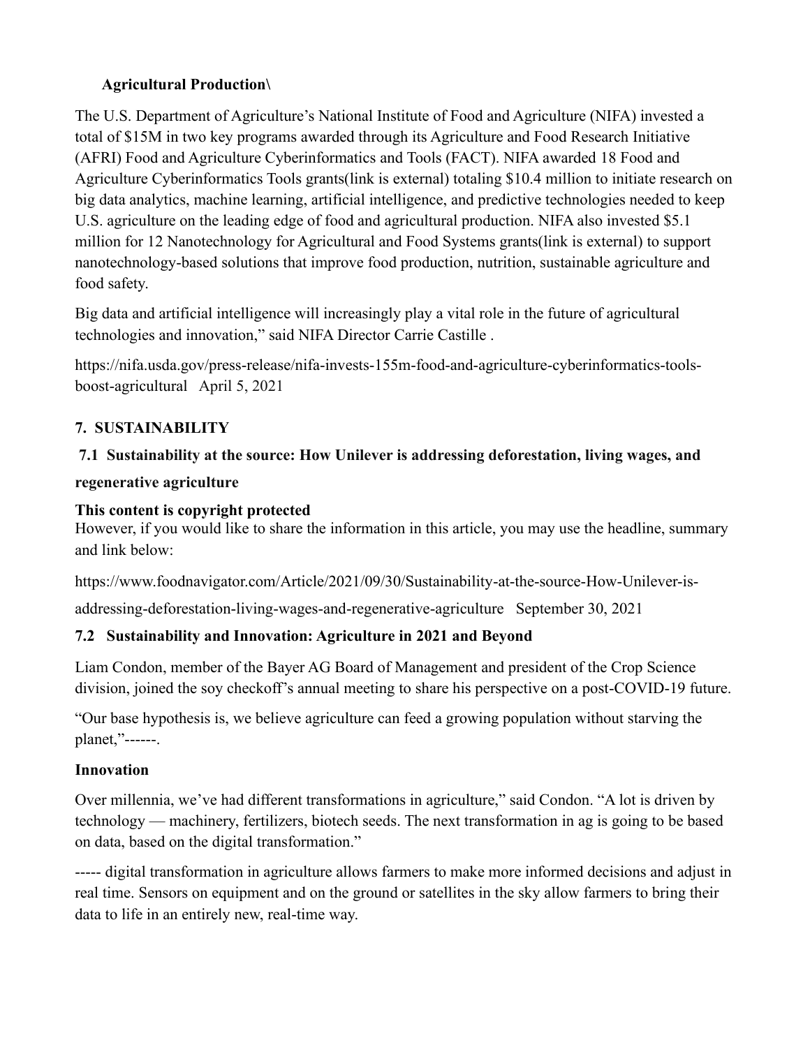**Agricultural Production\**

The U.S. Department of Agriculture's National Institute of Food and Agriculture (NIFA) invested a total of $15M in two key programs awarded through its Agriculture and Food Research Initiative (AFRI) Food and Agriculture Cyberinformatics and Tools (FACT). NIFA awarded 18 Food and Agriculture Cyberinformatics Tools grants(link is external) totaling $10.4 million to initiate research on big data analytics, machine learning, artificial intelligence, and predictive technologies needed to keep U.S. agriculture on the leading edge of food and agricultural production. NIFA also invested $5.1 million for 12 Nanotechnology for Agricultural and Food Systems grants(link is external) to support nanotechnology-based solutions that improve food production, nutrition, sustainable agriculture and food safety.

Big data and artificial intelligence will increasingly play a vital role in the future of agricultural technologies and innovation," said NIFA Director Carrie Castille .

https://nifa.usda.gov/press-release/nifa-invests-155m-food-and-agriculture-cyberinformatics-tools-boost-agricultural   April 5, 2021

## 7. SUSTAINABILITY

### 7.1 Sustainability at the source: How Unilever is addressing deforestation, living wages, and regenerative agriculture

**This content is copyright protected**

However, if you would like to share the information in this article, you may use the headline, summary and link below:

https://www.foodnavigator.com/Article/2021/09/30/Sustainability-at-the-source-How-Unilever-is-addressing-deforestation-living-wages-and-regenerative-agriculture   September 30, 2021

### 7.2 Sustainability and Innovation: Agriculture in 2021 and Beyond

Liam Condon, member of the Bayer AG Board of Management and president of the Crop Science division, joined the soy checkoff's annual meeting to share his perspective on a post-COVID-19 future.

"Our base hypothesis is, we believe agriculture can feed a growing population without starving the planet,"------.

**Innovation**

Over millennia, we've had different transformations in agriculture," said Condon. "A lot is driven by technology — machinery, fertilizers, biotech seeds. The next transformation in ag is going to be based on data, based on the digital transformation."

----- digital transformation in agriculture allows farmers to make more informed decisions and adjust in real time. Sensors on equipment and on the ground or satellites in the sky allow farmers to bring their data to life in an entirely new, real-time way.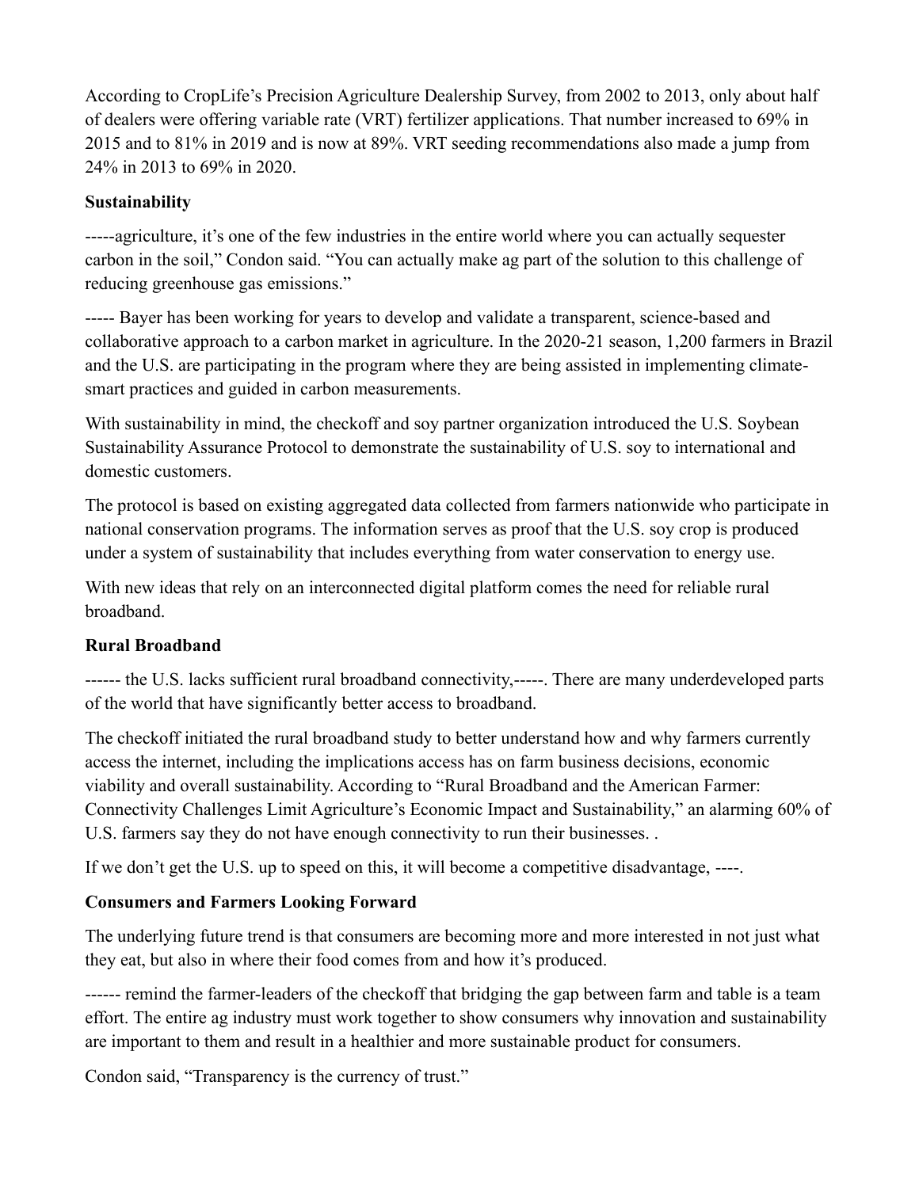According to CropLife's Precision Agriculture Dealership Survey, from 2002 to 2013, only about half of dealers were offering variable rate (VRT) fertilizer applications. That number increased to 69% in 2015 and to 81% in 2019 and is now at 89%. VRT seeding recommendations also made a jump from 24% in 2013 to 69% in 2020.

**Sustainability**

-----agriculture, it's one of the few industries in the entire world where you can actually sequester carbon in the soil," Condon said. "You can actually make ag part of the solution to this challenge of reducing greenhouse gas emissions."

----- Bayer has been working for years to develop and validate a transparent, science-based and collaborative approach to a carbon market in agriculture. In the 2020-21 season, 1,200 farmers in Brazil and the U.S. are participating in the program where they are being assisted in implementing climate-smart practices and guided in carbon measurements.

With sustainability in mind, the checkoff and soy partner organization introduced the U.S. Soybean Sustainability Assurance Protocol to demonstrate the sustainability of U.S. soy to international and domestic customers.

The protocol is based on existing aggregated data collected from farmers nationwide who participate in national conservation programs. The information serves as proof that the U.S. soy crop is produced under a system of sustainability that includes everything from water conservation to energy use.

With new ideas that rely on an interconnected digital platform comes the need for reliable rural broadband.

**Rural Broadband**

------ the U.S. lacks sufficient rural broadband connectivity,-----. There are many underdeveloped parts of the world that have significantly better access to broadband.

The checkoff initiated the rural broadband study to better understand how and why farmers currently access the internet, including the implications access has on farm business decisions, economic viability and overall sustainability. According to "Rural Broadband and the American Farmer: Connectivity Challenges Limit Agriculture's Economic Impact and Sustainability," an alarming 60% of U.S. farmers say they do not have enough connectivity to run their businesses. .

If we don't get the U.S. up to speed on this, it will become a competitive disadvantage, ----.

**Consumers and Farmers Looking Forward**

The underlying future trend is that consumers are becoming more and more interested in not just what they eat, but also in where their food comes from and how it's produced.

------ remind the farmer-leaders of the checkoff that bridging the gap between farm and table is a team effort. The entire ag industry must work together to show consumers why innovation and sustainability are important to them and result in a healthier and more sustainable product for consumers.

Condon said, "Transparency is the currency of trust."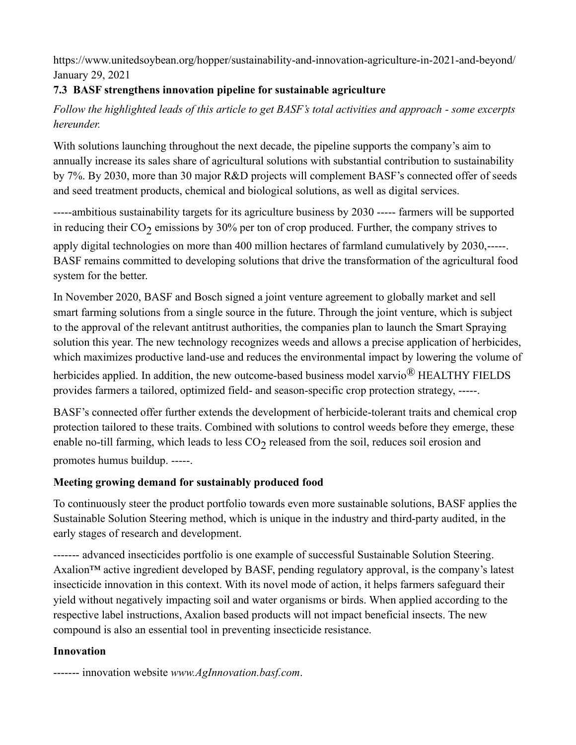https://www.unitedsoybean.org/hopper/sustainability-and-innovation-agriculture-in-2021-and-beyond/
January 29, 2021

### 7.3 BASF strengthens innovation pipeline for sustainable agriculture

*Follow the highlighted leads of this article to get BASF's total activities and approach - some excerpts hereunder.*

With solutions launching throughout the next decade, the pipeline supports the company's aim to annually increase its sales share of agricultural solutions with substantial contribution to sustainability by 7%. By 2030, more than 30 major R&D projects will complement BASF's connected offer of seeds and seed treatment products, chemical and biological solutions, as well as digital services.

-----ambitious sustainability targets for its agriculture business by 2030 ----- farmers will be supported in reducing their $CO_2$ emissions by 30% per ton of crop produced. Further, the company strives to apply digital technologies on more than 400 million hectares of farmland cumulatively by 2030,-----. BASF remains committed to developing solutions that drive the transformation of the agricultural food system for the better.

In November 2020, BASF and Bosch signed a joint venture agreement to globally market and sell smart farming solutions from a single source in the future. Through the joint venture, which is subject to the approval of the relevant antitrust authorities, the companies plan to launch the Smart Spraying solution this year. The new technology recognizes weeds and allows a precise application of herbicides, which maximizes productive land-use and reduces the environmental impact by lowering the volume of herbicides applied. In addition, the new outcome-based business model xarvio® HEALTHY FIELDS provides farmers a tailored, optimized field- and season-specific crop protection strategy, -----.

BASF's connected offer further extends the development of herbicide-tolerant traits and chemical crop protection tailored to these traits. Combined with solutions to control weeds before they emerge, these enable no-till farming, which leads to less $CO_2$ released from the soil, reduces soil erosion and promotes humus buildup. -----.

**Meeting growing demand for sustainably produced food**

To continuously steer the product portfolio towards even more sustainable solutions, BASF applies the Sustainable Solution Steering method, which is unique in the industry and third-party audited, in the early stages of research and development.

------- advanced insecticides portfolio is one example of successful Sustainable Solution Steering. Axalion™ active ingredient developed by BASF, pending regulatory approval, is the company's latest insecticide innovation in this context. With its novel mode of action, it helps farmers safeguard their yield without negatively impacting soil and water organisms or birds. When applied according to the respective label instructions, Axalion based products will not impact beneficial insects. The new compound is also an essential tool in preventing insecticide resistance.

**Innovation**

------- innovation website *www.AgInnovation.basf.com*.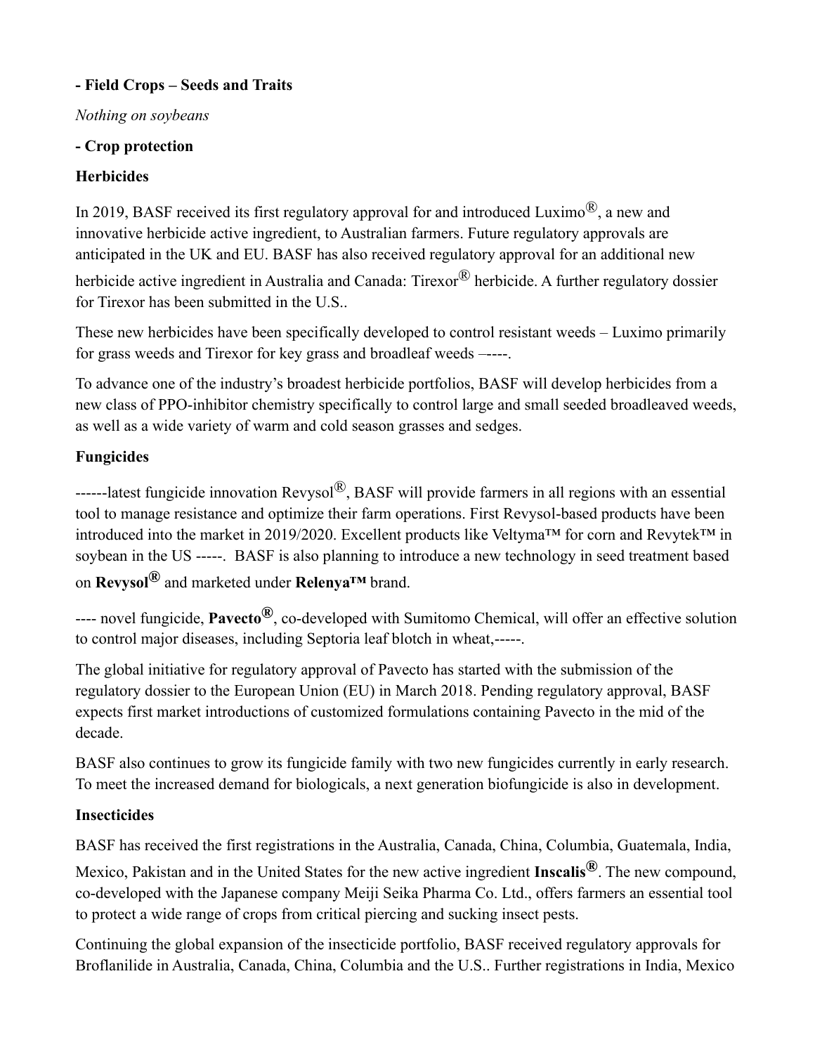**- Field Crops – Seeds and Traits**

*Nothing on soybeans*

**- Crop protection**

**Herbicides**

In 2019, BASF received its first regulatory approval for and introduced Luximo®, a new and innovative herbicide active ingredient, to Australian farmers. Future regulatory approvals are anticipated in the UK and EU. BASF has also received regulatory approval for an additional new herbicide active ingredient in Australia and Canada: Tirexor® herbicide. A further regulatory dossier for Tirexor has been submitted in the U.S..

These new herbicides have been specifically developed to control resistant weeds – Luximo primarily for grass weeds and Tirexor for key grass and broadleaf weeds –----.

To advance one of the industry's broadest herbicide portfolios, BASF will develop herbicides from a new class of PPO-inhibitor chemistry specifically to control large and small seeded broadleaved weeds, as well as a wide variety of warm and cold season grasses and sedges.

**Fungicides**

------latest fungicide innovation Revysol®, BASF will provide farmers in all regions with an essential tool to manage resistance and optimize their farm operations. First Revysol-based products have been introduced into the market in 2019/2020. Excellent products like Veltyma™ for corn and Revytek™ in soybean in the US -----. BASF is also planning to introduce a new technology in seed treatment based on **Revysol®** and marketed under **Relenya™** brand.

---- novel fungicide, **Pavecto®**, co-developed with Sumitomo Chemical, will offer an effective solution to control major diseases, including Septoria leaf blotch in wheat,-----.

The global initiative for regulatory approval of Pavecto has started with the submission of the regulatory dossier to the European Union (EU) in March 2018. Pending regulatory approval, BASF expects first market introductions of customized formulations containing Pavecto in the mid of the decade.

BASF also continues to grow its fungicide family with two new fungicides currently in early research. To meet the increased demand for biologicals, a next generation biofungicide is also in development.

**Insecticides**

BASF has received the first registrations in the Australia, Canada, China, Columbia, Guatemala, India, Mexico, Pakistan and in the United States for the new active ingredient **Inscalis®**. The new compound, co-developed with the Japanese company Meiji Seika Pharma Co. Ltd., offers farmers an essential tool to protect a wide range of crops from critical piercing and sucking insect pests.

Continuing the global expansion of the insecticide portfolio, BASF received regulatory approvals for Broflanilide in Australia, Canada, China, Columbia and the U.S.. Further registrations in India, Mexico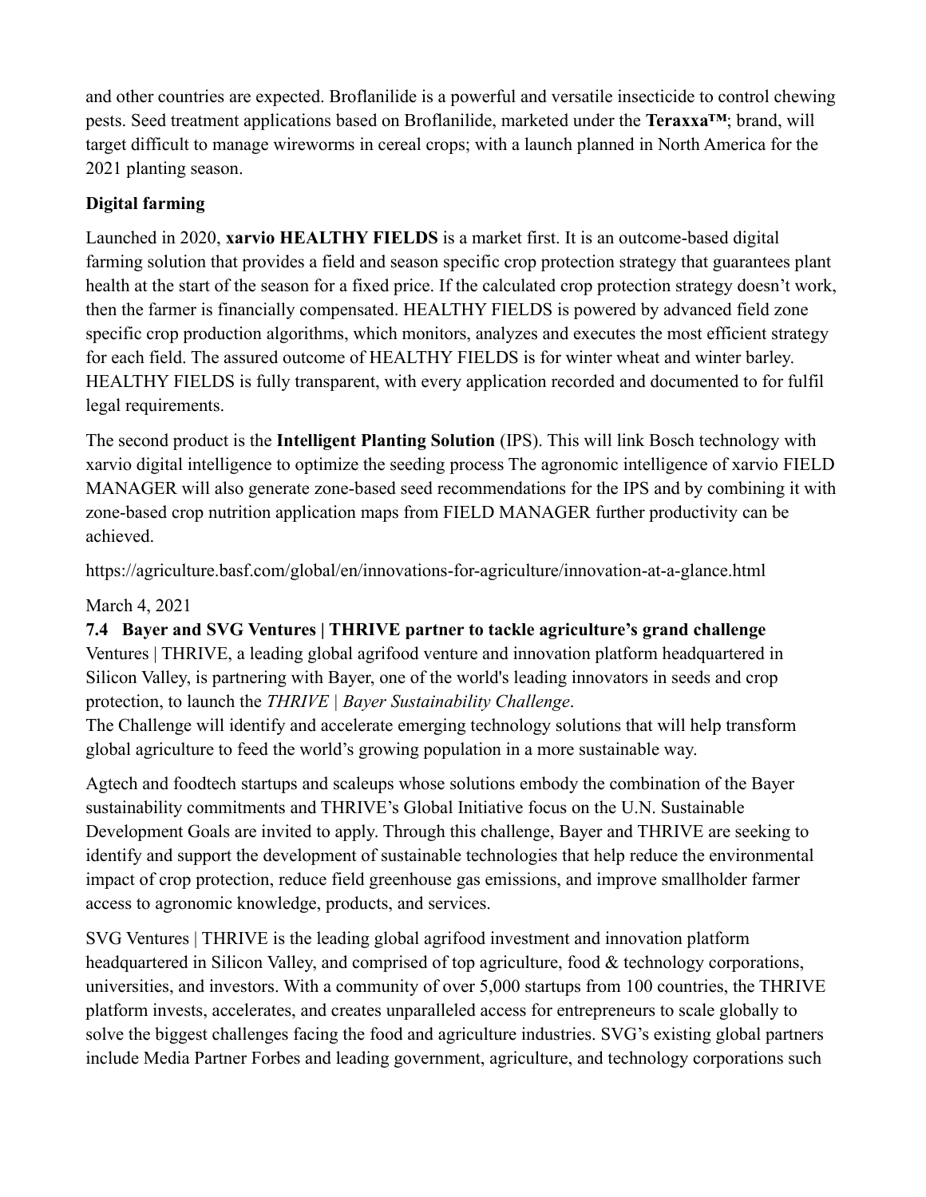and other countries are expected. Broflanilide is a powerful and versatile insecticide to control chewing pests. Seed treatment applications based on Broflanilide, marketed under the **Teraxxaâ„¢**; brand, will target difficult to manage wireworms in cereal crops; with a launch planned in North America for the 2021 planting season.

**Digital farming**

Launched in 2020, **xarvio HEALTHY FIELDS** is a market first. It is an outcome-based digital farming solution that provides a field and season specific crop protection strategy that guarantees plant health at the start of the season for a fixed price. If the calculated crop protection strategy doesn't work, then the farmer is financially compensated. HEALTHY FIELDS is powered by advanced field zone specific crop production algorithms, which monitors, analyzes and executes the most efficient strategy for each field. The assured outcome of HEALTHY FIELDS is for winter wheat and winter barley. HEALTHY FIELDS is fully transparent, with every application recorded and documented to for fulfil legal requirements.

The second product is the **Intelligent Planting Solution** (IPS). This will link Bosch technology with xarvio digital intelligence to optimize the seeding process The agronomic intelligence of xarvio FIELD MANAGER will also generate zone-based seed recommendations for the IPS and by combining it with zone-based crop nutrition application maps from FIELD MANAGER further productivity can be achieved.

https://agriculture.basf.com/global/en/innovations-for-agriculture/innovation-at-a-glance.html

March 4, 2021

### 7.4 Bayer and SVG Ventures | THRIVE partner to tackle agriculture's grand challenge

Ventures | THRIVE, a leading global agrifood venture and innovation platform headquartered in Silicon Valley, is partnering with Bayer, one of the world's leading innovators in seeds and crop protection, to launch the *THRIVE | Bayer Sustainability Challenge*.

The Challenge will identify and accelerate emerging technology solutions that will help transform global agriculture to feed the world's growing population in a more sustainable way.

Agtech and foodtech startups and scaleups whose solutions embody the combination of the Bayer sustainability commitments and THRIVE's Global Initiative focus on the U.N. Sustainable Development Goals are invited to apply. Through this challenge, Bayer and THRIVE are seeking to identify and support the development of sustainable technologies that help reduce the environmental impact of crop protection, reduce field greenhouse gas emissions, and improve smallholder farmer access to agronomic knowledge, products, and services.

SVG Ventures | THRIVE is the leading global agrifood investment and innovation platform headquartered in Silicon Valley, and comprised of top agriculture, food & technology corporations, universities, and investors. With a community of over 5,000 startups from 100 countries, the THRIVE platform invests, accelerates, and creates unparalleled access for entrepreneurs to scale globally to solve the biggest challenges facing the food and agriculture industries. SVG's existing global partners include Media Partner Forbes and leading government, agriculture, and technology corporations such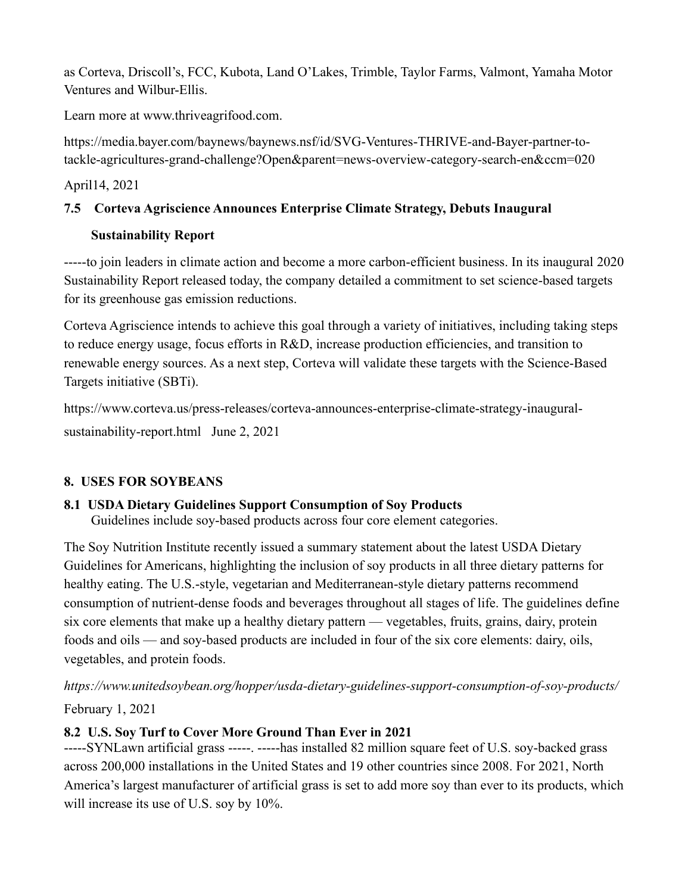as Corteva, Driscoll's, FCC, Kubota, Land O'Lakes, Trimble, Taylor Farms, Valmont, Yamaha Motor Ventures and Wilbur-Ellis.

Learn more at www.thriveagrifood.com.

https://media.bayer.com/baynews/baynews.nsf/id/SVG-Ventures-THRIVE-and-Bayer-partner-to-tackle-agricultures-grand-challenge?Open&parent=news-overview-category-search-en&ccm=020

April14, 2021

### 7.5 Corteva Agriscience Announces Enterprise Climate Strategy, Debuts Inaugural Sustainability Report

-----to join leaders in climate action and become a more carbon-efficient business. In its inaugural 2020 Sustainability Report released today, the company detailed a commitment to set science-based targets for its greenhouse gas emission reductions.

Corteva Agriscience intends to achieve this goal through a variety of initiatives, including taking steps to reduce energy usage, focus efforts in R&D, increase production efficiencies, and transition to renewable energy sources. As a next step, Corteva will validate these targets with the Science-Based Targets initiative (SBTi).

https://www.corteva.us/press-releases/corteva-announces-enterprise-climate-strategy-inaugural-sustainability-report.html June 2, 2021

## 8. USES FOR SOYBEANS

### 8.1 USDA Dietary Guidelines Support Consumption of Soy Products

Guidelines include soy-based products across four core element categories.

The Soy Nutrition Institute recently issued a summary statement about the latest USDA Dietary Guidelines for Americans, highlighting the inclusion of soy products in all three dietary patterns for healthy eating. The U.S.-style, vegetarian and Mediterranean-style dietary patterns recommend consumption of nutrient-dense foods and beverages throughout all stages of life. The guidelines define six core elements that make up a healthy dietary pattern — vegetables, fruits, grains, dairy, protein foods and oils — and soy-based products are included in four of the six core elements: dairy, oils, vegetables, and protein foods.

*https://www.unitedsoybean.org/hopper/usda-dietary-guidelines-support-consumption-of-soy-products/*

February 1, 2021

### 8.2 U.S. Soy Turf to Cover More Ground Than Ever in 2021

-----SYNLawn artificial grass -----. -----has installed 82 million square feet of U.S. soy-backed grass across 200,000 installations in the United States and 19 other countries since 2008. For 2021, North America's largest manufacturer of artificial grass is set to add more soy than ever to its products, which will increase its use of U.S. soy by 10%.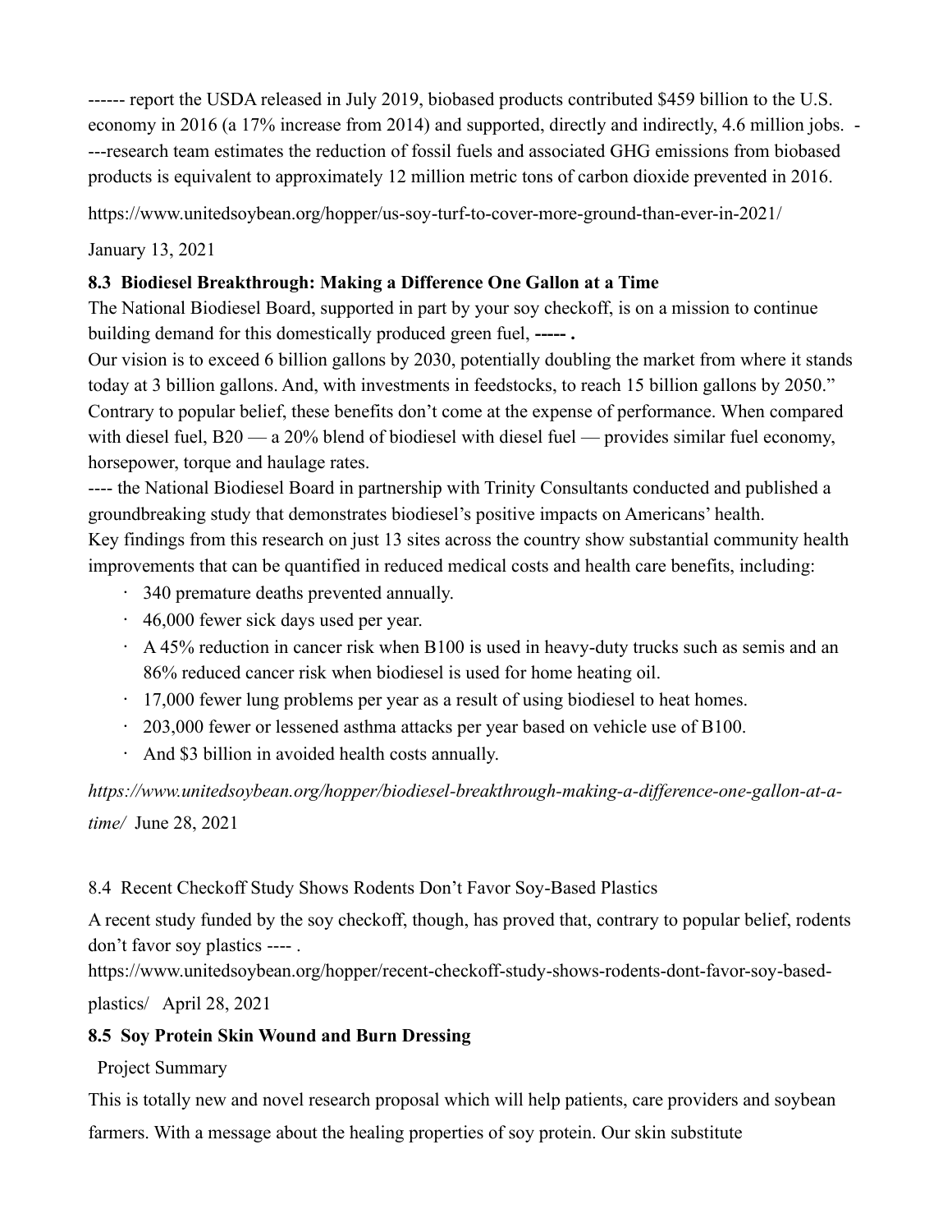------ report the USDA released in July 2019, biobased products contributed $459 billion to the U.S. economy in 2016 (a 17% increase from 2014) and supported, directly and indirectly, 4.6 million jobs. ----research team estimates the reduction of fossil fuels and associated GHG emissions from biobased products is equivalent to approximately 12 million metric tons of carbon dioxide prevented in 2016.

https://www.unitedsoybean.org/hopper/us-soy-turf-to-cover-more-ground-than-ever-in-2021/

January 13, 2021

**8.3 Biodiesel Breakthrough: Making a Difference One Gallon at a Time**

The National Biodiesel Board, supported in part by your soy checkoff, is on a mission to continue building demand for this domestically produced green fuel, **----- .**

Our vision is to exceed 6 billion gallons by 2030, potentially doubling the market from where it stands today at 3 billion gallons. And, with investments in feedstocks, to reach 15 billion gallons by 2050."

Contrary to popular belief, these benefits don't come at the expense of performance. When compared with diesel fuel, B20 — a 20% blend of biodiesel with diesel fuel — provides similar fuel economy, horsepower, torque and haulage rates.

---- the National Biodiesel Board in partnership with Trinity Consultants conducted and published a groundbreaking study that demonstrates biodiesel's positive impacts on Americans' health.

Key findings from this research on just 13 sites across the country show substantial community health improvements that can be quantified in reduced medical costs and health care benefits, including:

- 340 premature deaths prevented annually.
- 46,000 fewer sick days used per year.
- A 45% reduction in cancer risk when B100 is used in heavy-duty trucks such as semis and an 86% reduced cancer risk when biodiesel is used for home heating oil.
- 17,000 fewer lung problems per year as a result of using biodiesel to heat homes.
- 203,000 fewer or lessened asthma attacks per year based on vehicle use of B100.
- And $3 billion in avoided health costs annually.

*https://www.unitedsoybean.org/hopper/biodiesel-breakthrough-making-a-difference-one-gallon-at-a-time/* June 28, 2021

8.4 Recent Checkoff Study Shows Rodents Don't Favor Soy-Based Plastics

A recent study funded by the soy checkoff, though, has proved that, contrary to popular belief, rodents don't favor soy plastics ---- .

https://www.unitedsoybean.org/hopper/recent-checkoff-study-shows-rodents-dont-favor-soy-based-plastics/ April 28, 2021

**8.5 Soy Protein Skin Wound and Burn Dressing**

Project Summary

This is totally new and novel research proposal which will help patients, care providers and soybean farmers. With a message about the healing properties of soy protein. Our skin substitute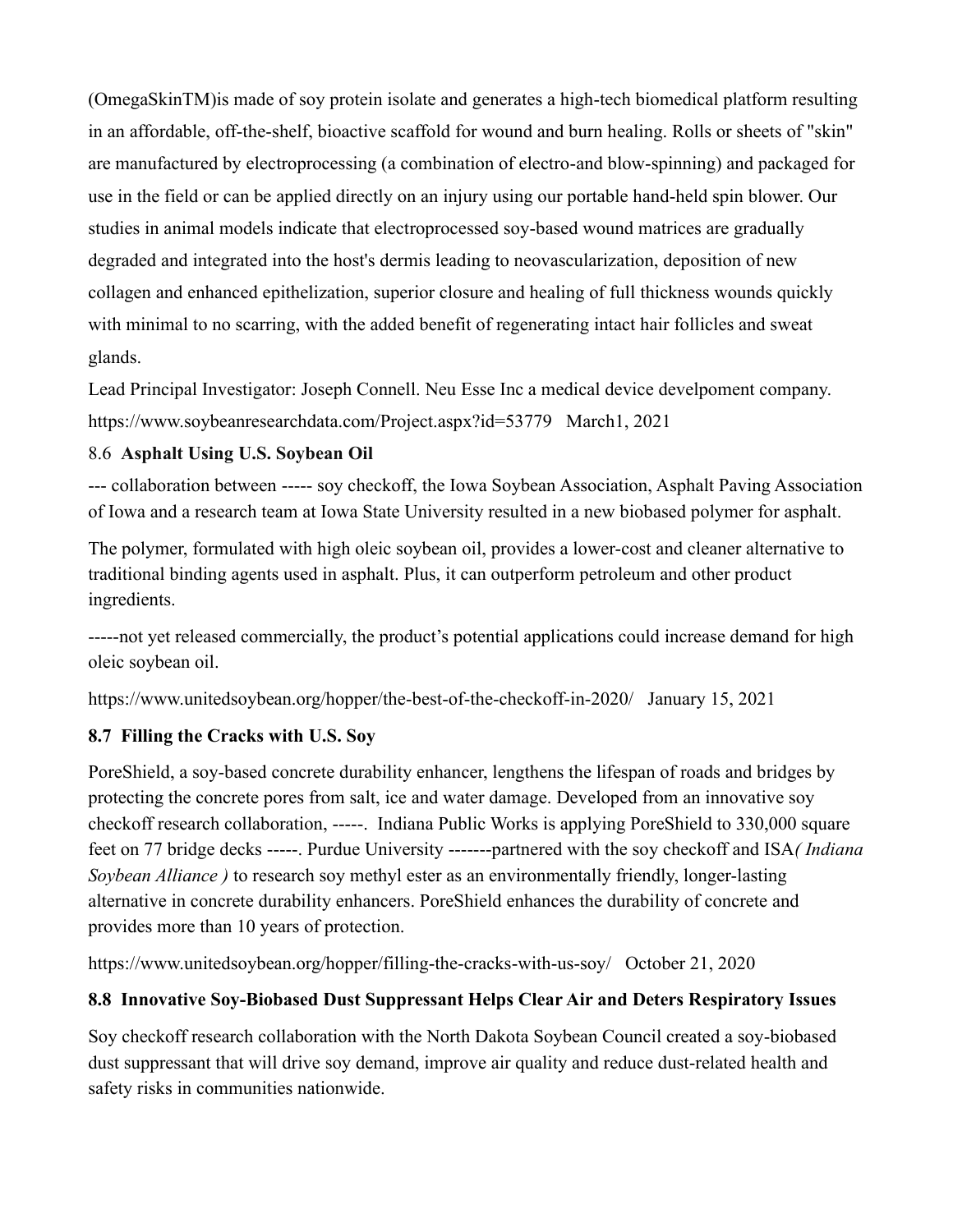(OmegaSkinTM)is made of soy protein isolate and generates a high-tech biomedical platform resulting in an affordable, off-the-shelf, bioactive scaffold for wound and burn healing. Rolls or sheets of "skin" are manufactured by electroprocessing (a combination of electro-and blow-spinning) and packaged for use in the field or can be applied directly on an injury using our portable hand-held spin blower. Our studies in animal models indicate that electroprocessed soy-based wound matrices are gradually degraded and integrated into the host's dermis leading to neovascularization, deposition of new collagen and enhanced epithelization, superior closure and healing of full thickness wounds quickly with minimal to no scarring, with the added benefit of regenerating intact hair follicles and sweat glands.

Lead Principal Investigator: Joseph Connell. Neu Esse Inc a medical device develpoment company.
https://www.soybeanresearchdata.com/Project.aspx?id=53779   March1, 2021

### 8.6 **Asphalt Using U.S. Soybean Oil**

--- collaboration between ----- soy checkoff, the Iowa Soybean Association, Asphalt Paving Association of Iowa and a research team at Iowa State University resulted in a new biobased polymer for asphalt.

The polymer, formulated with high oleic soybean oil, provides a lower-cost and cleaner alternative to traditional binding agents used in asphalt. Plus, it can outperform petroleum and other product ingredients.

-----not yet released commercially, the product's potential applications could increase demand for high oleic soybean oil.

https://www.unitedsoybean.org/hopper/the-best-of-the-checkoff-in-2020/   January 15, 2021

### **8.7 Filling the Cracks with U.S. Soy**

PoreShield, a soy-based concrete durability enhancer, lengthens the lifespan of roads and bridges by protecting the concrete pores from salt, ice and water damage. Developed from an innovative soy checkoff research collaboration, -----.  Indiana Public Works is applying PoreShield to 330,000 square feet on 77 bridge decks -----. Purdue University -------partnered with the soy checkoff and ISA*( Indiana Soybean Alliance )* to research soy methyl ester as an environmentally friendly, longer-lasting alternative in concrete durability enhancers. PoreShield enhances the durability of concrete and provides more than 10 years of protection.

https://www.unitedsoybean.org/hopper/filling-the-cracks-with-us-soy/   October 21, 2020

### **8.8 Innovative Soy-Biobased Dust Suppressant Helps Clear Air and Deters Respiratory Issues**

Soy checkoff research collaboration with the North Dakota Soybean Council created a soy-biobased dust suppressant that will drive soy demand, improve air quality and reduce dust-related health and safety risks in communities nationwide.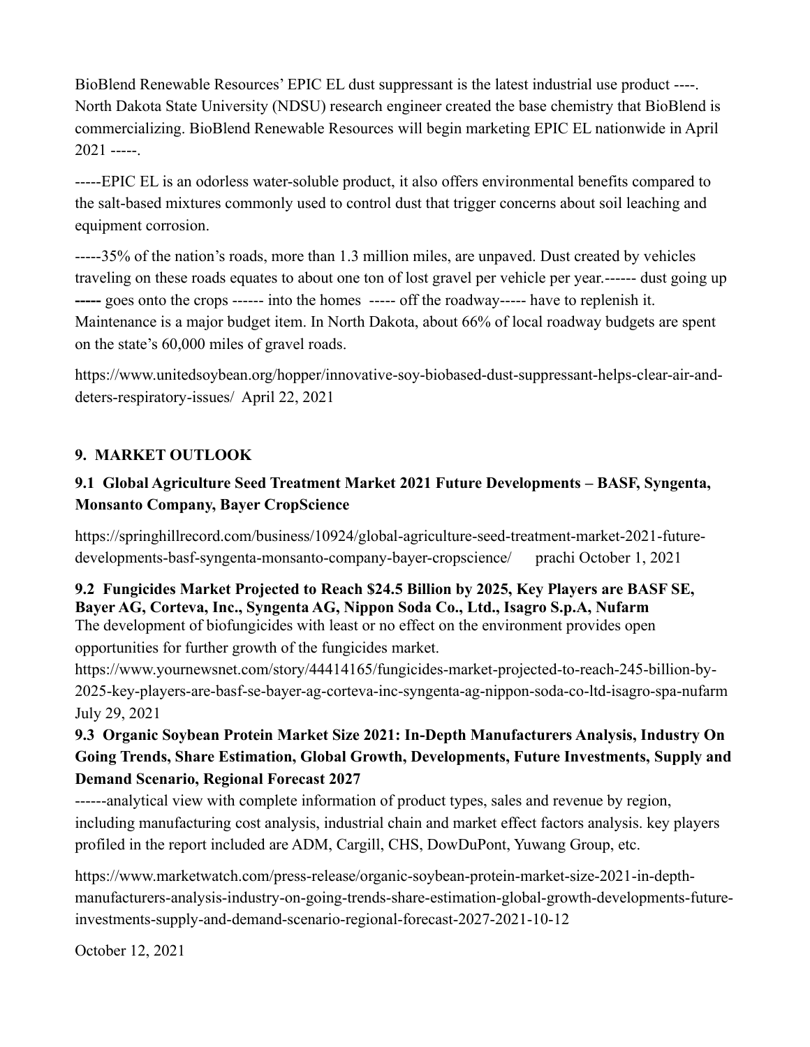BioBlend Renewable Resources' EPIC EL dust suppressant is the latest industrial use product ----. North Dakota State University (NDSU) research engineer created the base chemistry that BioBlend is commercializing. BioBlend Renewable Resources will begin marketing EPIC EL nationwide in April 2021 -----.

-----EPIC EL is an odorless water-soluble product, it also offers environmental benefits compared to the salt-based mixtures commonly used to control dust that trigger concerns about soil leaching and equipment corrosion.

-----35% of the nation's roads, more than 1.3 million miles, are unpaved. Dust created by vehicles traveling on these roads equates to about one ton of lost gravel per vehicle per year.------ dust going up **-----** goes onto the crops ------ into the homes ----- off the roadway----- have to replenish it. Maintenance is a major budget item. In North Dakota, about 66% of local roadway budgets are spent on the state's 60,000 miles of gravel roads.

https://www.unitedsoybean.org/hopper/innovative-soy-biobased-dust-suppressant-helps-clear-air-and-deters-respiratory-issues/ April 22, 2021

## 9. MARKET OUTLOOK

### 9.1 Global Agriculture Seed Treatment Market 2021 Future Developments – BASF, Syngenta, Monsanto Company, Bayer CropScience

https://springhillrecord.com/business/10924/global-agriculture-seed-treatment-market-2021-future-developments-basf-syngenta-monsanto-company-bayer-cropscience/ prachi October 1, 2021

### 9.2 Fungicides Market Projected to Reach $24.5 Billion by 2025, Key Players are BASF SE, Bayer AG, Corteva, Inc., Syngenta AG, Nippon Soda Co., Ltd., Isagro S.p.A, Nufarm

The development of biofungicides with least or no effect on the environment provides open opportunities for further growth of the fungicides market.

https://www.yournewsnet.com/story/44414165/fungicides-market-projected-to-reach-245-billion-by-2025-key-players-are-basf-se-bayer-ag-corteva-inc-syngenta-ag-nippon-soda-co-ltd-isagro-spa-nufarm July 29, 2021

### 9.3 Organic Soybean Protein Market Size 2021: In-Depth Manufacturers Analysis, Industry On Going Trends, Share Estimation, Global Growth, Developments, Future Investments, Supply and Demand Scenario, Regional Forecast 2027

------analytical view with complete information of product types, sales and revenue by region, including manufacturing cost analysis, industrial chain and market effect factors analysis. key players profiled in the report included are ADM, Cargill, CHS, DowDuPont, Yuwang Group, etc.

https://www.marketwatch.com/press-release/organic-soybean-protein-market-size-2021-in-depth-manufacturers-analysis-industry-on-going-trends-share-estimation-global-growth-developments-future-investments-supply-and-demand-scenario-regional-forecast-2027-2021-10-12

October 12, 2021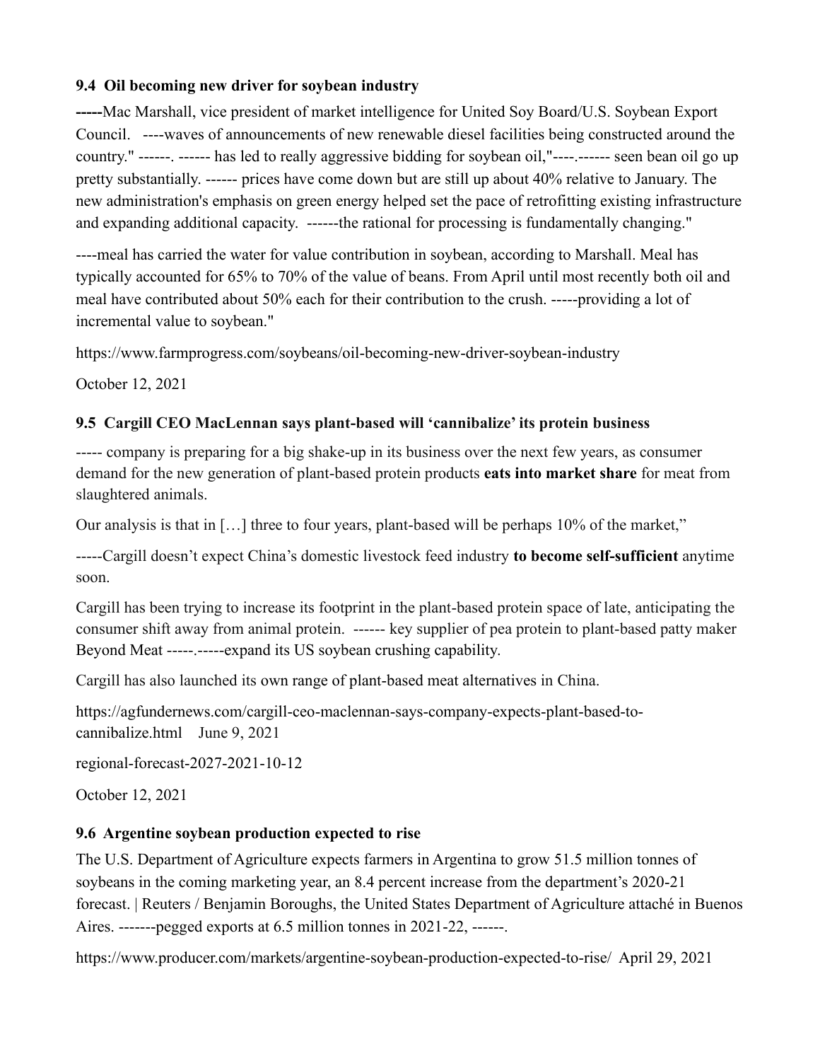### 9.4 Oil becoming new driver for soybean industry

**-----**Mac Marshall, vice president of market intelligence for United Soy Board/U.S. Soybean Export Council. ----waves of announcements of new renewable diesel facilities being constructed around the country." ------. ------ has led to really aggressive bidding for soybean oil,"----.------ seen bean oil go up pretty substantially. ------ prices have come down but are still up about 40% relative to January. The new administration's emphasis on green energy helped set the pace of retrofitting existing infrastructure and expanding additional capacity. ------the rational for processing is fundamentally changing."

----meal has carried the water for value contribution in soybean, according to Marshall. Meal has typically accounted for 65% to 70% of the value of beans. From April until most recently both oil and meal have contributed about 50% each for their contribution to the crush. -----providing a lot of incremental value to soybean."

https://www.farmprogress.com/soybeans/oil-becoming-new-driver-soybean-industry

October 12, 2021

### 9.5 Cargill CEO MacLennan says plant-based will 'cannibalize' its protein business

----- company is preparing for a big shake-up in its business over the next few years, as consumer demand for the new generation of plant-based protein products **eats into market share** for meat from slaughtered animals.

Our analysis is that in […] three to four years, plant-based will be perhaps 10% of the market,"

-----Cargill doesn't expect China's domestic livestock feed industry **to become self-sufficient** anytime soon.

Cargill has been trying to increase its footprint in the plant-based protein space of late, anticipating the consumer shift away from animal protein. ------ key supplier of pea protein to plant-based patty maker Beyond Meat -----.-----expand its US soybean crushing capability.

Cargill has also launched its own range of plant-based meat alternatives in China.

https://agfundernews.com/cargill-ceo-maclennan-says-company-expects-plant-based-to-cannibalize.html June 9, 2021

regional-forecast-2027-2021-10-12

October 12, 2021

### 9.6 Argentine soybean production expected to rise

The U.S. Department of Agriculture expects farmers in Argentina to grow 51.5 million tonnes of soybeans in the coming marketing year, an 8.4 percent increase from the department's 2020-21 forecast. | Reuters / Benjamin Boroughs, the United States Department of Agriculture attaché in Buenos Aires. -------pegged exports at 6.5 million tonnes in 2021-22, ------.

https://www.producer.com/markets/argentine-soybean-production-expected-to-rise/ April 29, 2021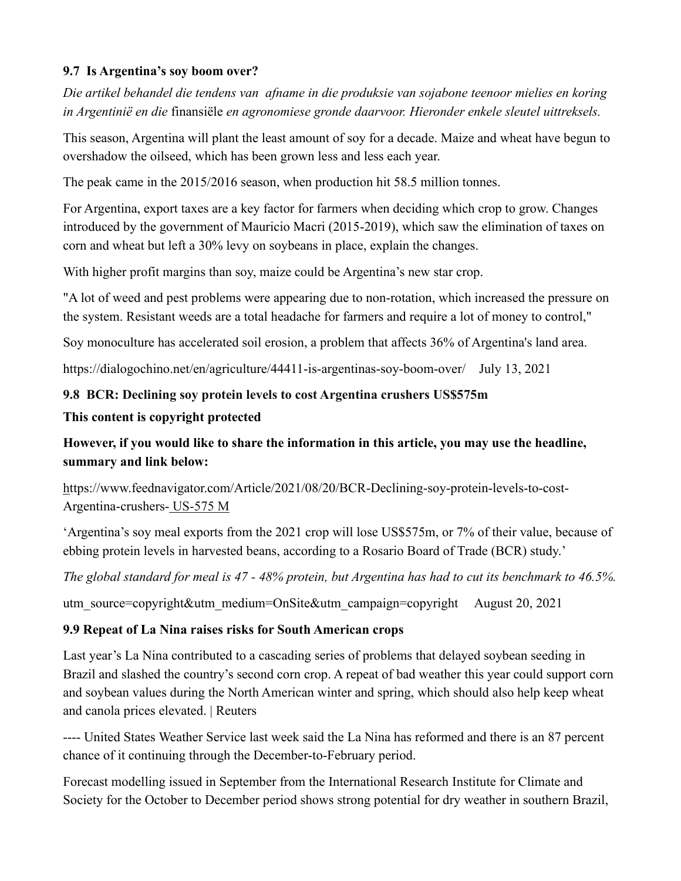### 9.7 Is Argentina's soy boom over?

*Die artikel behandel die tendens van afname in die produksie van sojabone teenoor mielies en koring in Argentinië en die* finansiële *en agronomiese gronde daarvoor. Hieronder enkele sleutel uittreksels.*

This season, Argentina will plant the least amount of soy for a decade. Maize and wheat have begun to overshadow the oilseed, which has been grown less and less each year.

The peak came in the 2015/2016 season, when production hit 58.5 million tonnes.

For Argentina, export taxes are a key factor for farmers when deciding which crop to grow. Changes introduced by the government of Mauricio Macri (2015-2019), which saw the elimination of taxes on corn and wheat but left a 30% levy on soybeans in place, explain the changes.

With higher profit margins than soy, maize could be Argentina's new star crop.

"A lot of weed and pest problems were appearing due to non-rotation, which increased the pressure on the system. Resistant weeds are a total headache for farmers and require a lot of money to control,"

Soy monoculture has accelerated soil erosion, a problem that affects 36% of Argentina's land area.

https://dialogochino.net/en/agriculture/44411-is-argentinas-soy-boom-over/ July 13, 2021

### 9.8 BCR: Declining soy protein levels to cost Argentina crushers US$575m

**This content is copyright protected**

**However, if you would like to share the information in this article, you may use the headline, summary and link below:**

https://www.feednavigator.com/Article/2021/08/20/BCR-Declining-soy-protein-levels-to-cost-Argentina-crushers- US-575 M

'Argentina's soy meal exports from the 2021 crop will lose US$575m, or 7% of their value, because of ebbing protein levels in harvested beans, according to a Rosario Board of Trade (BCR) study.'

*The global standard for meal is 47 - 48% protein, but Argentina has had to cut its benchmark to 46.5%.*

utm_source=copyright&utm_medium=OnSite&utm_campaign=copyright August 20, 2021

### 9.9 Repeat of La Nina raises risks for South American crops

Last year's La Nina contributed to a cascading series of problems that delayed soybean seeding in Brazil and slashed the country's second corn crop. A repeat of bad weather this year could support corn and soybean values during the North American winter and spring, which should also help keep wheat and canola prices elevated. | Reuters

---- United States Weather Service last week said the La Nina has reformed and there is an 87 percent chance of it continuing through the December-to-February period.

Forecast modelling issued in September from the International Research Institute for Climate and Society for the October to December period shows strong potential for dry weather in southern Brazil,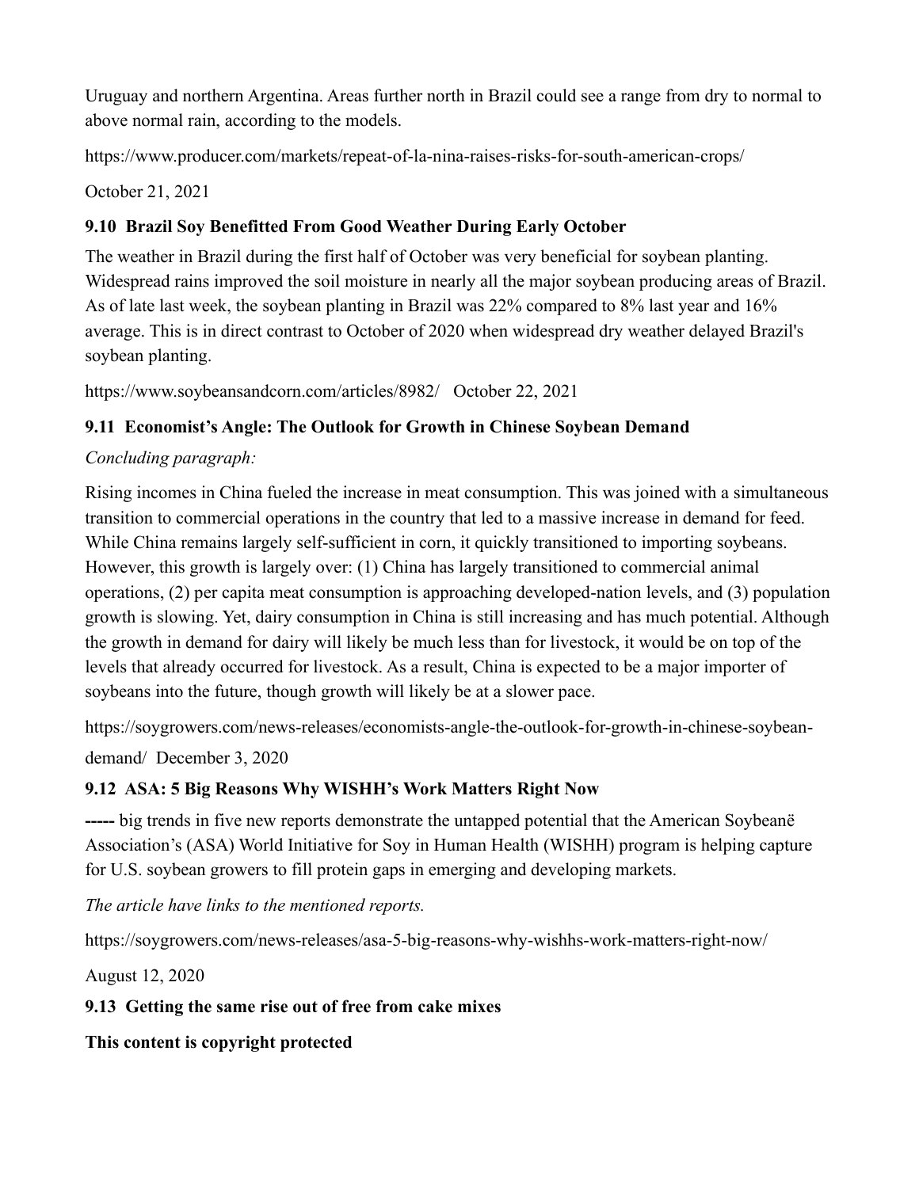Uruguay and northern Argentina. Areas further north in Brazil could see a range from dry to normal to above normal rain, according to the models.

https://www.producer.com/markets/repeat-of-la-nina-raises-risks-for-south-american-crops/

October 21, 2021

### 9.10 Brazil Soy Benefitted From Good Weather During Early October

The weather in Brazil during the first half of October was very beneficial for soybean planting. Widespread rains improved the soil moisture in nearly all the major soybean producing areas of Brazil. As of late last week, the soybean planting in Brazil was 22% compared to 8% last year and 16% average. This is in direct contrast to October of 2020 when widespread dry weather delayed Brazil's soybean planting.

https://www.soybeansandcorn.com/articles/8982/ October 22, 2021

### 9.11 Economist's Angle: The Outlook for Growth in Chinese Soybean Demand

*Concluding paragraph:*

Rising incomes in China fueled the increase in meat consumption. This was joined with a simultaneous transition to commercial operations in the country that led to a massive increase in demand for feed. While China remains largely self-sufficient in corn, it quickly transitioned to importing soybeans. However, this growth is largely over: (1) China has largely transitioned to commercial animal operations, (2) per capita meat consumption is approaching developed-nation levels, and (3) population growth is slowing. Yet, dairy consumption in China is still increasing and has much potential. Although the growth in demand for dairy will likely be much less than for livestock, it would be on top of the levels that already occurred for livestock. As a result, China is expected to be a major importer of soybeans into the future, though growth will likely be at a slower pace.

https://soygrowers.com/news-releases/economists-angle-the-outlook-for-growth-in-chinese-soybean-demand/ December 3, 2020

### 9.12 ASA: 5 Big Reasons Why WISHH's Work Matters Right Now

**-----** big trends in five new reports demonstrate the untapped potential that the American Soybeanë Association's (ASA) World Initiative for Soy in Human Health (WISHH) program is helping capture for U.S. soybean growers to fill protein gaps in emerging and developing markets.

*The article have links to the mentioned reports.*

https://soygrowers.com/news-releases/asa-5-big-reasons-why-wishhs-work-matters-right-now/

August 12, 2020

### 9.13 Getting the same rise out of free from cake mixes

**This content is copyright protected**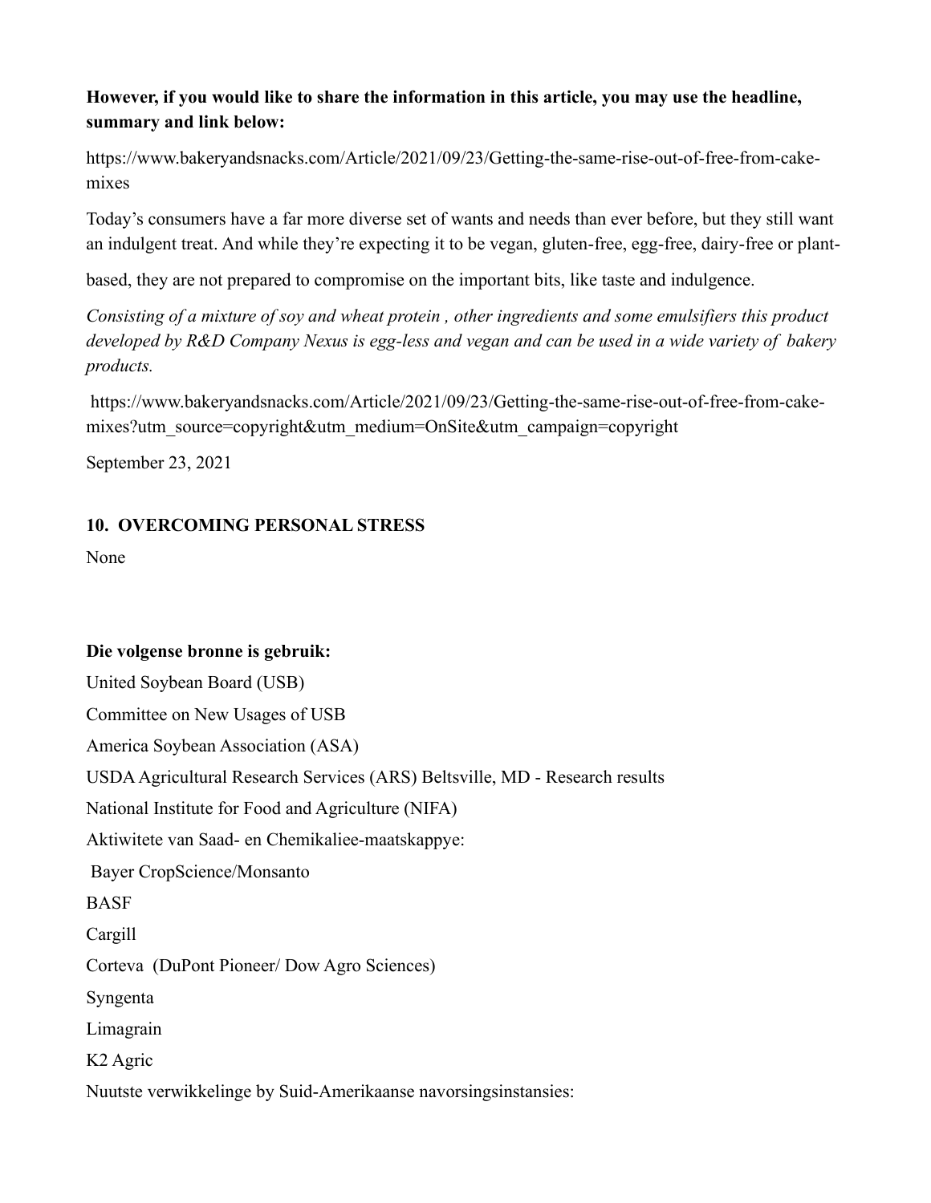**However, if you would like to share the information in this article, you may use the headline, summary and link below:**

https://www.bakeryandsnacks.com/Article/2021/09/23/Getting-the-same-rise-out-of-free-from-cake-mixes

Today's consumers have a far more diverse set of wants and needs than ever before, but they still want an indulgent treat. And while they're expecting it to be vegan, gluten-free, egg-free, dairy-free or plant-based, they are not prepared to compromise on the important bits, like taste and indulgence.

*Consisting of a mixture of soy and wheat protein , other ingredients and some emulsifiers this product developed by R&D Company Nexus is egg-less and vegan and can be used in a wide variety of bakery products.*

https://www.bakeryandsnacks.com/Article/2021/09/23/Getting-the-same-rise-out-of-free-from-cake-mixes?utm_source=copyright&utm_medium=OnSite&utm_campaign=copyright

September 23, 2021

## 10. OVERCOMING PERSONAL STRESS

None

**Die volgense bronne is gebruik:**

United Soybean Board (USB)

Committee on New Usages of USB

America Soybean Association (ASA)

USDA Agricultural Research Services (ARS) Beltsville, MD - Research results

National Institute for Food and Agriculture (NIFA)

Aktiwitete van Saad- en Chemikaliee-maatskappye:

Bayer CropScience/Monsanto

BASF

Cargill

Corteva (DuPont Pioneer/ Dow Agro Sciences)

Syngenta

Limagrain

K2 Agric

Nuutste verwikkelinge by Suid-Amerikaanse navorsingsinstansies: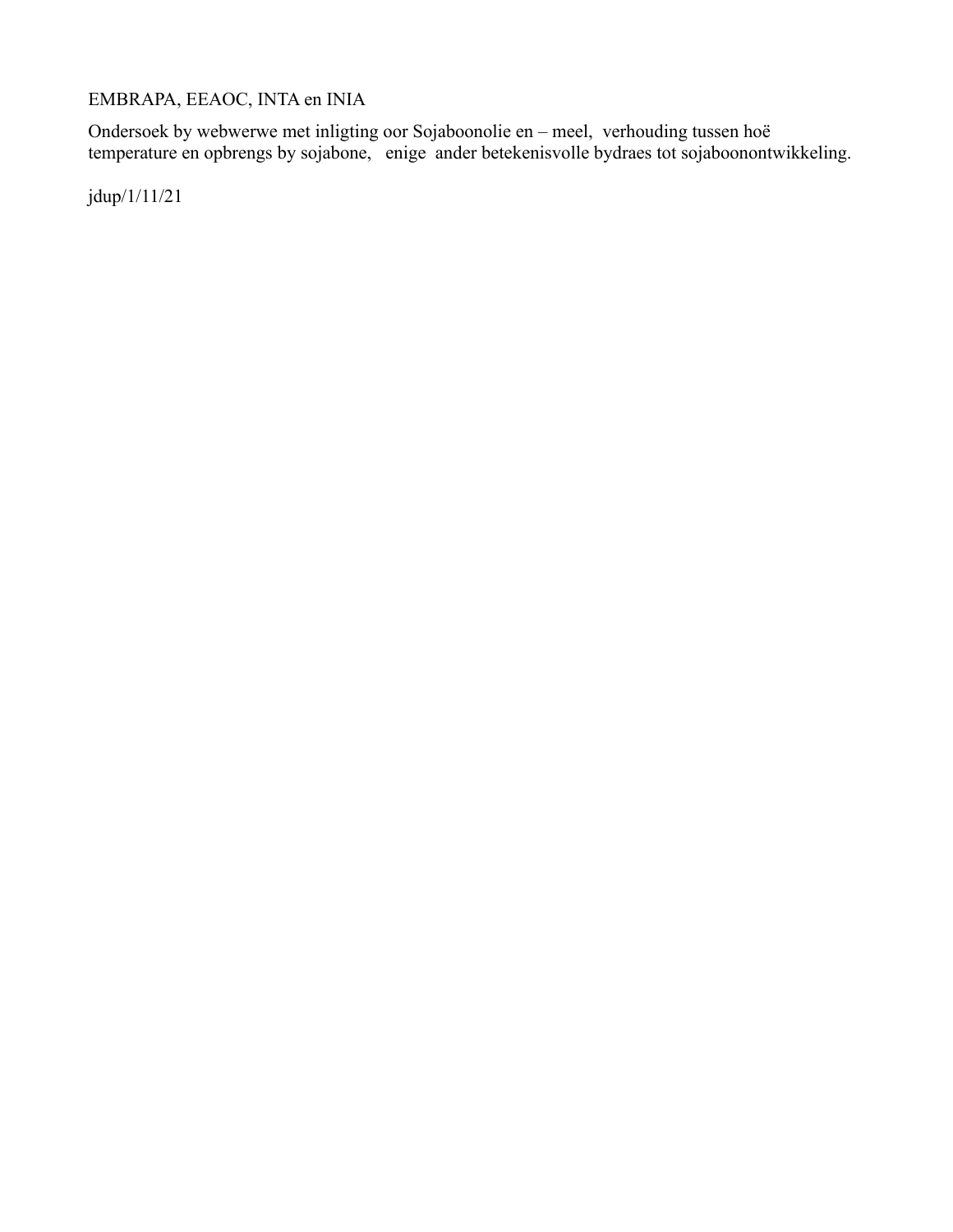EMBRAPA, EEAOC, INTA en INIA

Ondersoek by webwerwe met inligting oor Sojaboonolie en – meel, verhouding tussen hoë temperature en opbrengs by sojabone, enige ander betekenisvolle bydraes tot sojaboonontwikkeling.

jdup/1/11/21